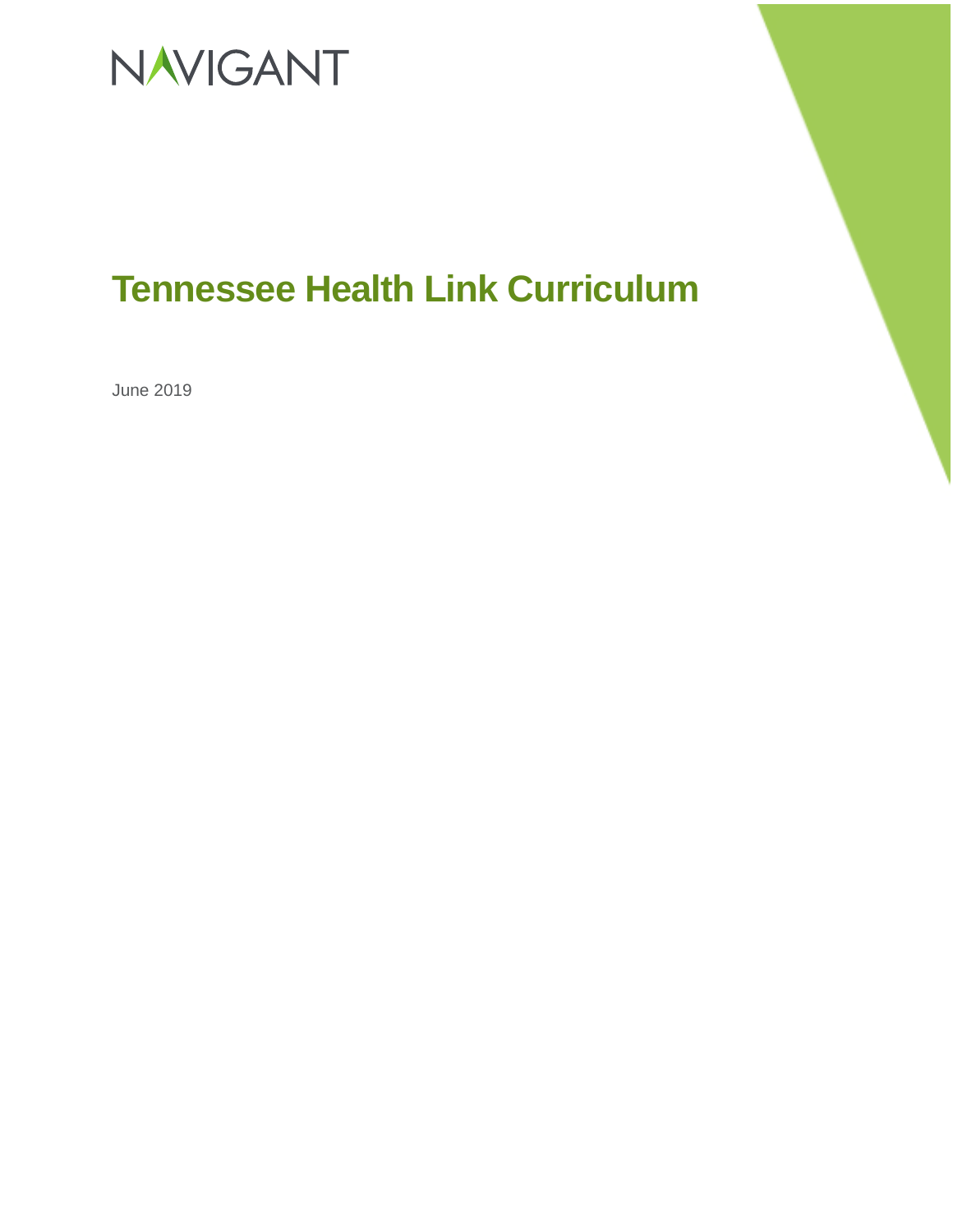NAVIGANT

# Tennessee Health Link Curriculum

June 2019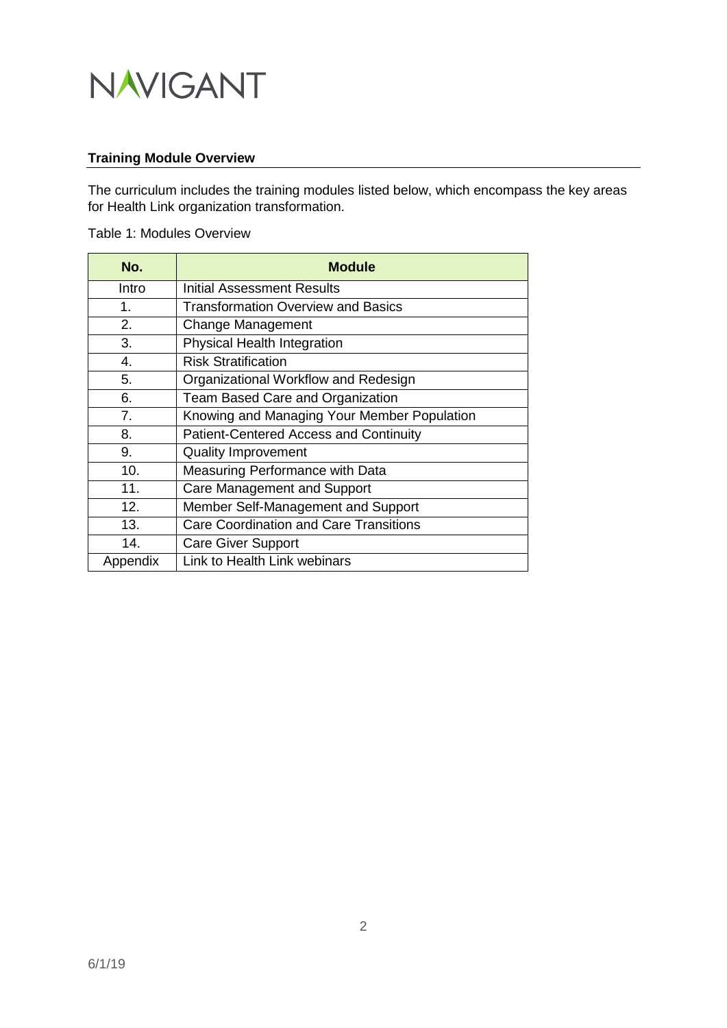## Training Module Overview

The curriculum includes the training modules listed below, which encompass the key areas for Health Link organization transformation.

Table 1: Modules Overview

| No. | Module |
| --- | --- |
| Intro | Initial Assessment Results |
| 1. | Transformation Overview and Basics |
| 2. | Change Management |
| 3. | Physical Health Integration |
| 4. | Risk Stratification |
| 5. | Organizational Workflow and Redesign |
| 6. | Team Based Care and Organization |
| 7. | Knowing and Managing Your Member Population |
| 8. | Patient-Centered Access and Continuity |
| 9. | Quality Improvement |
| 10. | Measuring Performance with Data |
| 11. | Care Management and Support |
| 12. | Member Self-Management and Support |
| 13. | Care Coordination and Care Transitions |
| 14. | Care Giver Support |
| Appendix | Link to Health Link webinars |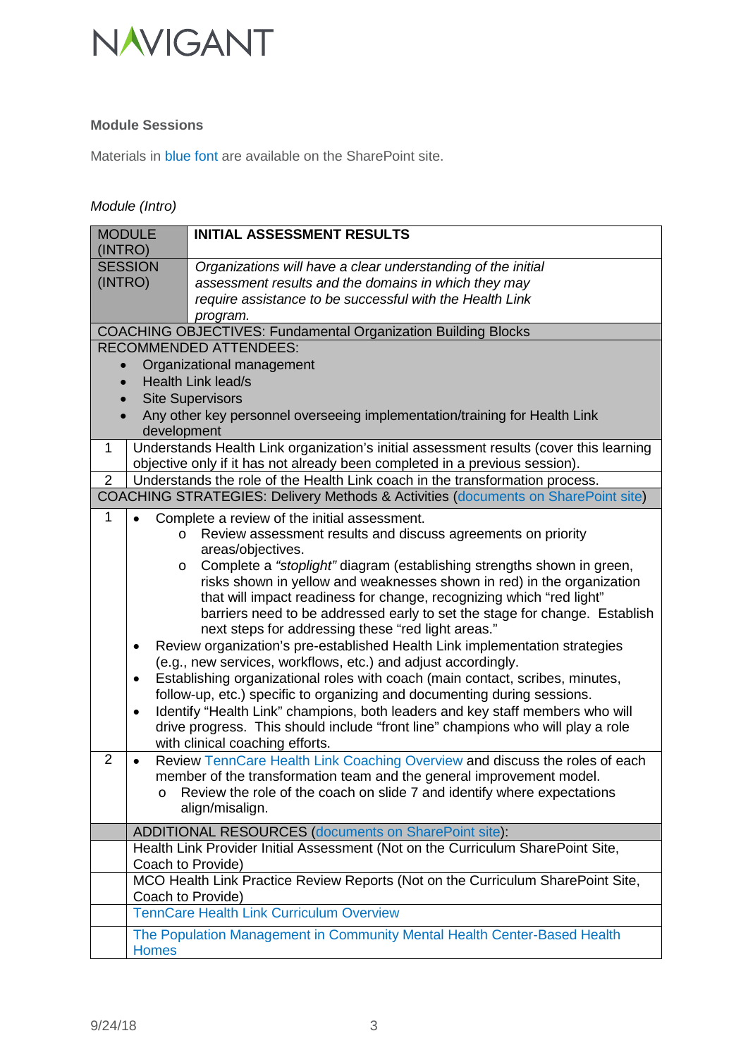**Module Sessions**

Materials in blue font are available on the SharePoint site.

*Module (Intro)*

| MODULE (INTRO) | **INITIAL ASSESSMENT RESULTS** |
|---|---|
| SESSION (INTRO) | *Organizations will have a clear understanding of the initial assessment results and the domains in which they may require assistance to be successful with the Health Link program.* |
| COACHING OBJECTIVES: Fundamental Organization Building Blocks | |
| RECOMMENDED ATTENDEES:<br>• Organizational management<br>• Health Link lead/s<br>• Site Supervisors<br>• Any other key personnel overseeing implementation/training for Health Link development | |
| 1 | Understands Health Link organization's initial assessment results (cover this learning objective only if it has not already been completed in a previous session). |
| 2 | Understands the role of the Health Link coach in the transformation process. |
| COACHING STRATEGIES: Delivery Methods & Activities (documents on SharePoint site) | |
| 1 | • Complete a review of the initial assessment.<br>&nbsp;&nbsp;&nbsp;&nbsp;o Review assessment results and discuss agreements on priority areas/objectives.<br>&nbsp;&nbsp;&nbsp;&nbsp;o Complete a *"stoplight"* diagram (establishing strengths shown in green, risks shown in yellow and weaknesses shown in red) in the organization that will impact readiness for change, recognizing which "red light" barriers need to be addressed early to set the stage for change. Establish next steps for addressing these "red light areas."<br>• Review organization's pre-established Health Link implementation strategies (e.g., new services, workflows, etc.) and adjust accordingly.<br>• Establishing organizational roles with coach (main contact, scribes, minutes, follow-up, etc.) specific to organizing and documenting during sessions.<br>• Identify "Health Link" champions, both leaders and key staff members who will drive progress. This should include "front line" champions who will play a role with clinical coaching efforts. |
| 2 | • Review TennCare Health Link Coaching Overview and discuss the roles of each member of the transformation team and the general improvement model.<br>&nbsp;&nbsp;&nbsp;&nbsp;o Review the role of the coach on slide 7 and identify where expectations align/misalign. |
| | ADDITIONAL RESOURCES (documents on SharePoint site): |
| | Health Link Provider Initial Assessment (Not on the Curriculum SharePoint Site, Coach to Provide) |
| | MCO Health Link Practice Review Reports (Not on the Curriculum SharePoint Site, Coach to Provide) |
| | TennCare Health Link Curriculum Overview |
| | The Population Management in Community Mental Health Center-Based Health Homes |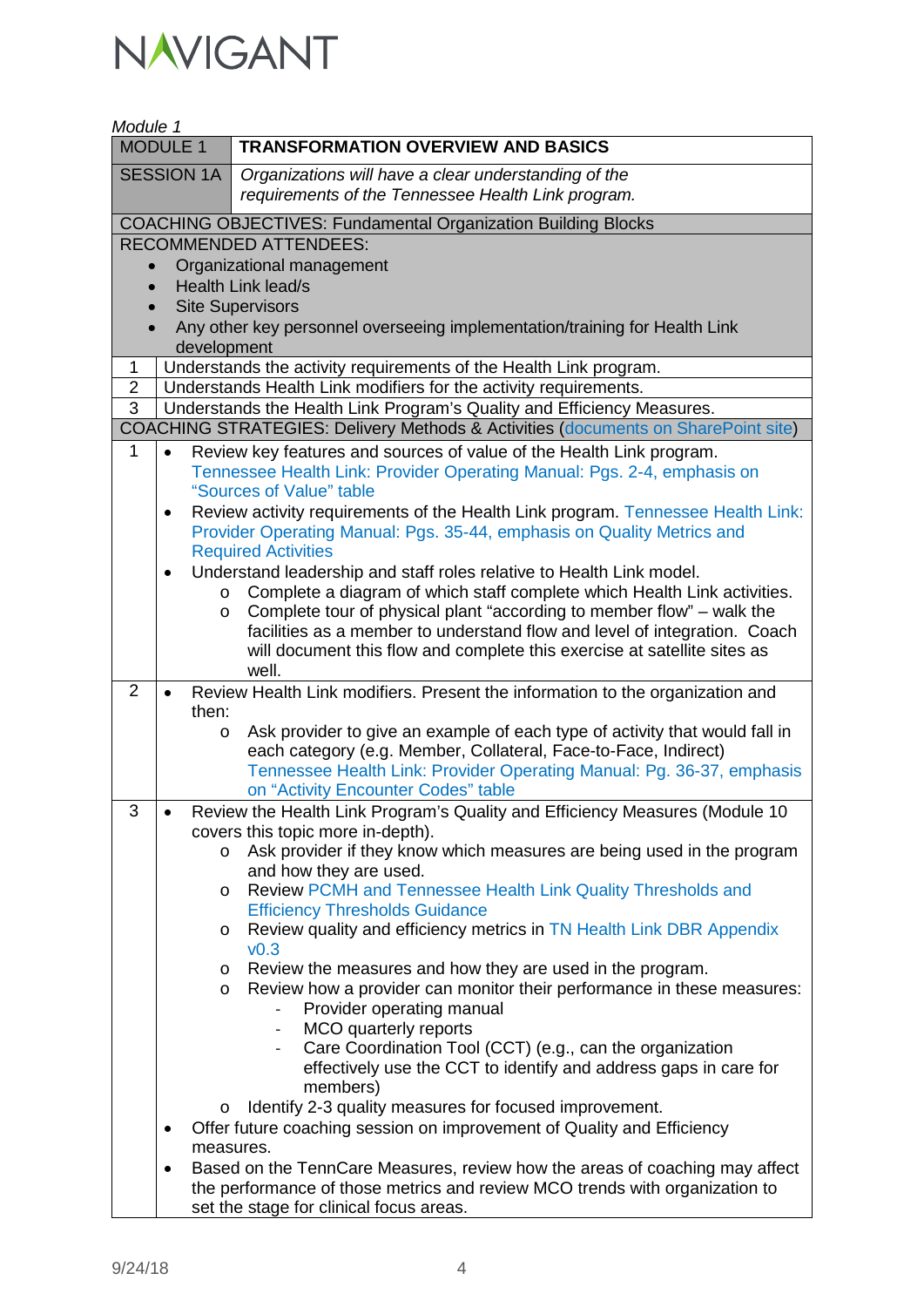*Module 1*

| MODULE 1 | **TRANSFORMATION OVERVIEW AND BASICS** |
|---|---|
| SESSION 1A | *Organizations will have a clear understanding of the requirements of the Tennessee Health Link program.* |
| COACHING OBJECTIVES: Fundamental Organization Building Blocks | |
| RECOMMENDED ATTENDEES:<br>• Organizational management<br>• Health Link lead/s<br>• Site Supervisors<br>• Any other key personnel overseeing implementation/training for Health Link development | |
| 1 | Understands the activity requirements of the Health Link program. |
| 2 | Understands Health Link modifiers for the activity requirements. |
| 3 | Understands the Health Link Program's Quality and Efficiency Measures. |
| COACHING STRATEGIES: Delivery Methods & Activities (documents on SharePoint site) | |
| 1 | • Review key features and sources of value of the Health Link program. Tennessee Health Link: Provider Operating Manual: Pgs. 2-4, emphasis on "Sources of Value" table<br>• Review activity requirements of the Health Link program. Tennessee Health Link: Provider Operating Manual: Pgs. 35-44, emphasis on Quality Metrics and Required Activities<br>• Understand leadership and staff roles relative to Health Link model.<br>  o Complete a diagram of which staff complete which Health Link activities.<br>  o Complete tour of physical plant "according to member flow" – walk the facilities as a member to understand flow and level of integration. Coach will document this flow and complete this exercise at satellite sites as well. |
| 2 | • Review Health Link modifiers. Present the information to the organization and then:<br>  o Ask provider to give an example of each type of activity that would fall in each category (e.g. Member, Collateral, Face-to-Face, Indirect) Tennessee Health Link: Provider Operating Manual: Pg. 36-37, emphasis on "Activity Encounter Codes" table |
| 3 | • Review the Health Link Program's Quality and Efficiency Measures (Module 10 covers this topic more in-depth).<br>  o Ask provider if they know which measures are being used in the program and how they are used.<br>  o Review PCMH and Tennessee Health Link Quality Thresholds and Efficiency Thresholds Guidance<br>  o Review quality and efficiency metrics in TN Health Link DBR Appendix v0.3<br>  o Review the measures and how they are used in the program.<br>  o Review how a provider can monitor their performance in these measures:<br>    - Provider operating manual<br>    - MCO quarterly reports<br>    - Care Coordination Tool (CCT) (e.g., can the organization effectively use the CCT to identify and address gaps in care for members)<br>  o Identify 2-3 quality measures for focused improvement.<br>• Offer future coaching session on improvement of Quality and Efficiency measures.<br>• Based on the TennCare Measures, review how the areas of coaching may affect the performance of those metrics and review MCO trends with organization to set the stage for clinical focus areas. |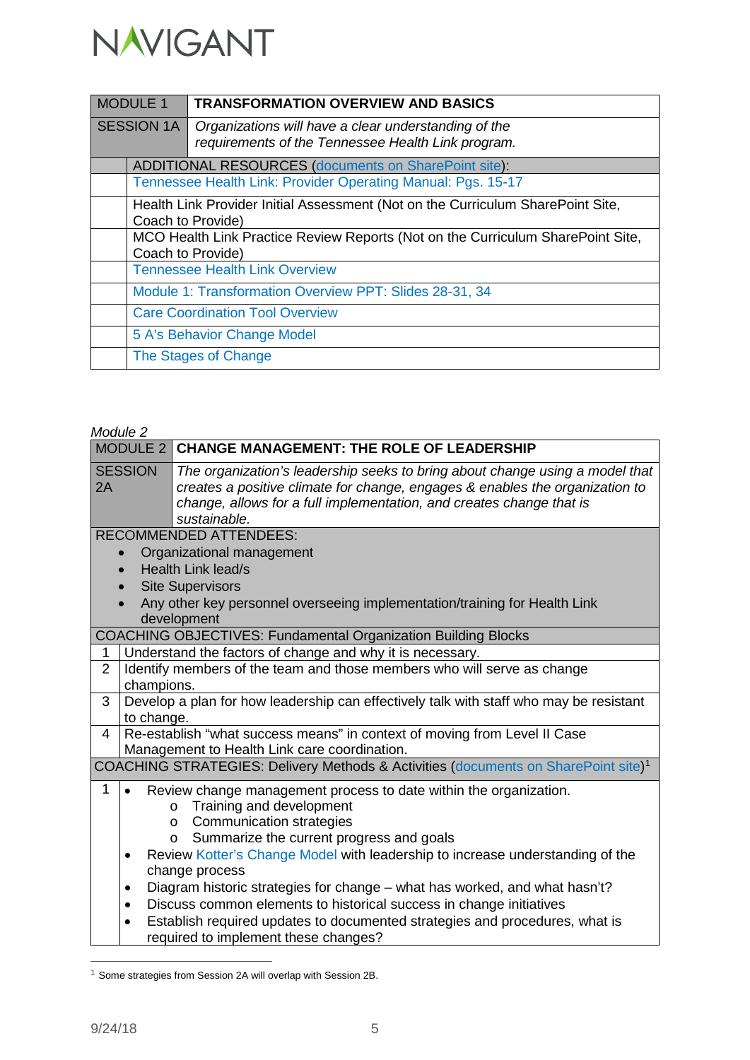| MODULE 1 | TRANSFORMATION OVERVIEW AND BASICS |
|---|---|
| SESSION 1A | *Organizations will have a clear understanding of the requirements of the Tennessee Health Link program.* |
| | ADDITIONAL RESOURCES (documents on SharePoint site): |
| | Tennessee Health Link: Provider Operating Manual: Pgs. 15-17 |
| | Health Link Provider Initial Assessment (Not on the Curriculum SharePoint Site, Coach to Provide) |
| | MCO Health Link Practice Review Reports (Not on the Curriculum SharePoint Site, Coach to Provide) |
| | Tennessee Health Link Overview |
| | Module 1: Transformation Overview PPT: Slides 28-31, 34 |
| | Care Coordination Tool Overview |
| | 5 A's Behavior Change Model |
| | The Stages of Change |

*Module 2*

| MODULE 2 | CHANGE MANAGEMENT: THE ROLE OF LEADERSHIP |
|---|---|
| SESSION 2A | *The organization's leadership seeks to bring about change using a model that creates a positive climate for change, engages & enables the organization to change, allows for a full implementation, and creates change that is sustainable.* |
| RECOMMENDED ATTENDEES:<br>• Organizational management<br>• Health Link lead/s<br>• Site Supervisors<br>• Any other key personnel overseeing implementation/training for Health Link development | |
| COACHING OBJECTIVES: Fundamental Organization Building Blocks | |
| 1 | Understand the factors of change and why it is necessary. |
| 2 | Identify members of the team and those members who will serve as change champions. |
| 3 | Develop a plan for how leadership can effectively talk with staff who may be resistant to change. |
| 4 | Re-establish "what success means" in context of moving from Level II Case Management to Health Link care coordination. |
| COACHING STRATEGIES: Delivery Methods & Activities (documents on SharePoint site)[1] | |
| 1 | • Review change management process to date within the organization.<br>&nbsp;&nbsp;&nbsp;&nbsp;o Training and development<br>&nbsp;&nbsp;&nbsp;&nbsp;o Communication strategies<br>&nbsp;&nbsp;&nbsp;&nbsp;o Summarize the current progress and goals<br>• Review Kotter's Change Model with leadership to increase understanding of the change process<br>• Diagram historic strategies for change – what has worked, and what hasn't?<br>• Discuss common elements to historical success in change initiatives<br>• Establish required updates to documented strategies and procedures, what is required to implement these changes? |

[1] Some strategies from Session 2A will overlap with Session 2B.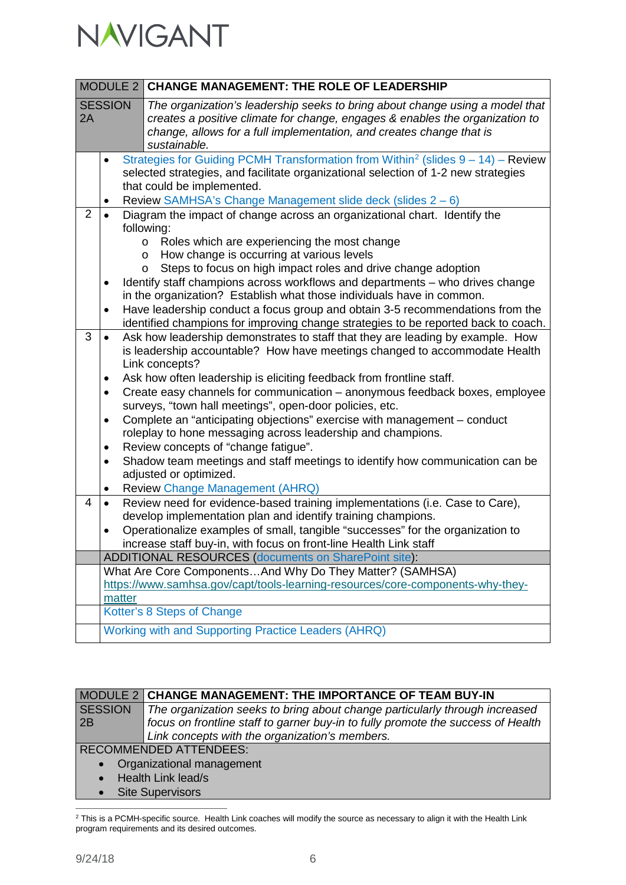| MODULE 2 | CHANGE MANAGEMENT: THE ROLE OF LEADERSHIP |
|---|---|
| SESSION 2A | *The organization's leadership seeks to bring about change using a model that creates a positive climate for change, engages & enables the organization to change, allows for a full implementation, and creates change that is sustainable.* |
| | • Strategies for Guiding PCMH Transformation from Within[2] (slides 9 – 14) – Review selected strategies, and facilitate organizational selection of 1-2 new strategies that could be implemented.<br>• Review SAMHSA's Change Management slide deck (slides 2 – 6) |
| 2 | • Diagram the impact of change across an organizational chart. Identify the following:<br>  o Roles which are experiencing the most change<br>  o How change is occurring at various levels<br>  o Steps to focus on high impact roles and drive change adoption<br>• Identify staff champions across workflows and departments – who drives change in the organization? Establish what those individuals have in common.<br>• Have leadership conduct a focus group and obtain 3-5 recommendations from the identified champions for improving change strategies to be reported back to coach. |
| 3 | • Ask how leadership demonstrates to staff that they are leading by example. How is leadership accountable? How have meetings changed to accommodate Health Link concepts?<br>• Ask how often leadership is eliciting feedback from frontline staff.<br>• Create easy channels for communication – anonymous feedback boxes, employee surveys, "town hall meetings", open-door policies, etc.<br>• Complete an "anticipating objections" exercise with management – conduct roleplay to hone messaging across leadership and champions.<br>• Review concepts of "change fatigue".<br>• Shadow team meetings and staff meetings to identify how communication can be adjusted or optimized.<br>• Review Change Management (AHRQ) |
| 4 | • Review need for evidence-based training implementations (i.e. Case to Care), develop implementation plan and identify training champions.<br>• Operationalize examples of small, tangible "successes" for the organization to increase staff buy-in, with focus on front-line Health Link staff |
| | ADDITIONAL RESOURCES (documents on SharePoint site): |
| | What Are Core Components…And Why Do They Matter? (SAMHSA) https://www.samhsa.gov/capt/tools-learning-resources/core-components-why-they-matter |
| | Kotter's 8 Steps of Change |
| | Working with and Supporting Practice Leaders (AHRQ) |

| MODULE 2 | CHANGE MANAGEMENT: THE IMPORTANCE OF TEAM BUY-IN |
|---|---|
| SESSION 2B | *The organization seeks to bring about change particularly through increased focus on frontline staff to garner buy-in to fully promote the success of Health Link concepts with the organization's members.* |
| RECOMMENDED ATTENDEES:<br>• Organizational management<br>• Health Link lead/s<br>• Site Supervisors | |

[2] This is a PCMH-specific source. Health Link coaches will modify the source as necessary to align it with the Health Link program requirements and its desired outcomes.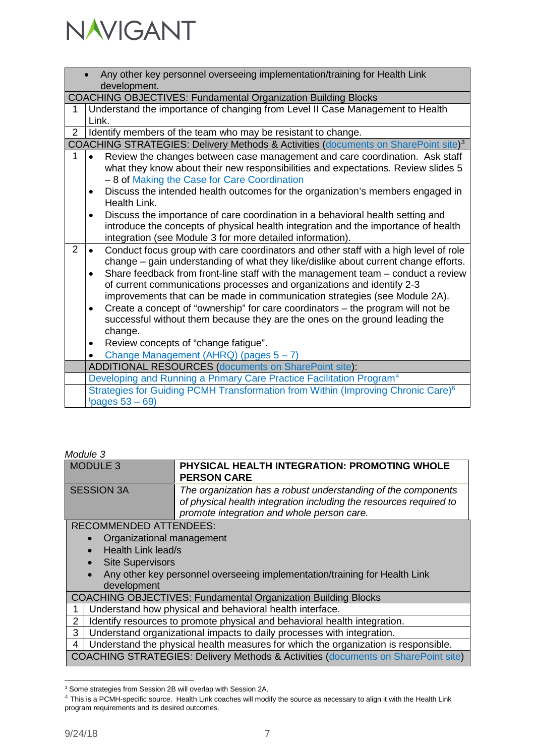| | |
|---|---|
| | • Any other key personnel overseeing implementation/training for Health Link development. |
| COACHING OBJECTIVES: Fundamental Organization Building Blocks | |
| 1 | Understand the importance of changing from Level II Case Management to Health Link. |
| 2 | Identify members of the team who may be resistant to change. |
| COACHING STRATEGIES: Delivery Methods & Activities (documents on SharePoint site)[3] | |
| 1 | • Review the changes between case management and care coordination. Ask staff what they know about their new responsibilities and expectations. Review slides 5 – 8 of Making the Case for Care Coordination<br>• Discuss the intended health outcomes for the organization's members engaged in Health Link.<br>• Discuss the importance of care coordination in a behavioral health setting and introduce the concepts of physical health integration and the importance of health integration (see Module 3 for more detailed information). |
| 2 | • Conduct focus group with care coordinators and other staff with a high level of role change – gain understanding of what they like/dislike about current change efforts.<br>• Share feedback from front-line staff with the management team – conduct a review of current communications processes and organizations and identify 2-3 improvements that can be made in communication strategies (see Module 2A).<br>• Create a concept of "ownership" for care coordinators – the program will not be successful without them because they are the ones on the ground leading the change.<br>• Review concepts of "change fatigue".<br>• Change Management (AHRQ) (pages 5 – 7) |
| | ADDITIONAL RESOURCES (documents on SharePoint site): |
| | Developing and Running a Primary Care Practice Facilitation Program[4] |
| | Strategies for Guiding PCMH Transformation from Within (Improving Chronic Care)[6] (pages 53 – 69) |

*Module 3*

| MODULE 3 | **PHYSICAL HEALTH INTEGRATION: PROMOTING WHOLE PERSON CARE** |
|---|---|
| SESSION 3A | *The organization has a robust understanding of the components of physical health integration including the resources required to promote integration and whole person care.* |
| RECOMMENDED ATTENDEES:<br>• Organizational management<br>• Health Link lead/s<br>• Site Supervisors<br>• Any other key personnel overseeing implementation/training for Health Link development | |
| COACHING OBJECTIVES: Fundamental Organization Building Blocks | |
| 1 | Understand how physical and behavioral health interface. |
| 2 | Identify resources to promote physical and behavioral health integration. |
| 3 | Understand organizational impacts to daily processes with integration. |
| 4 | Understand the physical health measures for which the organization is responsible. |
| COACHING STRATEGIES: Delivery Methods & Activities (documents on SharePoint site) | |

[3] Some strategies from Session 2B will overlap with Session 2A.

[4] This is a PCMH-specific source. Health Link coaches will modify the source as necessary to align it with the Health Link program requirements and its desired outcomes.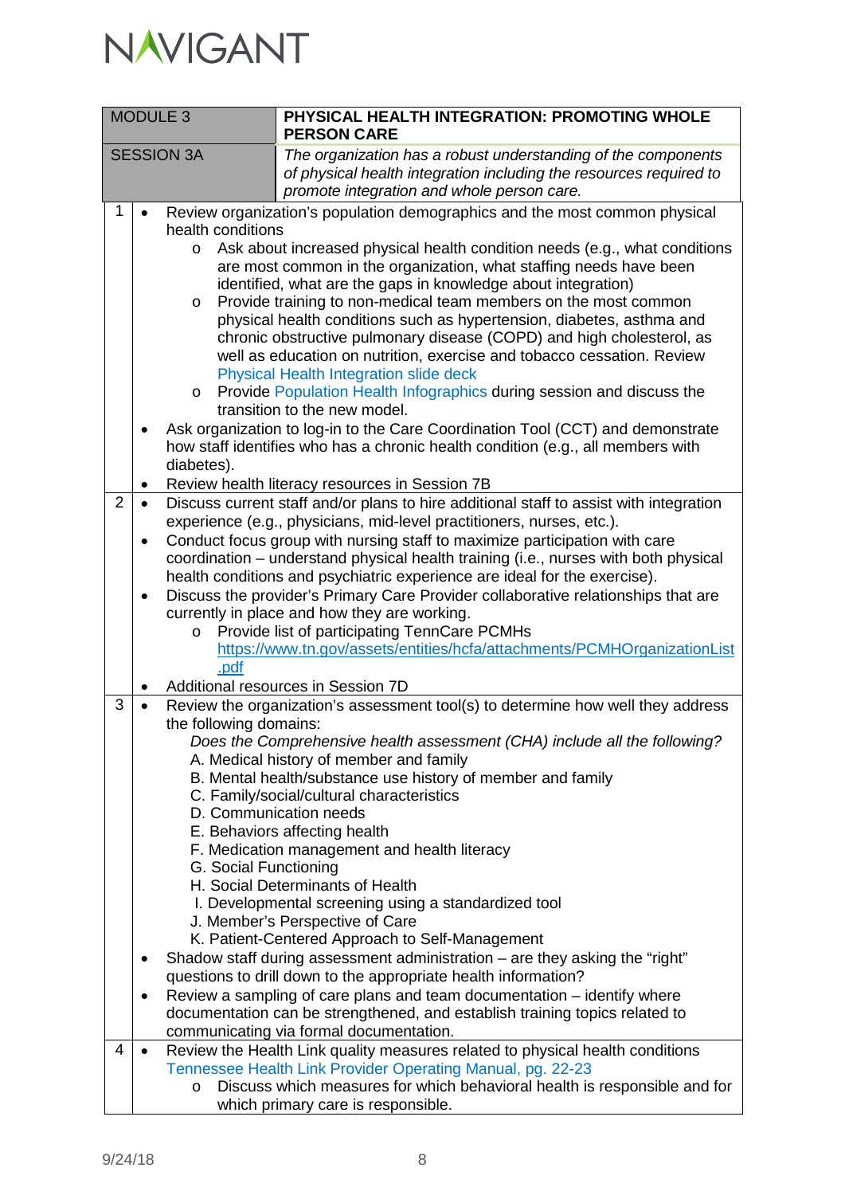| MODULE 3 | **PHYSICAL HEALTH INTEGRATION: PROMOTING WHOLE PERSON CARE** |
|---|---|
| SESSION 3A | *The organization has a robust understanding of the components of physical health integration including the resources required to promote integration and whole person care.* |

| | |
|---|---|
| 1 | • Review organization's population demographics and the most common physical health conditions<br>  o Ask about increased physical health condition needs (e.g., what conditions are most common in the organization, what staffing needs have been identified, what are the gaps in knowledge about integration)<br>  o Provide training to non-medical team members on the most common physical health conditions such as hypertension, diabetes, asthma and chronic obstructive pulmonary disease (COPD) and high cholesterol, as well as education on nutrition, exercise and tobacco cessation. Review Physical Health Integration slide deck<br>  o Provide Population Health Infographics during session and discuss the transition to the new model.<br>• Ask organization to log-in to the Care Coordination Tool (CCT) and demonstrate how staff identifies who has a chronic health condition (e.g., all members with diabetes).<br>• Review health literacy resources in Session 7B |
| 2 | • Discuss current staff and/or plans to hire additional staff to assist with integration experience (e.g., physicians, mid-level practitioners, nurses, etc.).<br>• Conduct focus group with nursing staff to maximize participation with care coordination – understand physical health training (i.e., nurses with both physical health conditions and psychiatric experience are ideal for the exercise).<br>• Discuss the provider's Primary Care Provider collaborative relationships that are currently in place and how they are working.<br>  o Provide list of participating TennCare PCMHs https://www.tn.gov/assets/entities/hcfa/attachments/PCMHOrganizationList.pdf<br>• Additional resources in Session 7D |
| 3 | • Review the organization's assessment tool(s) to determine how well they address the following domains:<br>*Does the Comprehensive health assessment (CHA) include all the following?*<br>A. Medical history of member and family<br>B. Mental health/substance use history of member and family<br>C. Family/social/cultural characteristics<br>D. Communication needs<br>E. Behaviors affecting health<br>F. Medication management and health literacy<br>G. Social Functioning<br>H. Social Determinants of Health<br>I. Developmental screening using a standardized tool<br>J. Member's Perspective of Care<br>K. Patient-Centered Approach to Self-Management<br>• Shadow staff during assessment administration – are they asking the "right" questions to drill down to the appropriate health information?<br>• Review a sampling of care plans and team documentation – identify where documentation can be strengthened, and establish training topics related to communicating via formal documentation. |
| 4 | • Review the Health Link quality measures related to physical health conditions Tennessee Health Link Provider Operating Manual, pg. 22-23<br>  o Discuss which measures for which behavioral health is responsible and for which primary care is responsible. |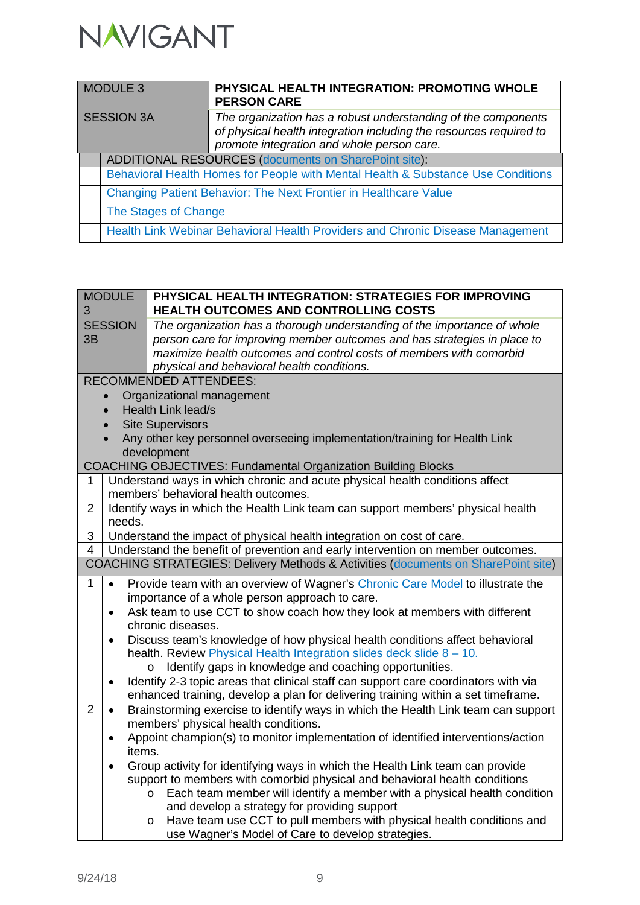| MODULE 3 | **PHYSICAL HEALTH INTEGRATION: PROMOTING WHOLE PERSON CARE** |
|---|---|
| SESSION 3A | *The organization has a robust understanding of the components of physical health integration including the resources required to promote integration and whole person care.* |
| ADDITIONAL RESOURCES (documents on SharePoint site): | |
| Behavioral Health Homes for People with Mental Health & Substance Use Conditions | |
| Changing Patient Behavior: The Next Frontier in Healthcare Value | |
| The Stages of Change | |
| Health Link Webinar Behavioral Health Providers and Chronic Disease Management | |

| MODULE 3 | **PHYSICAL HEALTH INTEGRATION: STRATEGIES FOR IMPROVING HEALTH OUTCOMES AND CONTROLLING COSTS** |
|---|---|
| SESSION 3B | *The organization has a thorough understanding of the importance of whole person care for improving member outcomes and has strategies in place to maximize health outcomes and control costs of members with comorbid physical and behavioral health conditions.* |
| RECOMMENDED ATTENDEES: <br>• Organizational management <br>• Health Link lead/s <br>• Site Supervisors <br>• Any other key personnel overseeing implementation/training for Health Link development | |
| COACHING OBJECTIVES: Fundamental Organization Building Blocks | |
| 1 | Understand ways in which chronic and acute physical health conditions affect members' behavioral health outcomes. |
| 2 | Identify ways in which the Health Link team can support members' physical health needs. |
| 3 | Understand the impact of physical health integration on cost of care. |
| 4 | Understand the benefit of prevention and early intervention on member outcomes. |
| COACHING STRATEGIES: Delivery Methods & Activities (documents on SharePoint site) | |
| 1 | • Provide team with an overview of Wagner's Chronic Care Model to illustrate the importance of a whole person approach to care. <br>• Ask team to use CCT to show coach how they look at members with different chronic diseases. <br>• Discuss team's knowledge of how physical health conditions affect behavioral health. Review Physical Health Integration slides deck slide 8 – 10. <br>&nbsp;&nbsp;&nbsp;&nbsp;o Identify gaps in knowledge and coaching opportunities. <br>• Identify 2-3 topic areas that clinical staff can support care coordinators with via enhanced training, develop a plan for delivering training within a set timeframe. |
| 2 | • Brainstorming exercise to identify ways in which the Health Link team can support members' physical health conditions. <br>• Appoint champion(s) to monitor implementation of identified interventions/action items. <br>• Group activity for identifying ways in which the Health Link team can provide support to members with comorbid physical and behavioral health conditions <br>&nbsp;&nbsp;&nbsp;&nbsp;o Each team member will identify a member with a physical health condition and develop a strategy for providing support <br>&nbsp;&nbsp;&nbsp;&nbsp;o Have team use CCT to pull members with physical health conditions and use Wagner's Model of Care to develop strategies. |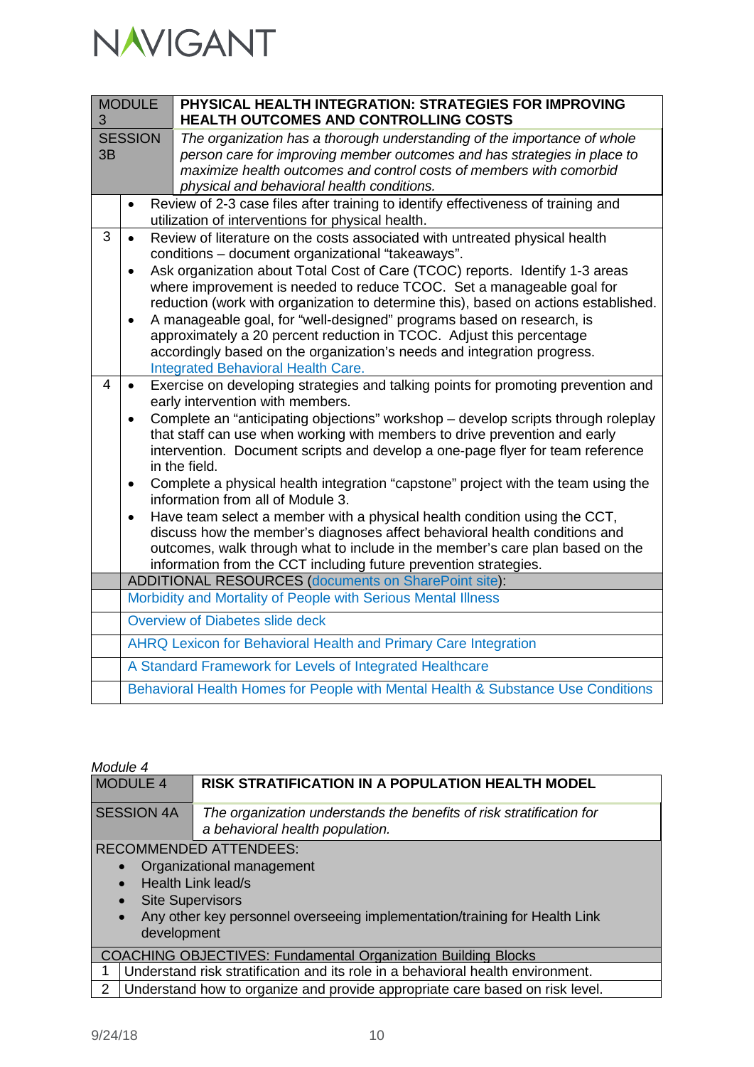| MODULE 3 | PHYSICAL HEALTH INTEGRATION: STRATEGIES FOR IMPROVING HEALTH OUTCOMES AND CONTROLLING COSTS |
|---|---|
| SESSION 3B | *The organization has a thorough understanding of the importance of whole person care for improving member outcomes and has strategies in place to maximize health outcomes and control costs of members with comorbid physical and behavioral health conditions.* |
| | • Review of 2-3 case files after training to identify effectiveness of training and utilization of interventions for physical health. |
| 3 | • Review of literature on the costs associated with untreated physical health conditions – document organizational "takeaways".<br>• Ask organization about Total Cost of Care (TCOC) reports. Identify 1-3 areas where improvement is needed to reduce TCOC. Set a manageable goal for reduction (work with organization to determine this), based on actions established.<br>• A manageable goal, for "well-designed" programs based on research, is approximately a 20 percent reduction in TCOC. Adjust this percentage accordingly based on the organization's needs and integration progress. Integrated Behavioral Health Care. |
| 4 | • Exercise on developing strategies and talking points for promoting prevention and early intervention with members.<br>• Complete an "anticipating objections" workshop – develop scripts through roleplay that staff can use when working with members to drive prevention and early intervention. Document scripts and develop a one-page flyer for team reference in the field.<br>• Complete a physical health integration "capstone" project with the team using the information from all of Module 3.<br>• Have team select a member with a physical health condition using the CCT, discuss how the member's diagnoses affect behavioral health conditions and outcomes, walk through what to include in the member's care plan based on the information from the CCT including future prevention strategies. |
| | ADDITIONAL RESOURCES (documents on SharePoint site): |
| | Morbidity and Mortality of People with Serious Mental Illness |
| | Overview of Diabetes slide deck |
| | AHRQ Lexicon for Behavioral Health and Primary Care Integration |
| | A Standard Framework for Levels of Integrated Healthcare |
| | Behavioral Health Homes for People with Mental Health & Substance Use Conditions |

*Module 4*

| MODULE 4 | RISK STRATIFICATION IN A POPULATION HEALTH MODEL |
|---|---|
| SESSION 4A | *The organization understands the benefits of risk stratification for a behavioral health population.* |
| RECOMMENDED ATTENDEES:<br>• Organizational management<br>• Health Link lead/s<br>• Site Supervisors<br>• Any other key personnel overseeing implementation/training for Health Link development | |
| COACHING OBJECTIVES: Fundamental Organization Building Blocks | |
| 1 | Understand risk stratification and its role in a behavioral health environment. |
| 2 | Understand how to organize and provide appropriate care based on risk level. |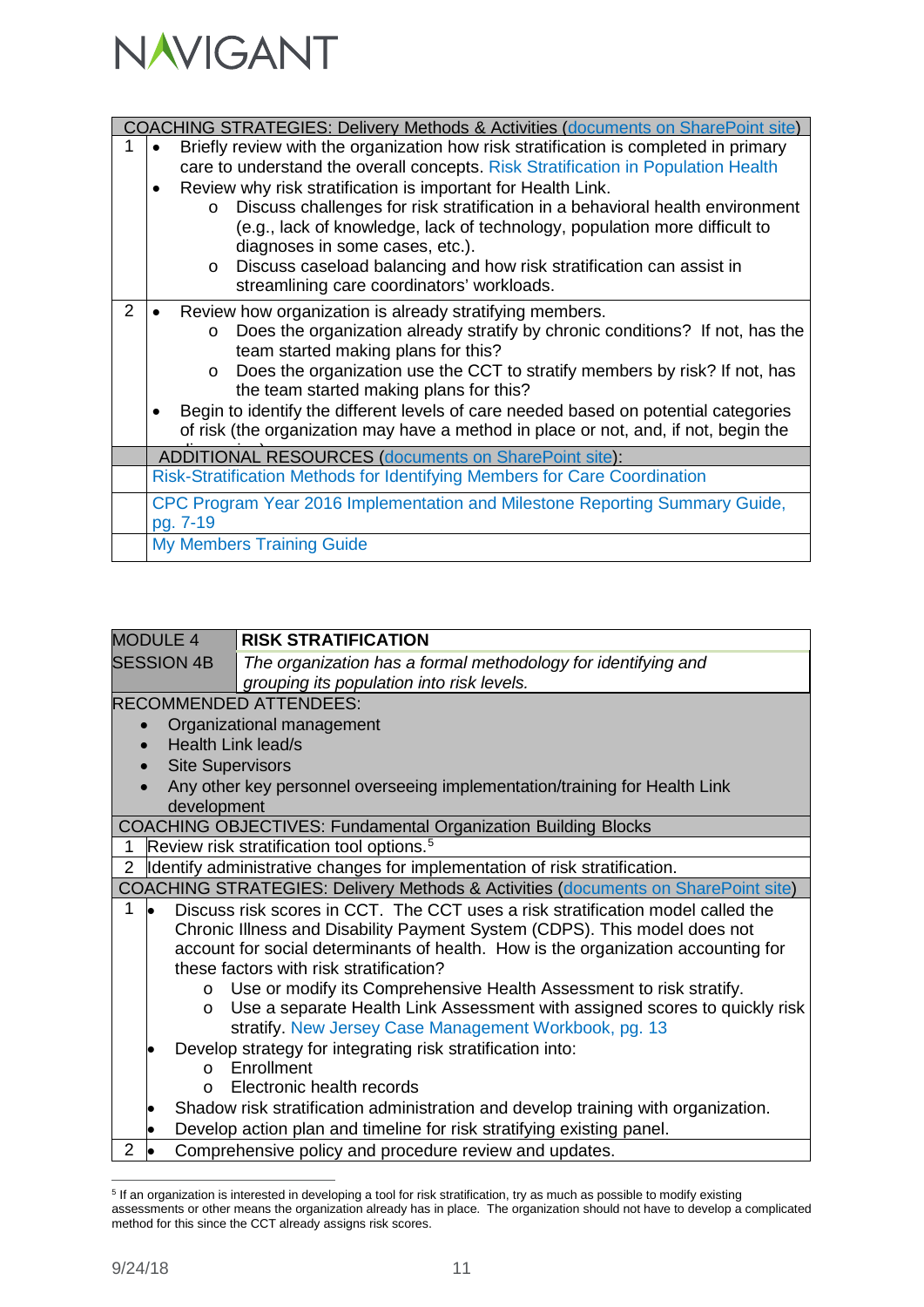| COACHING STRATEGIES: Delivery Methods & Activities (documents on SharePoint site) | |
|---|---|
| 1 | • Briefly review with the organization how risk stratification is completed in primary care to understand the overall concepts. Risk Stratification in Population Health<br>• Review why risk stratification is important for Health Link.<br>  o Discuss challenges for risk stratification in a behavioral health environment (e.g., lack of knowledge, lack of technology, population more difficult to diagnoses in some cases, etc.).<br>  o Discuss caseload balancing and how risk stratification can assist in streamlining care coordinators' workloads. |
| 2 | • Review how organization is already stratifying members.<br>  o Does the organization already stratify by chronic conditions? If not, has the team started making plans for this?<br>  o Does the organization use the CCT to stratify members by risk? If not, has the team started making plans for this?<br>• Begin to identify the different levels of care needed based on potential categories of risk (the organization may have a method in place or not, and, if not, begin the discussion). |
| ADDITIONAL RESOURCES (documents on SharePoint site): | |
| | Risk-Stratification Methods for Identifying Members for Care Coordination |
| | CPC Program Year 2016 Implementation and Milestone Reporting Summary Guide, pg. 7-19 |
| | My Members Training Guide |

| MODULE 4 | RISK STRATIFICATION |
|---|---|
| SESSION 4B | *The organization has a formal methodology for identifying and grouping its population into risk levels.* |
| RECOMMENDED ATTENDEES:<br>• Organizational management<br>• Health Link lead/s<br>• Site Supervisors<br>• Any other key personnel overseeing implementation/training for Health Link development | |
| COACHING OBJECTIVES: Fundamental Organization Building Blocks | |
| 1 | Review risk stratification tool options.[5] |
| 2 | Identify administrative changes for implementation of risk stratification. |
| COACHING STRATEGIES: Delivery Methods & Activities (documents on SharePoint site) | |
| 1 | • Discuss risk scores in CCT. The CCT uses a risk stratification model called the Chronic Illness and Disability Payment System (CDPS). This model does not account for social determinants of health. How is the organization accounting for these factors with risk stratification?<br>  o Use or modify its Comprehensive Health Assessment to risk stratify.<br>  o Use a separate Health Link Assessment with assigned scores to quickly risk stratify. New Jersey Case Management Workbook, pg. 13<br>• Develop strategy for integrating risk stratification into:<br>  o Enrollment<br>  o Electronic health records<br>• Shadow risk stratification administration and develop training with organization.<br>• Develop action plan and timeline for risk stratifying existing panel. |
| 2 | • Comprehensive policy and procedure review and updates. |

[5] If an organization is interested in developing a tool for risk stratification, try as much as possible to modify existing assessments or other means the organization already has in place. The organization should not have to develop a complicated method for this since the CCT already assigns risk scores.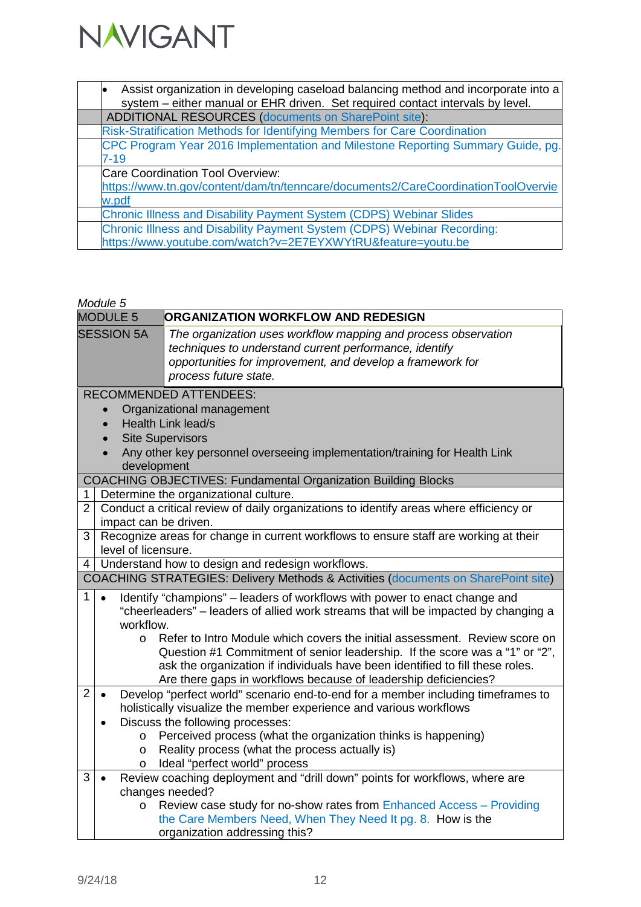| | |
|---|---|
| | • Assist organization in developing caseload balancing method and incorporate into a system – either manual or EHR driven. Set required contact intervals by level. |
| | ADDITIONAL RESOURCES (documents on SharePoint site): |
| | Risk-Stratification Methods for Identifying Members for Care Coordination |
| | CPC Program Year 2016 Implementation and Milestone Reporting Summary Guide, pg. 7-19 |
| | Care Coordination Tool Overview: https://www.tn.gov/content/dam/tn/tenncare/documents2/CareCoordinationToolOverview.pdf |
| | Chronic Illness and Disability Payment System (CDPS) Webinar Slides |
| | Chronic Illness and Disability Payment System (CDPS) Webinar Recording: https://www.youtube.com/watch?v=2E7EYXWYtRU&feature=youtu.be |

*Module 5*

| MODULE 5 | ORGANIZATION WORKFLOW AND REDESIGN |
|---|---|
| SESSION 5A | *The organization uses workflow mapping and process observation techniques to understand current performance, identify opportunities for improvement, and develop a framework for process future state.* |

| | |
|---|---|
| RECOMMENDED ATTENDEES: • Organizational management • Health Link lead/s • Site Supervisors • Any other key personnel overseeing implementation/training for Health Link development | |
| COACHING OBJECTIVES: Fundamental Organization Building Blocks | |
| 1 | Determine the organizational culture. |
| 2 | Conduct a critical review of daily organizations to identify areas where efficiency or impact can be driven. |
| 3 | Recognize areas for change in current workflows to ensure staff are working at their level of licensure. |
| 4 | Understand how to design and redesign workflows. |
| COACHING STRATEGIES: Delivery Methods & Activities (documents on SharePoint site) | |
| 1 | • Identify "champions" – leaders of workflows with power to enact change and "cheerleaders" – leaders of allied work streams that will be impacted by changing a workflow. ◦ Refer to Intro Module which covers the initial assessment. Review score on Question #1 Commitment of senior leadership. If the score was a "1" or "2", ask the organization if individuals have been identified to fill these roles. Are there gaps in workflows because of leadership deficiencies? |
| 2 | • Develop "perfect world" scenario end-to-end for a member including timeframes to holistically visualize the member experience and various workflows • Discuss the following processes: ◦ Perceived process (what the organization thinks is happening) ◦ Reality process (what the process actually is) ◦ Ideal "perfect world" process |
| 3 | • Review coaching deployment and "drill down" points for workflows, where are changes needed? ◦ Review case study for no-show rates from Enhanced Access – Providing the Care Members Need, When They Need It pg. 8. How is the organization addressing this? |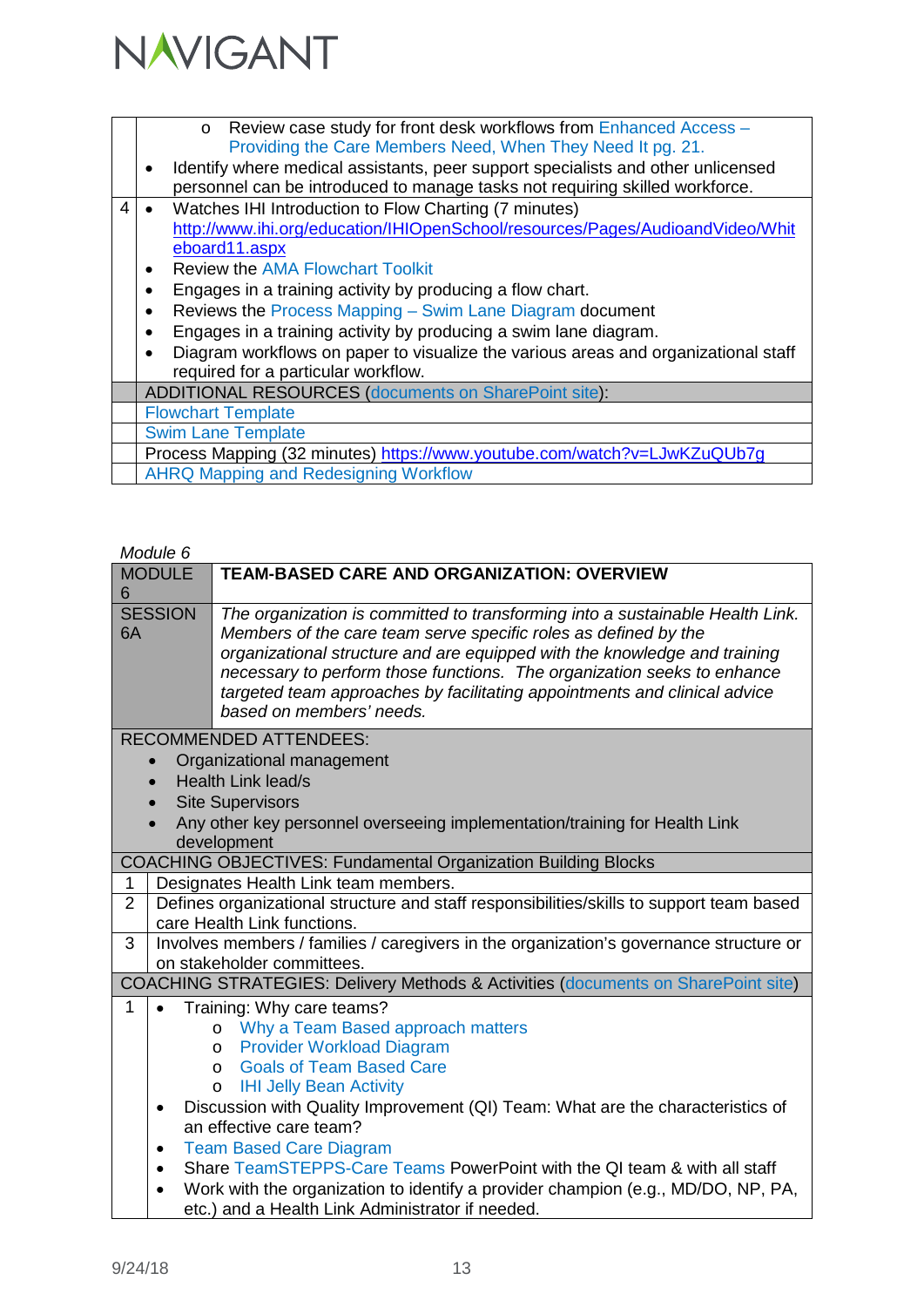| | |
|---|---|
| | ○ Review case study for front desk workflows from Enhanced Access – Providing the Care Members Need, When They Need It pg. 21.<br>• Identify where medical assistants, peer support specialists and other unlicensed personnel can be introduced to manage tasks not requiring skilled workforce. |
| 4 | • Watches IHI Introduction to Flow Charting (7 minutes) http://www.ihi.org/education/IHIOpenSchool/resources/Pages/AudioandVideo/Whiteboard11.aspx<br>• Review the AMA Flowchart Toolkit<br>• Engages in a training activity by producing a flow chart.<br>• Reviews the Process Mapping – Swim Lane Diagram document<br>• Engages in a training activity by producing a swim lane diagram.<br>• Diagram workflows on paper to visualize the various areas and organizational staff required for a particular workflow. |
| | ADDITIONAL RESOURCES (documents on SharePoint site): |
| | Flowchart Template |
| | Swim Lane Template |
| | Process Mapping (32 minutes) https://www.youtube.com/watch?v=LJwKZuQUb7g |
| | AHRQ Mapping and Redesigning Workflow |

*Module 6*

| | |
|---|---|
| MODULE 6 | **TEAM-BASED CARE AND ORGANIZATION: OVERVIEW** |
| SESSION 6A | *The organization is committed to transforming into a sustainable Health Link. Members of the care team serve specific roles as defined by the organizational structure and are equipped with the knowledge and training necessary to perform those functions. The organization seeks to enhance targeted team approaches by facilitating appointments and clinical advice based on members' needs.* |

| | |
|---|---|
| RECOMMENDED ATTENDEES:<br>• Organizational management<br>• Health Link lead/s<br>• Site Supervisors<br>• Any other key personnel overseeing implementation/training for Health Link development | |
| COACHING OBJECTIVES: Fundamental Organization Building Blocks | |
| 1 | Designates Health Link team members. |
| 2 | Defines organizational structure and staff responsibilities/skills to support team based care Health Link functions. |
| 3 | Involves members / families / caregivers in the organization's governance structure or on stakeholder committees. |
| COACHING STRATEGIES: Delivery Methods & Activities (documents on SharePoint site) | |
| 1 | • Training: Why care teams?<br>○ Why a Team Based approach matters<br>○ Provider Workload Diagram<br>○ Goals of Team Based Care<br>○ IHI Jelly Bean Activity<br>• Discussion with Quality Improvement (QI) Team: What are the characteristics of an effective care team?<br>• Team Based Care Diagram<br>• Share TeamSTEPPS-Care Teams PowerPoint with the QI team & with all staff<br>• Work with the organization to identify a provider champion (e.g., MD/DO, NP, PA, etc.) and a Health Link Administrator if needed. |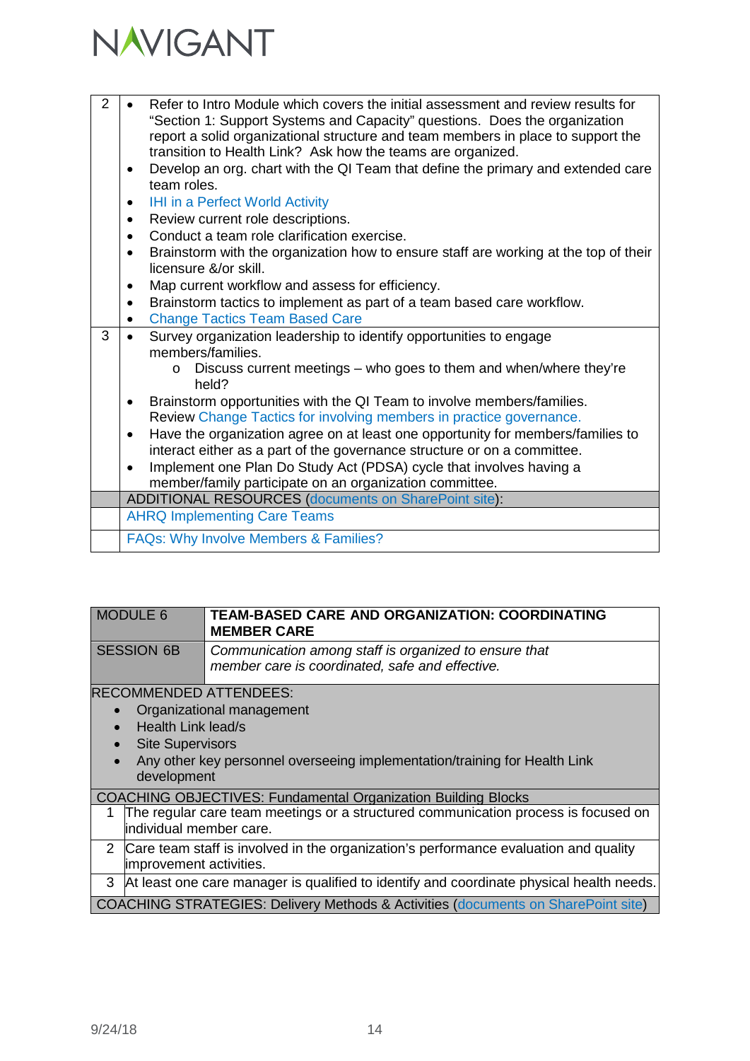| | |
|---|---|
| 2 | • Refer to Intro Module which covers the initial assessment and review results for "Section 1: Support Systems and Capacity" questions. Does the organization report a solid organizational structure and team members in place to support the transition to Health Link? Ask how the teams are organized.<br>• Develop an org. chart with the QI Team that define the primary and extended care team roles.<br>• IHI in a Perfect World Activity<br>• Review current role descriptions.<br>• Conduct a team role clarification exercise.<br>• Brainstorm with the organization how to ensure staff are working at the top of their licensure &/or skill.<br>• Map current workflow and assess for efficiency.<br>• Brainstorm tactics to implement as part of a team based care workflow.<br>• Change Tactics Team Based Care |
| 3 | • Survey organization leadership to identify opportunities to engage members/families.<br>  o Discuss current meetings – who goes to them and when/where they're held?<br>• Brainstorm opportunities with the QI Team to involve members/families. Review Change Tactics for involving members in practice governance.<br>• Have the organization agree on at least one opportunity for members/families to interact either as a part of the governance structure or on a committee.<br>• Implement one Plan Do Study Act (PDSA) cycle that involves having a member/family participate on an organization committee. |
| | ADDITIONAL RESOURCES (documents on SharePoint site): |
| | AHRQ Implementing Care Teams |
| | FAQs: Why Involve Members & Families? |

| MODULE 6 | **TEAM-BASED CARE AND ORGANIZATION: COORDINATING MEMBER CARE** |
|---|---|
| SESSION 6B | *Communication among staff is organized to ensure that member care is coordinated, safe and effective.* |

| | |
|---|---|
| RECOMMENDED ATTENDEES:<br>• Organizational management<br>• Health Link lead/s<br>• Site Supervisors<br>• Any other key personnel overseeing implementation/training for Health Link development | |
| COACHING OBJECTIVES: Fundamental Organization Building Blocks | |
| 1 | The regular care team meetings or a structured communication process is focused on individual member care. |
| 2 | Care team staff is involved in the organization's performance evaluation and quality improvement activities. |
| 3 | At least one care manager is qualified to identify and coordinate physical health needs. |
| COACHING STRATEGIES: Delivery Methods & Activities (documents on SharePoint site) | |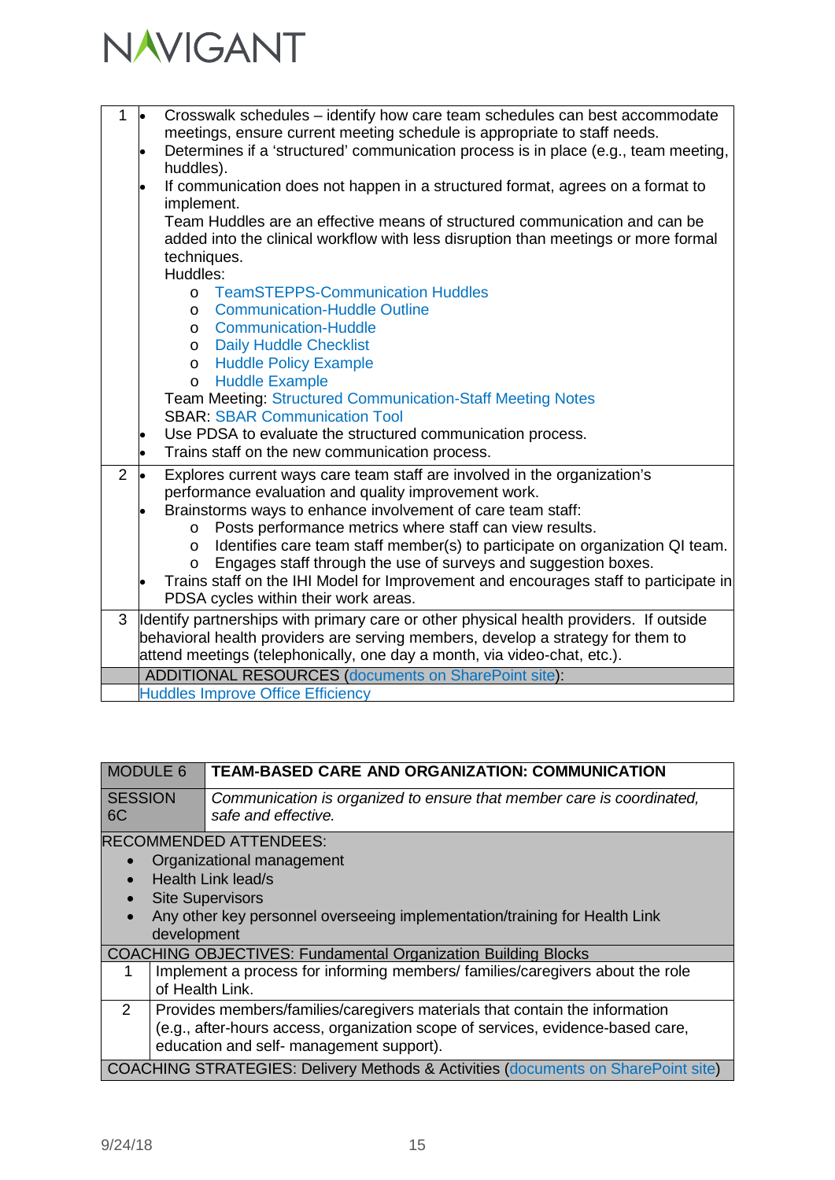| | |
|---|---|
| 1 | • Crosswalk schedules – identify how care team schedules can best accommodate meetings, ensure current meeting schedule is appropriate to staff needs.<br>• Determines if a 'structured' communication process is in place (e.g., team meeting, huddles).<br>• If communication does not happen in a structured format, agrees on a format to implement.<br>Team Huddles are an effective means of structured communication and can be added into the clinical workflow with less disruption than meetings or more formal techniques.<br>Huddles:<br>o TeamSTEPPS-Communication Huddles<br>o Communication-Huddle Outline<br>o Communication-Huddle<br>o Daily Huddle Checklist<br>o Huddle Policy Example<br>o Huddle Example<br>Team Meeting: Structured Communication-Staff Meeting Notes<br>SBAR: SBAR Communication Tool<br>• Use PDSA to evaluate the structured communication process.<br>• Trains staff on the new communication process. |
| 2 | • Explores current ways care team staff are involved in the organization's performance evaluation and quality improvement work.<br>• Brainstorms ways to enhance involvement of care team staff:<br>o Posts performance metrics where staff can view results.<br>o Identifies care team staff member(s) to participate on organization QI team.<br>o Engages staff through the use of surveys and suggestion boxes.<br>• Trains staff on the IHI Model for Improvement and encourages staff to participate in PDSA cycles within their work areas. |
| 3 | Identify partnerships with primary care or other physical health providers. If outside behavioral health providers are serving members, develop a strategy for them to attend meetings (telephonically, one day a month, via video-chat, etc.). |
| | ADDITIONAL RESOURCES (documents on SharePoint site): |
| | Huddles Improve Office Efficiency |

| MODULE 6 | TEAM-BASED CARE AND ORGANIZATION: COMMUNICATION |
|---|---|
| SESSION 6C | *Communication is organized to ensure that member care is coordinated, safe and effective.* |

RECOMMENDED ATTENDEES:

- Organizational management
- Health Link lead/s
- Site Supervisors
- Any other key personnel overseeing implementation/training for Health Link development

| COACHING OBJECTIVES: Fundamental Organization Building Blocks | |
|---|---|
| 1 | Implement a process for informing members/ families/caregivers about the role of Health Link. |
| 2 | Provides members/families/caregivers materials that contain the information (e.g., after-hours access, organization scope of services, evidence-based care, education and self- management support). |

COACHING STRATEGIES: Delivery Methods & Activities (documents on SharePoint site)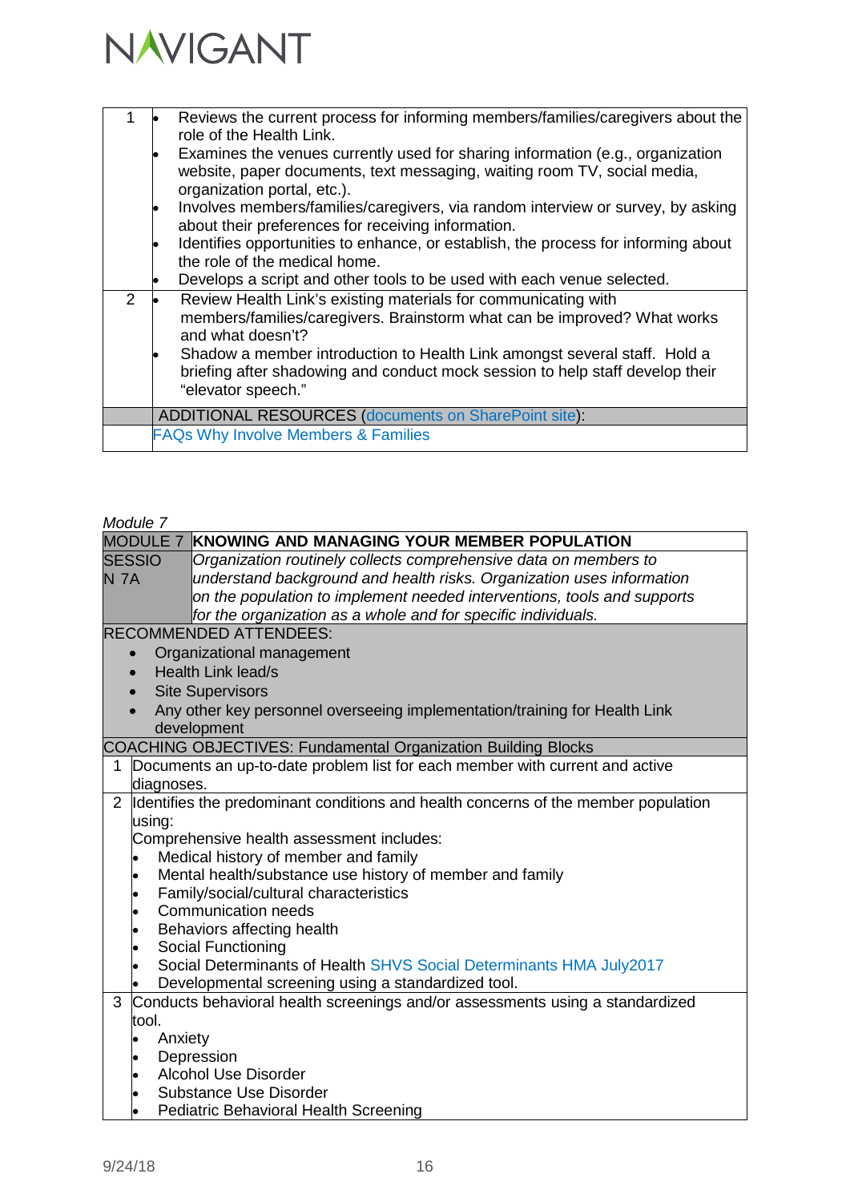| | |
|---|---|
| 1 | • Reviews the current process for informing members/families/caregivers about the role of the Health Link.<br>• Examines the venues currently used for sharing information (e.g., organization website, paper documents, text messaging, waiting room TV, social media, organization portal, etc.).<br>• Involves members/families/caregivers, via random interview or survey, by asking about their preferences for receiving information.<br>• Identifies opportunities to enhance, or establish, the process for informing about the role of the medical home.<br>• Develops a script and other tools to be used with each venue selected. |
| 2 | • Review Health Link's existing materials for communicating with members/families/caregivers. Brainstorm what can be improved? What works and what doesn't?<br>• Shadow a member introduction to Health Link amongst several staff. Hold a briefing after shadowing and conduct mock session to help staff develop their "elevator speech." |
| | ADDITIONAL RESOURCES (documents on SharePoint site): |
| | FAQs Why Involve Members & Families |

*Module 7*

| MODULE 7 | KNOWING AND MANAGING YOUR MEMBER POPULATION |
|---|---|
| SESSION 7A | *Organization routinely collects comprehensive data on members to understand background and health risks. Organization uses information on the population to implement needed interventions, tools and supports for the organization as a whole and for specific individuals.* |
| RECOMMENDED ATTENDEES:<br>• Organizational management<br>• Health Link lead/s<br>• Site Supervisors<br>• Any other key personnel overseeing implementation/training for Health Link development | |
| COACHING OBJECTIVES: Fundamental Organization Building Blocks | |
| 1 | Documents an up-to-date problem list for each member with current and active diagnoses. |
| 2 | Identifies the predominant conditions and health concerns of the member population using:<br>Comprehensive health assessment includes:<br>• Medical history of member and family<br>• Mental health/substance use history of member and family<br>• Family/social/cultural characteristics<br>• Communication needs<br>• Behaviors affecting health<br>• Social Functioning<br>• Social Determinants of Health SHVS Social Determinants HMA July2017<br>• Developmental screening using a standardized tool. |
| 3 | Conducts behavioral health screenings and/or assessments using a standardized tool.<br>• Anxiety<br>• Depression<br>• Alcohol Use Disorder<br>• Substance Use Disorder<br>• Pediatric Behavioral Health Screening |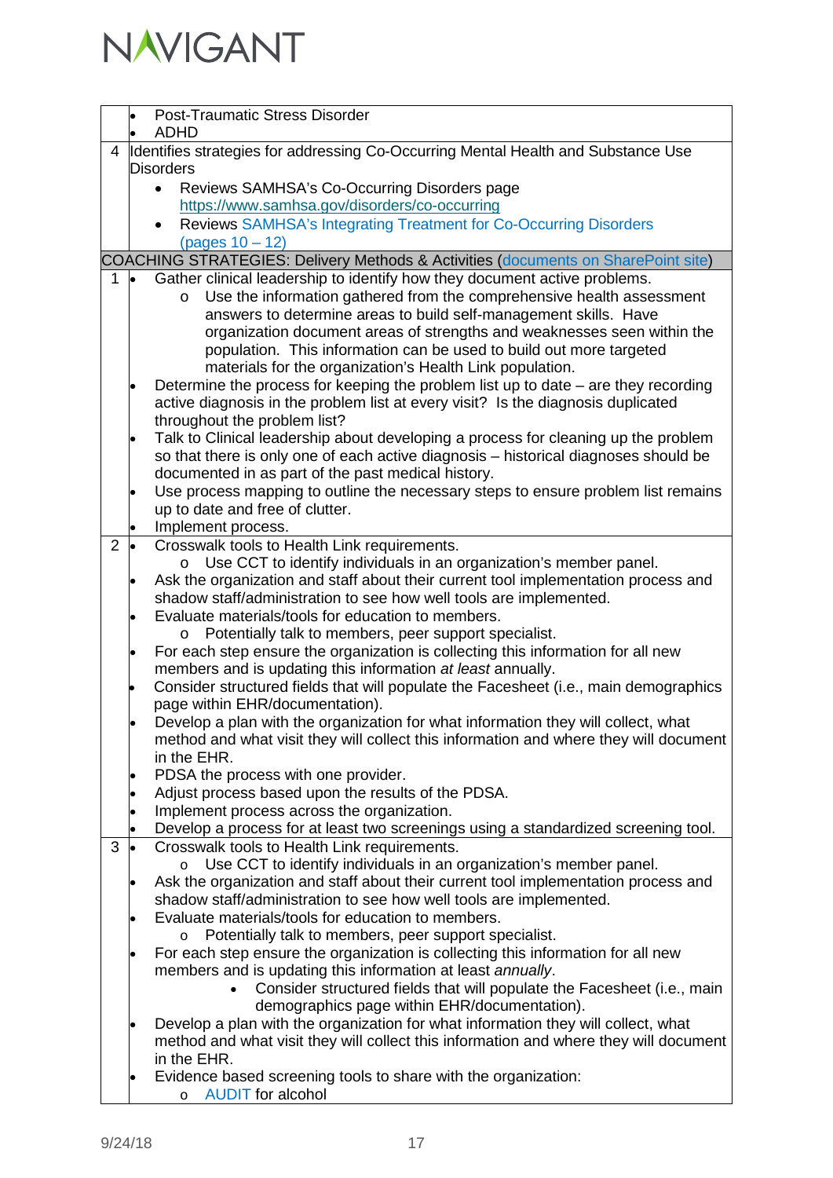| | |
|---|---|
| | • Post-Traumatic Stress Disorder<br>• ADHD |
| 4 | Identifies strategies for addressing Co-Occurring Mental Health and Substance Use Disorders<br>• Reviews SAMHSA's Co-Occurring Disorders page https://www.samhsa.gov/disorders/co-occurring<br>• Reviews SAMHSA's Integrating Treatment for Co-Occurring Disorders (pages 10 – 12) |
| COACHING STRATEGIES: Delivery Methods & Activities (documents on SharePoint site) | |
| 1 | • Gather clinical leadership to identify how they document active problems.<br>  o Use the information gathered from the comprehensive health assessment answers to determine areas to build self-management skills. Have organization document areas of strengths and weaknesses seen within the population. This information can be used to build out more targeted materials for the organization's Health Link population.<br>• Determine the process for keeping the problem list up to date – are they recording active diagnosis in the problem list at every visit? Is the diagnosis duplicated throughout the problem list?<br>• Talk to Clinical leadership about developing a process for cleaning up the problem so that there is only one of each active diagnosis – historical diagnoses should be documented in as part of the past medical history.<br>• Use process mapping to outline the necessary steps to ensure problem list remains up to date and free of clutter.<br>• Implement process. |
| 2 | • Crosswalk tools to Health Link requirements.<br>  o Use CCT to identify individuals in an organization's member panel.<br>• Ask the organization and staff about their current tool implementation process and shadow staff/administration to see how well tools are implemented.<br>• Evaluate materials/tools for education to members.<br>  o Potentially talk to members, peer support specialist.<br>• For each step ensure the organization is collecting this information for all new members and is updating this information *at least* annually.<br>• Consider structured fields that will populate the Facesheet (i.e., main demographics page within EHR/documentation).<br>• Develop a plan with the organization for what information they will collect, what method and what visit they will collect this information and where they will document in the EHR.<br>• PDSA the process with one provider.<br>• Adjust process based upon the results of the PDSA.<br>• Implement process across the organization.<br>• Develop a process for at least two screenings using a standardized screening tool. |
| 3 | • Crosswalk tools to Health Link requirements.<br>  o Use CCT to identify individuals in an organization's member panel.<br>• Ask the organization and staff about their current tool implementation process and shadow staff/administration to see how well tools are implemented.<br>• Evaluate materials/tools for education to members.<br>  o Potentially talk to members, peer support specialist.<br>• For each step ensure the organization is collecting this information for all new members and is updating this information at least *annually*.<br>    • Consider structured fields that will populate the Facesheet (i.e., main demographics page within EHR/documentation).<br>• Develop a plan with the organization for what information they will collect, what method and what visit they will collect this information and where they will document in the EHR.<br>• Evidence based screening tools to share with the organization:<br>  o AUDIT for alcohol |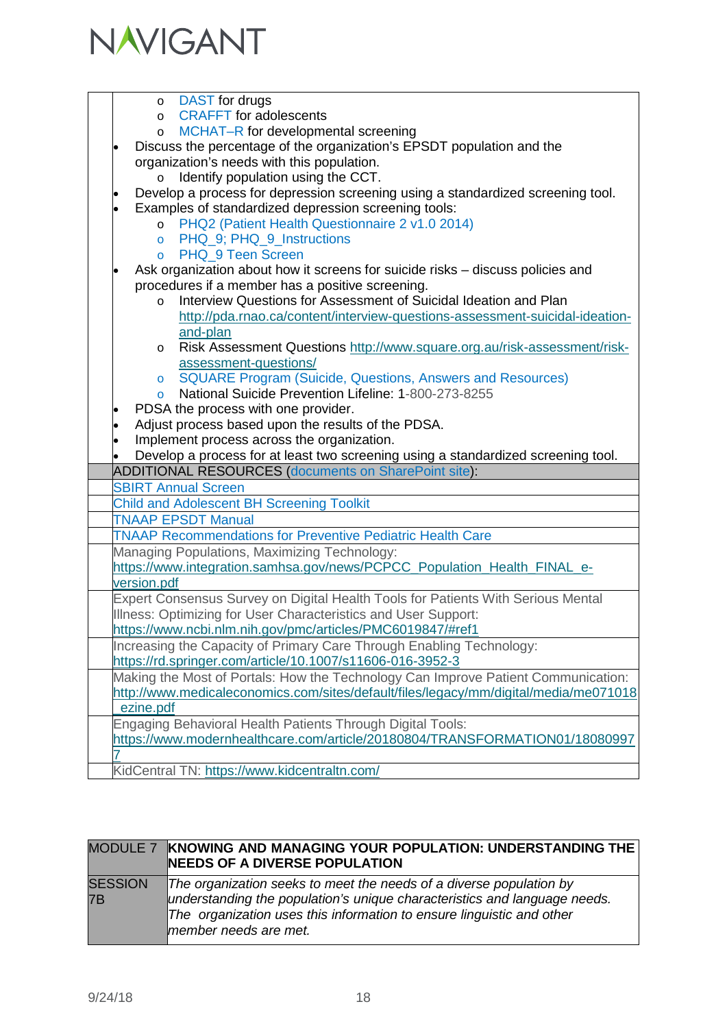| | |
|---|---|
| | - DAST for drugs<br>- CRAFFT for adolescents<br>- MCHAT–R for developmental screening<br><br>- Discuss the percentage of the organization's EPSDT population and the organization's needs with this population.<br>  - Identify population using the CCT.<br>- Develop a process for depression screening using a standardized screening tool.<br>- Examples of standardized depression screening tools:<br>  - PHQ2 (Patient Health Questionnaire 2 v1.0 2014)<br>  - PHQ_9; PHQ_9_Instructions<br>  - PHQ_9 Teen Screen<br>- Ask organization about how it screens for suicide risks – discuss policies and procedures if a member has a positive screening.<br>  - Interview Questions for Assessment of Suicidal Ideation and Plan http://pda.rnao.ca/content/interview-questions-assessment-suicidal-ideation-and-plan<br>  - Risk Assessment Questions http://www.square.org.au/risk-assessment/risk-assessment-questions/<br>  - SQUARE Program (Suicide, Questions, Answers and Resources)<br>  - National Suicide Prevention Lifeline: 1-800-273-8255<br>- PDSA the process with one provider.<br>- Adjust process based upon the results of the PDSA.<br>- Implement process across the organization.<br>- Develop a process for at least two screening using a standardized screening tool. |
| | ADDITIONAL RESOURCES (documents on SharePoint site): |
| | SBIRT Annual Screen |
| | Child and Adolescent BH Screening Toolkit |
| | TNAAP EPSDT Manual |
| | TNAAP Recommendations for Preventive Pediatric Health Care |
| | Managing Populations, Maximizing Technology: https://www.integration.samhsa.gov/news/PCPCC_Population_Health_FINAL_e-version.pdf |
| | Expert Consensus Survey on Digital Health Tools for Patients With Serious Mental Illness: Optimizing for User Characteristics and User Support: https://www.ncbi.nlm.nih.gov/pmc/articles/PMC6019847/#ref1 |
| | Increasing the Capacity of Primary Care Through Enabling Technology: https://rd.springer.com/article/10.1007/s11606-016-3952-3 |
| | Making the Most of Portals: How the Technology Can Improve Patient Communication: http://www.medicaleconomics.com/sites/default/files/legacy/mm/digital/media/me071018_ezine.pdf |
| | Engaging Behavioral Health Patients Through Digital Tools: https://www.modernhealthcare.com/article/20180804/TRANSFORMATION01/180809977 |
| | KidCentral TN: https://www.kidcentraltn.com/ |

| MODULE 7 | **KNOWING AND MANAGING YOUR POPULATION: UNDERSTANDING THE NEEDS OF A DIVERSE POPULATION** |
|---|---|
| SESSION 7B | *The organization seeks to meet the needs of a diverse population by understanding the population's unique characteristics and language needs. The organization uses this information to ensure linguistic and other member needs are met.* |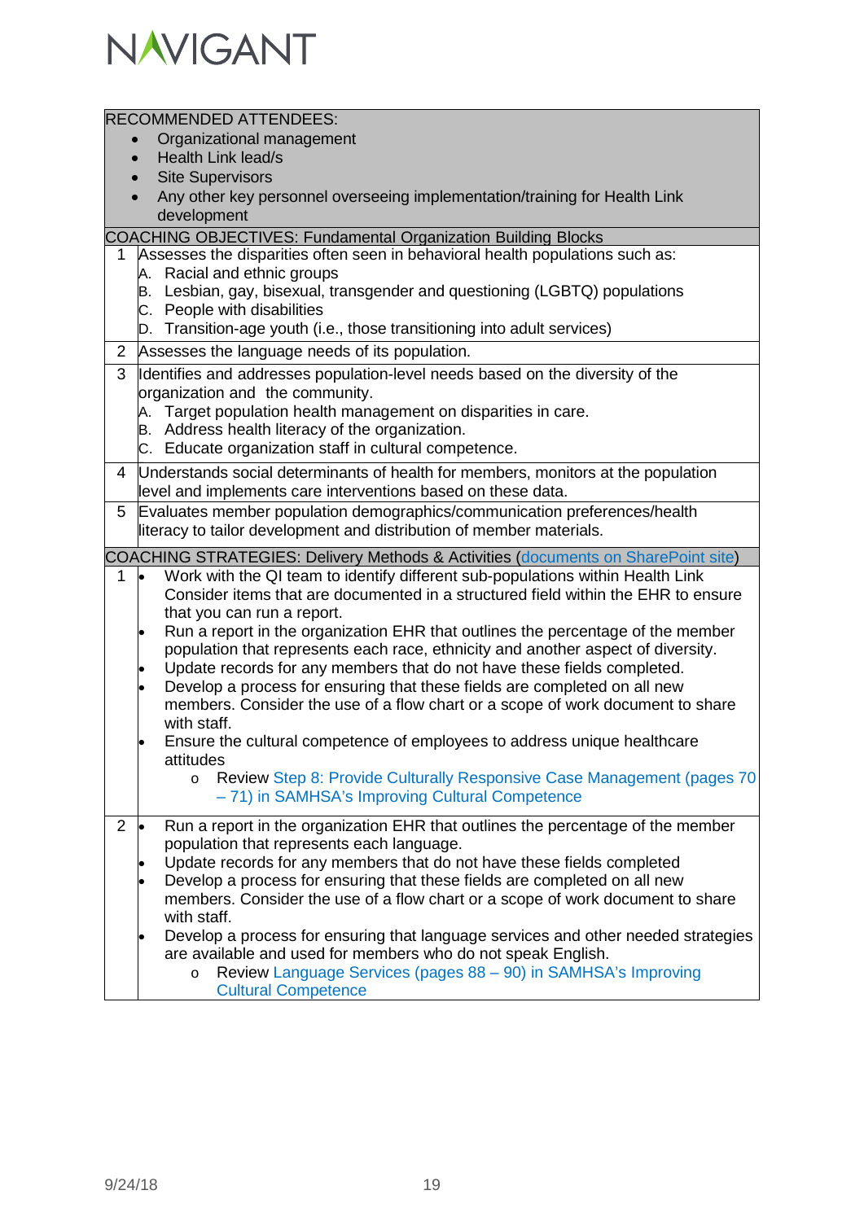| RECOMMENDED ATTENDEES: | |
|---|---|
| <ul><li>Organizational management</li><li>Health Link lead/s</li><li>Site Supervisors</li><li>Any other key personnel overseeing implementation/training for Health Link development</li></ul> | |
| **COACHING OBJECTIVES: Fundamental Organization Building Blocks** | |
| 1 | Assesses the disparities often seen in behavioral health populations such as:<br>A. Racial and ethnic groups<br>B. Lesbian, gay, bisexual, transgender and questioning (LGBTQ) populations<br>C. People with disabilities<br>D. Transition-age youth (i.e., those transitioning into adult services) |
| 2 | Assesses the language needs of its population. |
| 3 | Identifies and addresses population-level needs based on the diversity of the organization and the community.<br>A. Target population health management on disparities in care.<br>B. Address health literacy of the organization.<br>C. Educate organization staff in cultural competence. |
| 4 | Understands social determinants of health for members, monitors at the population level and implements care interventions based on these data. |
| 5 | Evaluates member population demographics/communication preferences/health literacy to tailor development and distribution of member materials. |
| **COACHING STRATEGIES: Delivery Methods & Activities (documents on SharePoint site)** | |
| 1 | <ul><li>Work with the QI team to identify different sub-populations within Health Link Consider items that are documented in a structured field within the EHR to ensure that you can run a report.</li><li>Run a report in the organization EHR that outlines the percentage of the member population that represents each race, ethnicity and another aspect of diversity.</li><li>Update records for any members that do not have these fields completed.</li><li>Develop a process for ensuring that these fields are completed on all new members. Consider the use of a flow chart or a scope of work document to share with staff.</li><li>Ensure the cultural competence of employees to address unique healthcare attitudes<ul><li>Review Step 8: Provide Culturally Responsive Case Management (pages 70 – 71) in SAMHSA's Improving Cultural Competence</li></ul></li></ul> |
| 2 | <ul><li>Run a report in the organization EHR that outlines the percentage of the member population that represents each language.</li><li>Update records for any members that do not have these fields completed</li><li>Develop a process for ensuring that these fields are completed on all new members. Consider the use of a flow chart or a scope of work document to share with staff.</li><li>Develop a process for ensuring that language services and other needed strategies are available and used for members who do not speak English.<ul><li>Review Language Services (pages 88 – 90) in SAMHSA's Improving Cultural Competence</li></ul></li></ul> |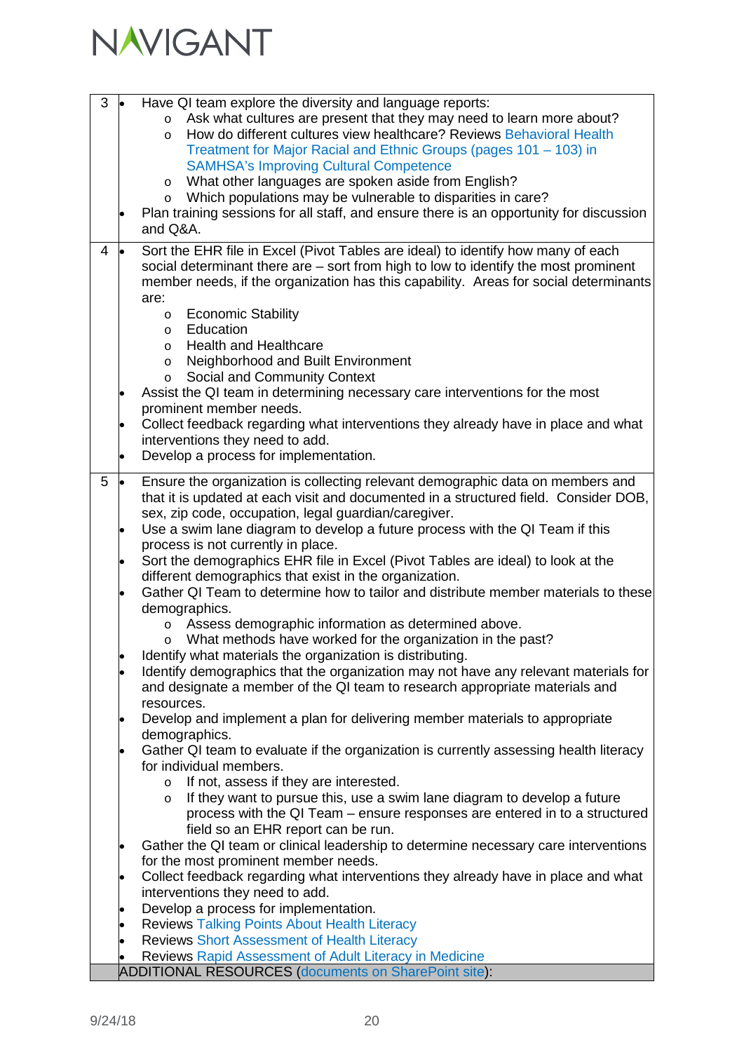| | |
|---|---|
| 3 | • Have QI team explore the diversity and language reports:<br>  o Ask what cultures are present that they may need to learn more about?<br>  o How do different cultures view healthcare? Reviews Behavioral Health Treatment for Major Racial and Ethnic Groups (pages 101 – 103) in SAMHSA's Improving Cultural Competence<br>  o What other languages are spoken aside from English?<br>  o Which populations may be vulnerable to disparities in care?<br>• Plan training sessions for all staff, and ensure there is an opportunity for discussion and Q&A. |
| 4 | • Sort the EHR file in Excel (Pivot Tables are ideal) to identify how many of each social determinant there are – sort from high to low to identify the most prominent member needs, if the organization has this capability. Areas for social determinants are:<br>  o Economic Stability<br>  o Education<br>  o Health and Healthcare<br>  o Neighborhood and Built Environment<br>  o Social and Community Context<br>• Assist the QI team in determining necessary care interventions for the most prominent member needs.<br>• Collect feedback regarding what interventions they already have in place and what interventions they need to add.<br>• Develop a process for implementation. |
| 5 | • Ensure the organization is collecting relevant demographic data on members and that it is updated at each visit and documented in a structured field. Consider DOB, sex, zip code, occupation, legal guardian/caregiver.<br>• Use a swim lane diagram to develop a future process with the QI Team if this process is not currently in place.<br>• Sort the demographics EHR file in Excel (Pivot Tables are ideal) to look at the different demographics that exist in the organization.<br>• Gather QI Team to determine how to tailor and distribute member materials to these demographics.<br>  o Assess demographic information as determined above.<br>  o What methods have worked for the organization in the past?<br>• Identify what materials the organization is distributing.<br>• Identify demographics that the organization may not have any relevant materials for and designate a member of the QI team to research appropriate materials and resources.<br>• Develop and implement a plan for delivering member materials to appropriate demographics.<br>• Gather QI team to evaluate if the organization is currently assessing health literacy for individual members.<br>  o If not, assess if they are interested.<br>  o If they want to pursue this, use a swim lane diagram to develop a future process with the QI Team – ensure responses are entered in to a structured field so an EHR report can be run.<br>• Gather the QI team or clinical leadership to determine necessary care interventions for the most prominent member needs.<br>• Collect feedback regarding what interventions they already have in place and what interventions they need to add.<br>• Develop a process for implementation.<br>• Reviews Talking Points About Health Literacy<br>• Reviews Short Assessment of Health Literacy<br>• Reviews Rapid Assessment of Adult Literacy in Medicine |
| | ADDITIONAL RESOURCES (documents on SharePoint site): |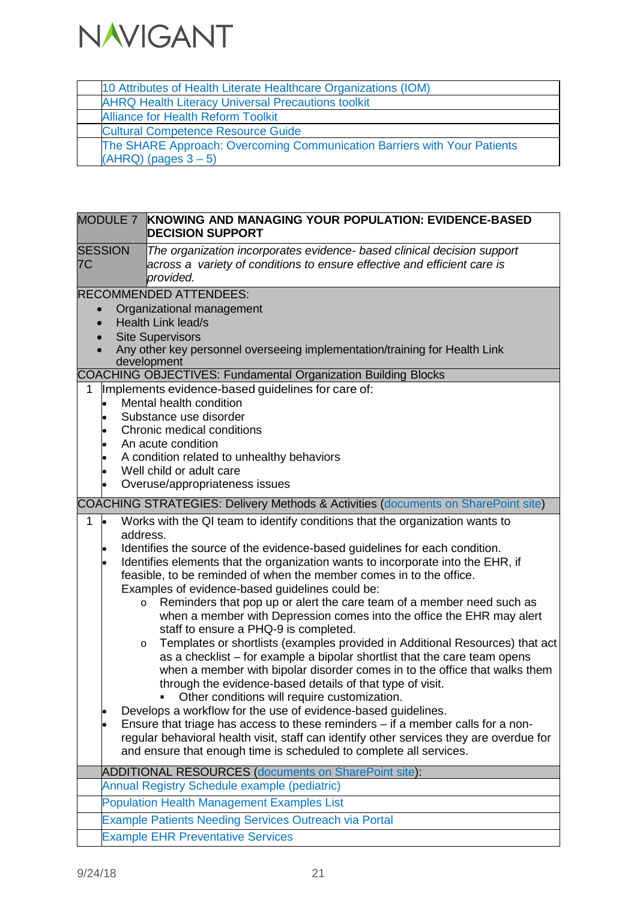| | |
|---|---|
| | 10 Attributes of Health Literate Healthcare Organizations (IOM) |
| | AHRQ Health Literacy Universal Precautions toolkit |
| | Alliance for Health Reform Toolkit |
| | Cultural Competence Resource Guide |
| | The SHARE Approach: Overcoming Communication Barriers with Your Patients (AHRQ) (pages 3 – 5) |

| MODULE 7 | **KNOWING AND MANAGING YOUR POPULATION: EVIDENCE-BASED DECISION SUPPORT** |
|---|---|
| SESSION 7C | *The organization incorporates evidence- based clinical decision support across a variety of conditions to ensure effective and efficient care is provided.* |

RECOMMENDED ATTENDEES:

- Organizational management
- Health Link lead/s
- Site Supervisors
- Any other key personnel overseeing implementation/training for Health Link development

COACHING OBJECTIVES: Fundamental Organization Building Blocks

1. Implements evidence-based guidelines for care of:
   - Mental health condition
   - Substance use disorder
   - Chronic medical conditions
   - An acute condition
   - A condition related to unhealthy behaviors
   - Well child or adult care
   - Overuse/appropriateness issues

COACHING STRATEGIES: Delivery Methods & Activities (documents on SharePoint site)

1.
   - Works with the QI team to identify conditions that the organization wants to address.
   - Identifies the source of the evidence-based guidelines for each condition.
   - Identifies elements that the organization wants to incorporate into the EHR, if feasible, to be reminded of when the member comes in to the office.
     Examples of evidence-based guidelines could be:
     - Reminders that pop up or alert the care team of a member need such as when a member with Depression comes into the office the EHR may alert staff to ensure a PHQ-9 is completed.
     - Templates or shortlists (examples provided in Additional Resources) that act as a checklist – for example a bipolar shortlist that the care team opens when a member with bipolar disorder comes in to the office that walks them through the evidence-based details of that type of visit.
       - Other conditions will require customization.
   - Develops a workflow for the use of evidence-based guidelines.
   - Ensure that triage has access to these reminders – if a member calls for a non-regular behavioral health visit, staff can identify other services they are overdue for and ensure that enough time is scheduled to complete all services.

| | ADDITIONAL RESOURCES (documents on SharePoint site): |
|---|---|
| | Annual Registry Schedule example (pediatric) |
| | Population Health Management Examples List |
| | Example Patients Needing Services Outreach via Portal |
| | Example EHR Preventative Services |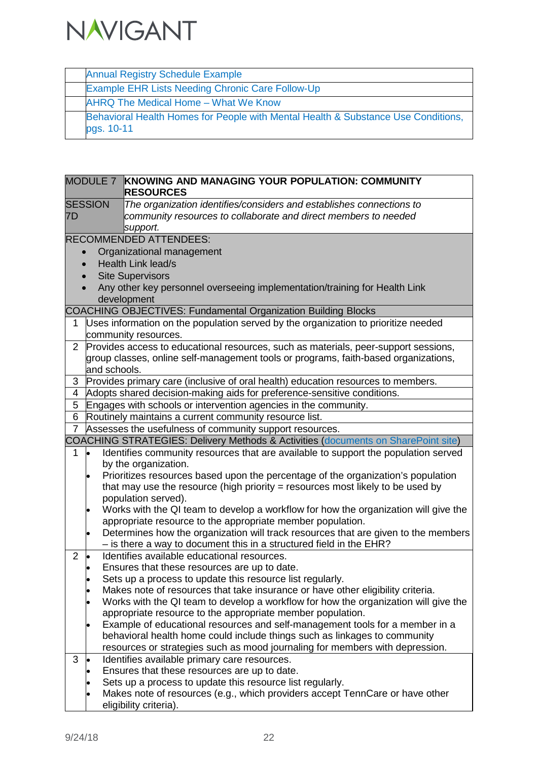| | |
|---|---|
| | Annual Registry Schedule Example |
| | Example EHR Lists Needing Chronic Care Follow-Up |
| | AHRQ The Medical Home – What We Know |
| | Behavioral Health Homes for People with Mental Health & Substance Use Conditions, pgs. 10-11 |

| MODULE 7 | **KNOWING AND MANAGING YOUR POPULATION: COMMUNITY RESOURCES** |
|---|---|
| SESSION 7D | *The organization identifies/considers and establishes connections to community resources to collaborate and direct members to needed support.* |
| RECOMMENDED ATTENDEES:<br>• Organizational management<br>• Health Link lead/s<br>• Site Supervisors<br>• Any other key personnel overseeing implementation/training for Health Link development | |
| COACHING OBJECTIVES: Fundamental Organization Building Blocks | |
| 1 | Uses information on the population served by the organization to prioritize needed community resources. |
| 2 | Provides access to educational resources, such as materials, peer-support sessions, group classes, online self-management tools or programs, faith-based organizations, and schools. |
| 3 | Provides primary care (inclusive of oral health) education resources to members. |
| 4 | Adopts shared decision-making aids for preference-sensitive conditions. |
| 5 | Engages with schools or intervention agencies in the community. |
| 6 | Routinely maintains a current community resource list. |
| 7 | Assesses the usefulness of community support resources. |
| COACHING STRATEGIES: Delivery Methods & Activities (documents on SharePoint site) | |
| 1 | • Identifies community resources that are available to support the population served by the organization.<br>• Prioritizes resources based upon the percentage of the organization's population that may use the resource (high priority = resources most likely to be used by population served).<br>• Works with the QI team to develop a workflow for how the organization will give the appropriate resource to the appropriate member population.<br>• Determines how the organization will track resources that are given to the members – is there a way to document this in a structured field in the EHR? |
| 2 | • Identifies available educational resources.<br>• Ensures that these resources are up to date.<br>• Sets up a process to update this resource list regularly.<br>• Makes note of resources that take insurance or have other eligibility criteria.<br>• Works with the QI team to develop a workflow for how the organization will give the appropriate resource to the appropriate member population.<br>• Example of educational resources and self-management tools for a member in a behavioral health home could include things such as linkages to community resources or strategies such as mood journaling for members with depression. |
| 3 | • Identifies available primary care resources.<br>• Ensures that these resources are up to date.<br>• Sets up a process to update this resource list regularly.<br>• Makes note of resources (e.g., which providers accept TennCare or have other eligibility criteria). |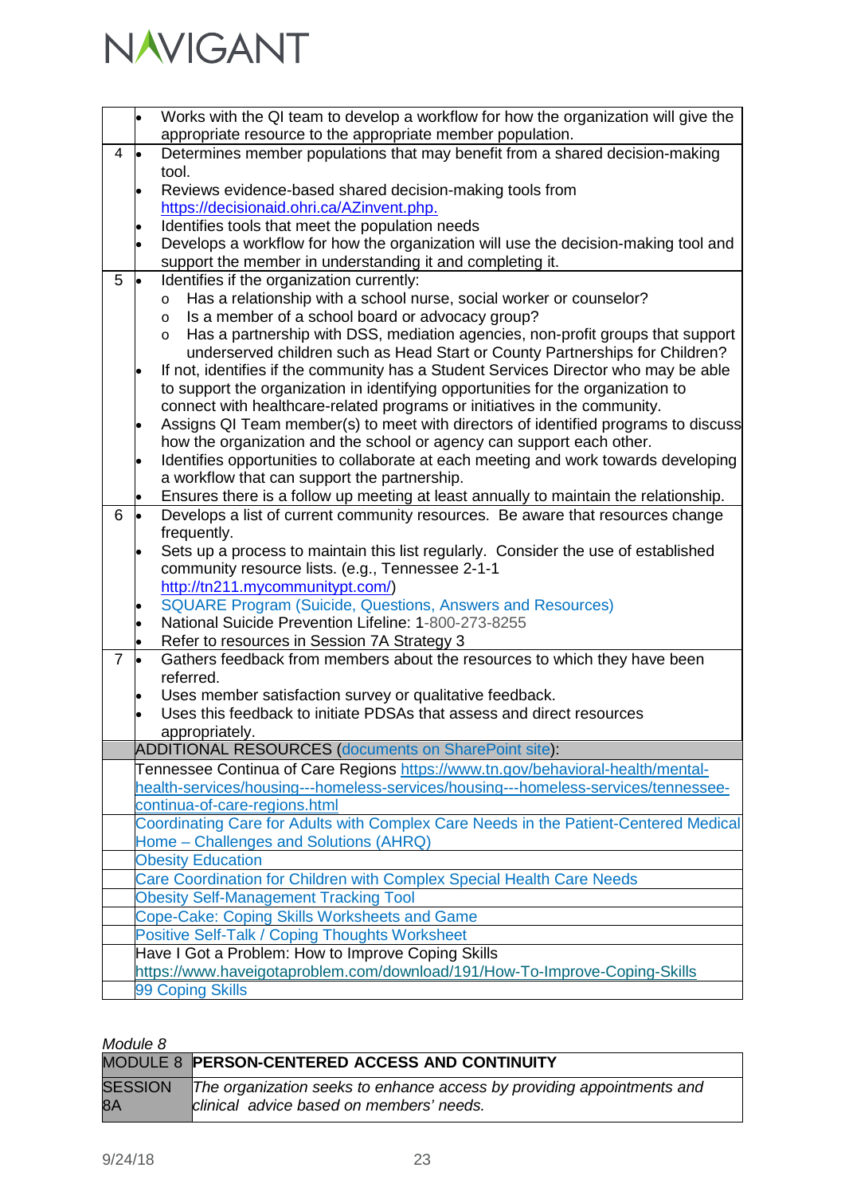| | |
|---|---|
| | • Works with the QI team to develop a workflow for how the organization will give the appropriate resource to the appropriate member population. |
| 4 | • Determines member populations that may benefit from a shared decision-making tool.<br>• Reviews evidence-based shared decision-making tools from https://decisionaid.ohri.ca/AZinvent.php.<br>• Identifies tools that meet the population needs<br>• Develops a workflow for how the organization will use the decision-making tool and support the member in understanding it and completing it. |
| 5 | • Identifies if the organization currently:<br>o Has a relationship with a school nurse, social worker or counselor?<br>o Is a member of a school board or advocacy group?<br>o Has a partnership with DSS, mediation agencies, non-profit groups that support underserved children such as Head Start or County Partnerships for Children?<br>• If not, identifies if the community has a Student Services Director who may be able to support the organization in identifying opportunities for the organization to connect with healthcare-related programs or initiatives in the community.<br>• Assigns QI Team member(s) to meet with directors of identified programs to discuss how the organization and the school or agency can support each other.<br>• Identifies opportunities to collaborate at each meeting and work towards developing a workflow that can support the partnership.<br>• Ensures there is a follow up meeting at least annually to maintain the relationship. |
| 6 | • Develops a list of current community resources. Be aware that resources change frequently.<br>• Sets up a process to maintain this list regularly. Consider the use of established community resource lists. (e.g., Tennessee 2-1-1 http://tn211.mycommunitypt.com/)<br>• SQUARE Program (Suicide, Questions, Answers and Resources)<br>• National Suicide Prevention Lifeline: 1-800-273-8255<br>• Refer to resources in Session 7A Strategy 3 |
| 7 | • Gathers feedback from members about the resources to which they have been referred.<br>• Uses member satisfaction survey or qualitative feedback.<br>• Uses this feedback to initiate PDSAs that assess and direct resources appropriately. |
| | ADDITIONAL RESOURCES (documents on SharePoint site): |
| | Tennessee Continua of Care Regions https://www.tn.gov/behavioral-health/mental-health-services/housing---homeless-services/housing---homeless-services/tennessee-continua-of-care-regions.html |
| | Coordinating Care for Adults with Complex Care Needs in the Patient-Centered Medical Home – Challenges and Solutions (AHRQ) |
| | Obesity Education |
| | Care Coordination for Children with Complex Special Health Care Needs |
| | Obesity Self-Management Tracking Tool |
| | Cope-Cake: Coping Skills Worksheets and Game |
| | Positive Self-Talk / Coping Thoughts Worksheet |
| | Have I Got a Problem: How to Improve Coping Skills https://www.haveigotaproblem.com/download/191/How-To-Improve-Coping-Skills |
| | 99 Coping Skills |

*Module 8*

| MODULE 8 | PERSON-CENTERED ACCESS AND CONTINUITY |
|---|---|
| SESSION 8A | *The organization seeks to enhance access by providing appointments and clinical advice based on members' needs.* |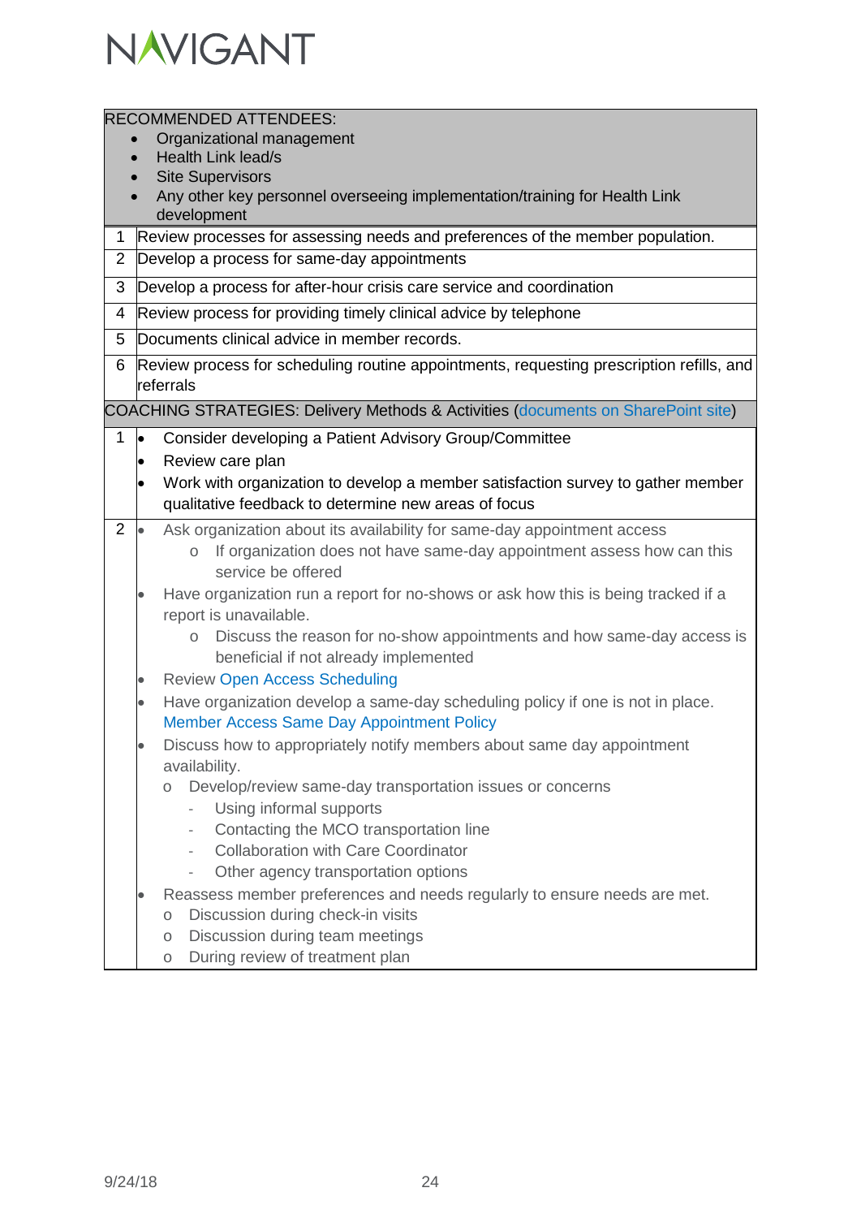| RECOMMENDED ATTENDEES:<br>• Organizational management<br>• Health Link lead/s<br>• Site Supervisors<br>• Any other key personnel overseeing implementation/training for Health Link development | |
|---|---|
| 1 | Review processes for assessing needs and preferences of the member population. |
| 2 | Develop a process for same-day appointments |
| 3 | Develop a process for after-hour crisis care service and coordination |
| 4 | Review process for providing timely clinical advice by telephone |
| 5 | Documents clinical advice in member records. |
| 6 | Review process for scheduling routine appointments, requesting prescription refills, and referrals |
| **COACHING STRATEGIES: Delivery Methods & Activities (documents on SharePoint site)** | |
| 1 | • Consider developing a Patient Advisory Group/Committee<br>• Review care plan<br>• Work with organization to develop a member satisfaction survey to gather member qualitative feedback to determine new areas of focus |
| 2 | • Ask organization about its availability for same-day appointment access<br>&nbsp;&nbsp;&nbsp;&nbsp;o If organization does not have same-day appointment assess how can this service be offered<br>• Have organization run a report for no-shows or ask how this is being tracked if a report is unavailable.<br>&nbsp;&nbsp;&nbsp;&nbsp;o Discuss the reason for no-show appointments and how same-day access is beneficial if not already implemented<br>• Review Open Access Scheduling<br>• Have organization develop a same-day scheduling policy if one is not in place. Member Access Same Day Appointment Policy<br>• Discuss how to appropriately notify members about same day appointment availability.<br>&nbsp;&nbsp;&nbsp;&nbsp;o Develop/review same-day transportation issues or concerns<br>&nbsp;&nbsp;&nbsp;&nbsp;&nbsp;&nbsp;&nbsp;&nbsp;- Using informal supports<br>&nbsp;&nbsp;&nbsp;&nbsp;&nbsp;&nbsp;&nbsp;&nbsp;- Contacting the MCO transportation line<br>&nbsp;&nbsp;&nbsp;&nbsp;&nbsp;&nbsp;&nbsp;&nbsp;- Collaboration with Care Coordinator<br>&nbsp;&nbsp;&nbsp;&nbsp;&nbsp;&nbsp;&nbsp;&nbsp;- Other agency transportation options<br>• Reassess member preferences and needs regularly to ensure needs are met.<br>&nbsp;&nbsp;&nbsp;&nbsp;o Discussion during check-in visits<br>&nbsp;&nbsp;&nbsp;&nbsp;o Discussion during team meetings<br>&nbsp;&nbsp;&nbsp;&nbsp;o During review of treatment plan |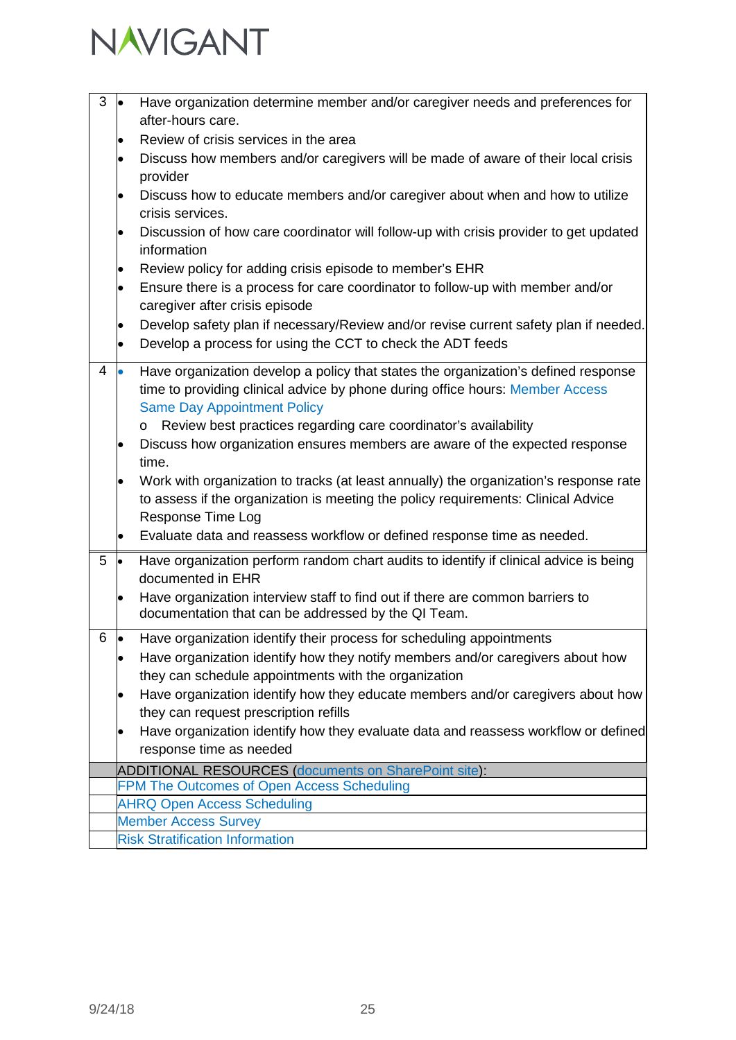| | |
|---|---|
| 3 | • Have organization determine member and/or caregiver needs and preferences for after-hours care.<br>• Review of crisis services in the area<br>• Discuss how members and/or caregivers will be made of aware of their local crisis provider<br>• Discuss how to educate members and/or caregiver about when and how to utilize crisis services.<br>• Discussion of how care coordinator will follow-up with crisis provider to get updated information<br>• Review policy for adding crisis episode to member's EHR<br>• Ensure there is a process for care coordinator to follow-up with member and/or caregiver after crisis episode<br>• Develop safety plan if necessary/Review and/or revise current safety plan if needed.<br>• Develop a process for using the CCT to check the ADT feeds |
| 4 | • Have organization develop a policy that states the organization's defined response time to providing clinical advice by phone during office hours: Member Access Same Day Appointment Policy<br>&nbsp;&nbsp;&nbsp;&nbsp;o Review best practices regarding care coordinator's availability<br>• Discuss how organization ensures members are aware of the expected response time.<br>• Work with organization to tracks (at least annually) the organization's response rate to assess if the organization is meeting the policy requirements: Clinical Advice Response Time Log<br>• Evaluate data and reassess workflow or defined response time as needed. |
| 5 | • Have organization perform random chart audits to identify if clinical advice is being documented in EHR<br>• Have organization interview staff to find out if there are common barriers to documentation that can be addressed by the QI Team. |
| 6 | • Have organization identify their process for scheduling appointments<br>• Have organization identify how they notify members and/or caregivers about how they can schedule appointments with the organization<br>• Have organization identify how they educate members and/or caregivers about how they can request prescription refills<br>• Have organization identify how they evaluate data and reassess workflow or defined response time as needed |
| | ADDITIONAL RESOURCES (documents on SharePoint site): |
| | FPM The Outcomes of Open Access Scheduling |
| | AHRQ Open Access Scheduling |
| | Member Access Survey |
| | Risk Stratification Information |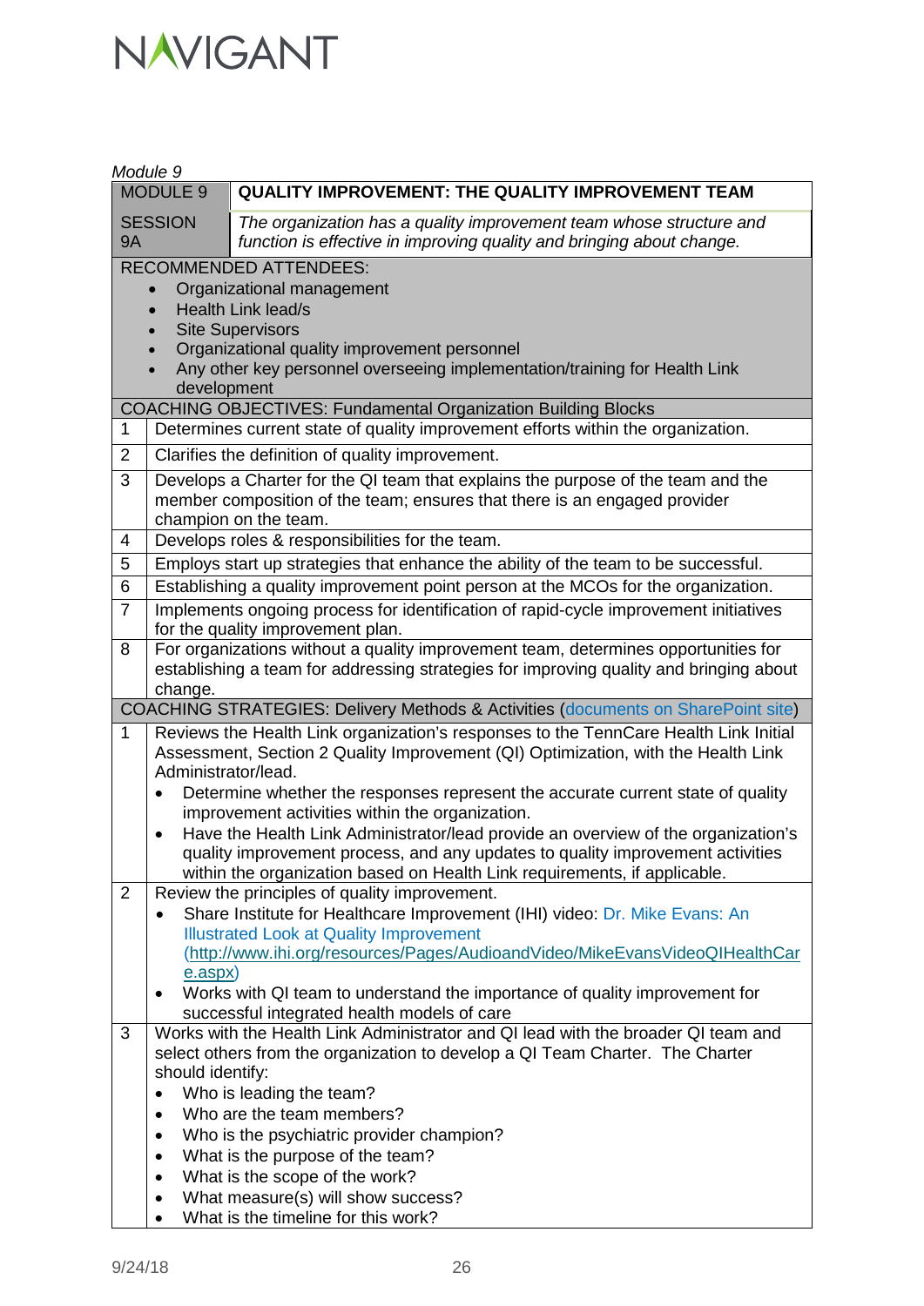*Module 9*

| MODULE 9 | **QUALITY IMPROVEMENT: THE QUALITY IMPROVEMENT TEAM** |
|---|---|
| SESSION 9A | *The organization has a quality improvement team whose structure and function is effective in improving quality and bringing about change.* |

RECOMMENDED ATTENDEES:

- Organizational management
- Health Link lead/s
- Site Supervisors
- Organizational quality improvement personnel
- Any other key personnel overseeing implementation/training for Health Link development

| COACHING OBJECTIVES: Fundamental Organization Building Blocks | |
|---|---|
| 1 | Determines current state of quality improvement efforts within the organization. |
| 2 | Clarifies the definition of quality improvement. |
| 3 | Develops a Charter for the QI team that explains the purpose of the team and the member composition of the team; ensures that there is an engaged provider champion on the team. |
| 4 | Develops roles & responsibilities for the team. |
| 5 | Employs start up strategies that enhance the ability of the team to be successful. |
| 6 | Establishing a quality improvement point person at the MCOs for the organization. |
| 7 | Implements ongoing process for identification of rapid-cycle improvement initiatives for the quality improvement plan. |
| 8 | For organizations without a quality improvement team, determines opportunities for establishing a team for addressing strategies for improving quality and bringing about change. |

| COACHING STRATEGIES: Delivery Methods & Activities (documents on SharePoint site) | |
|---|---|
| 1 | Reviews the Health Link organization's responses to the TennCare Health Link Initial Assessment, Section 2 Quality Improvement (QI) Optimization, with the Health Link Administrator/lead.<br>• Determine whether the responses represent the accurate current state of quality improvement activities within the organization.<br>• Have the Health Link Administrator/lead provide an overview of the organization's quality improvement process, and any updates to quality improvement activities within the organization based on Health Link requirements, if applicable. |
| 2 | Review the principles of quality improvement.<br>• Share Institute for Healthcare Improvement (IHI) video: Dr. Mike Evans: An Illustrated Look at Quality Improvement (http://www.ihi.org/resources/Pages/AudioandVideo/MikeEvansVideoQIHealthCare.aspx)<br>• Works with QI team to understand the importance of quality improvement for successful integrated health models of care |
| 3 | Works with the Health Link Administrator and QI lead with the broader QI team and select others from the organization to develop a QI Team Charter. The Charter should identify:<br>• Who is leading the team?<br>• Who are the team members?<br>• Who is the psychiatric provider champion?<br>• What is the purpose of the team?<br>• What is the scope of the work?<br>• What measure(s) will show success?<br>• What is the timeline for this work? |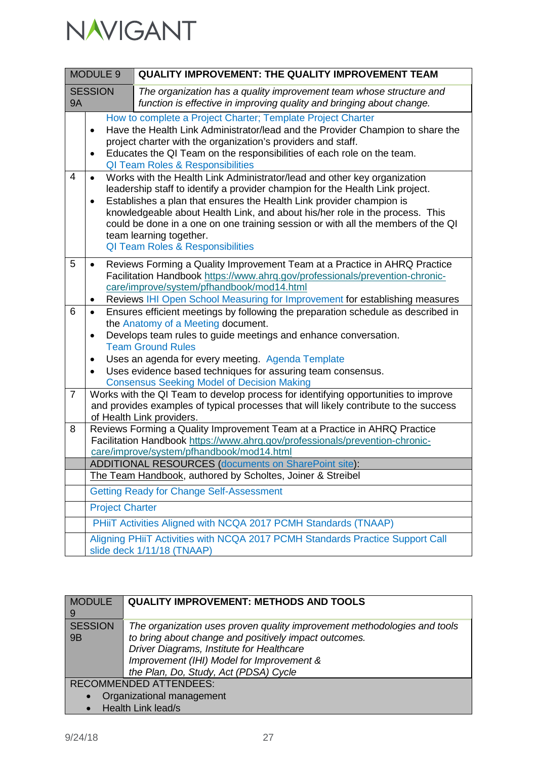| MODULE 9 | QUALITY IMPROVEMENT: THE QUALITY IMPROVEMENT TEAM |
|---|---|
| SESSION 9A | *The organization has a quality improvement team whose structure and function is effective in improving quality and bringing about change.* |
| | How to complete a Project Charter; Template Project Charter<br>• Have the Health Link Administrator/lead and the Provider Champion to share the project charter with the organization's providers and staff.<br>• Educates the QI Team on the responsibilities of each role on the team.<br>QI Team Roles & Responsibilities |
| 4 | • Works with the Health Link Administrator/lead and other key organization leadership staff to identify a provider champion for the Health Link project.<br>• Establishes a plan that ensures the Health Link provider champion is knowledgeable about Health Link, and about his/her role in the process. This could be done in a one on one training session or with all the members of the QI team learning together.<br>QI Team Roles & Responsibilities |
| 5 | • Reviews Forming a Quality Improvement Team at a Practice in AHRQ Practice Facilitation Handbook https://www.ahrq.gov/professionals/prevention-chronic-care/improve/system/pfhandbook/mod14.html<br>• Reviews IHI Open School Measuring for Improvement for establishing measures |
| 6 | • Ensures efficient meetings by following the preparation schedule as described in the Anatomy of a Meeting document.<br>• Develops team rules to guide meetings and enhance conversation.<br>Team Ground Rules<br>• Uses an agenda for every meeting. Agenda Template<br>• Uses evidence based techniques for assuring team consensus.<br>Consensus Seeking Model of Decision Making |
| 7 | Works with the QI Team to develop process for identifying opportunities to improve and provides examples of typical processes that will likely contribute to the success of Health Link providers. |
| 8 | Reviews Forming a Quality Improvement Team at a Practice in AHRQ Practice Facilitation Handbook https://www.ahrq.gov/professionals/prevention-chronic-care/improve/system/pfhandbook/mod14.html |
| | ADDITIONAL RESOURCES (documents on SharePoint site): |
| | The Team Handbook, authored by Scholtes, Joiner & Streibel |
| | Getting Ready for Change Self-Assessment |
| | Project Charter |
| | PHiiT Activities Aligned with NCQA 2017 PCMH Standards (TNAAP) |
| | Aligning PHiiT Activities with NCQA 2017 PCMH Standards Practice Support Call slide deck 1/11/18 (TNAAP) |

| MODULE 9 | QUALITY IMPROVEMENT: METHODS AND TOOLS |
|---|---|
| SESSION 9B | *The organization uses proven quality improvement methodologies and tools to bring about change and positively impact outcomes.*<br>*Driver Diagrams, Institute for Healthcare Improvement (IHI) Model for Improvement &*<br>*the Plan, Do, Study, Act (PDSA) Cycle* |
| RECOMMENDED ATTENDEES:<br>• Organizational management<br>• Health Link lead/s | |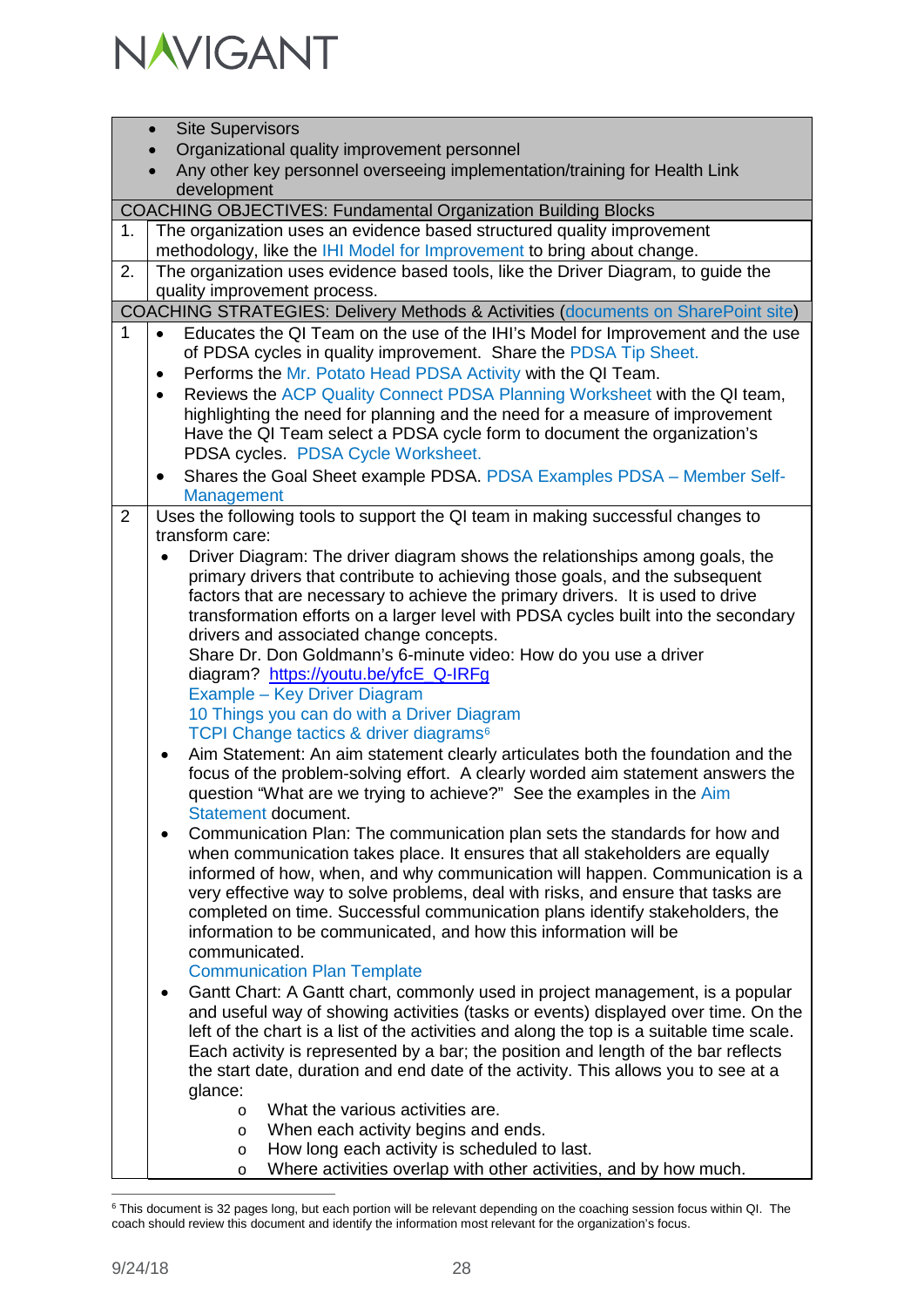| | |
|---|---|
| | • Site Supervisors<br>• Organizational quality improvement personnel<br>• Any other key personnel overseeing implementation/training for Health Link development |
| COACHING OBJECTIVES: Fundamental Organization Building Blocks | |
| 1. | The organization uses an evidence based structured quality improvement methodology, like the IHI Model for Improvement to bring about change. |
| 2. | The organization uses evidence based tools, like the Driver Diagram, to guide the quality improvement process. |
| COACHING STRATEGIES: Delivery Methods & Activities (documents on SharePoint site) | |
| 1 | • Educates the QI Team on the use of the IHI's Model for Improvement and the use of PDSA cycles in quality improvement. Share the PDSA Tip Sheet.<br>• Performs the Mr. Potato Head PDSA Activity with the QI Team.<br>• Reviews the ACP Quality Connect PDSA Planning Worksheet with the QI team, highlighting the need for planning and the need for a measure of improvement Have the QI Team select a PDSA cycle form to document the organization's PDSA cycles. PDSA Cycle Worksheet.<br>• Shares the Goal Sheet example PDSA. PDSA Examples PDSA – Member Self-Management |
| 2 | Uses the following tools to support the QI team in making successful changes to transform care:<br>• Driver Diagram: The driver diagram shows the relationships among goals, the primary drivers that contribute to achieving those goals, and the subsequent factors that are necessary to achieve the primary drivers. It is used to drive transformation efforts on a larger level with PDSA cycles built into the secondary drivers and associated change concepts.<br>Share Dr. Don Goldmann's 6-minute video: How do you use a driver diagram? https://youtu.be/yfcE_Q-IRFg<br>Example – Key Driver Diagram<br>10 Things you can do with a Driver Diagram<br>TCPI Change tactics & driver diagrams[6]<br>• Aim Statement: An aim statement clearly articulates both the foundation and the focus of the problem-solving effort. A clearly worded aim statement answers the question "What are we trying to achieve?" See the examples in the Aim Statement document.<br>• Communication Plan: The communication plan sets the standards for how and when communication takes place. It ensures that all stakeholders are equally informed of how, when, and why communication will happen. Communication is a very effective way to solve problems, deal with risks, and ensure that tasks are completed on time. Successful communication plans identify stakeholders, the information to be communicated, and how this information will be communicated.<br>Communication Plan Template<br>• Gantt Chart: A Gantt chart, commonly used in project management, is a popular and useful way of showing activities (tasks or events) displayed over time. On the left of the chart is a list of the activities and along the top is a suitable time scale. Each activity is represented by a bar; the position and length of the bar reflects the start date, duration and end date of the activity. This allows you to see at a glance:<br>  o What the various activities are.<br>  o When each activity begins and ends.<br>  o How long each activity is scheduled to last.<br>  o Where activities overlap with other activities, and by how much. |

[6] This document is 32 pages long, but each portion will be relevant depending on the coaching session focus within QI. The coach should review this document and identify the information most relevant for the organization's focus.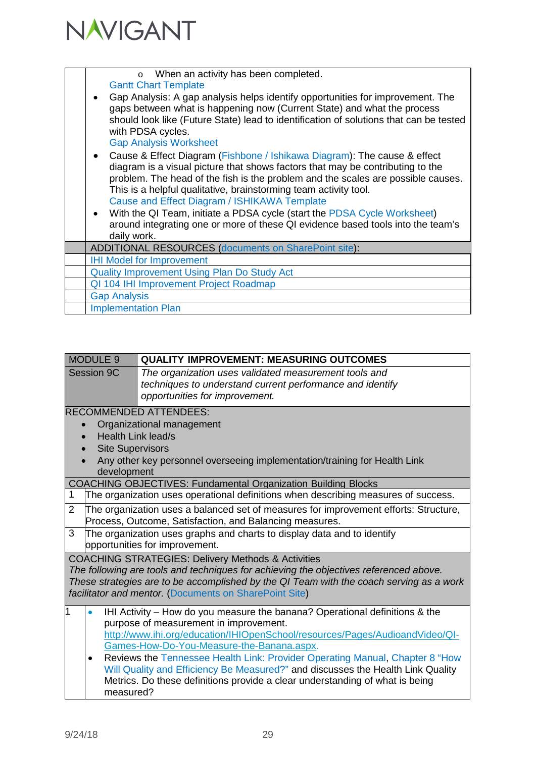| | |
|---|---|
| | ◦ When an activity has been completed.<br>Gantt Chart Template<br>• Gap Analysis: A gap analysis helps identify opportunities for improvement. The gaps between what is happening now (Current State) and what the process should look like (Future State) lead to identification of solutions that can be tested with PDSA cycles.<br>Gap Analysis Worksheet<br>• Cause & Effect Diagram (Fishbone / Ishikawa Diagram): The cause & effect diagram is a visual picture that shows factors that may be contributing to the problem. The head of the fish is the problem and the scales are possible causes. This is a helpful qualitative, brainstorming team activity tool.<br>Cause and Effect Diagram / ISHIKAWA Template<br>• With the QI Team, initiate a PDSA cycle (start the PDSA Cycle Worksheet) around integrating one or more of these QI evidence based tools into the team's daily work. |
| | ADDITIONAL RESOURCES (documents on SharePoint site): |
| | IHI Model for Improvement |
| | Quality Improvement Using Plan Do Study Act |
| | QI 104 IHI Improvement Project Roadmap |
| | Gap Analysis |
| | Implementation Plan |

| MODULE 9 | **QUALITY IMPROVEMENT: MEASURING OUTCOMES** |
|---|---|
| Session 9C | *The organization uses validated measurement tools and techniques to understand current performance and identify opportunities for improvement.* |
| RECOMMENDED ATTENDEES:<br>• Organizational management<br>• Health Link lead/s<br>• Site Supervisors<br>• Any other key personnel overseeing implementation/training for Health Link development | |
| COACHING OBJECTIVES: Fundamental Organization Building Blocks | |
| 1 | The organization uses operational definitions when describing measures of success. |
| 2 | The organization uses a balanced set of measures for improvement efforts: Structure, Process, Outcome, Satisfaction, and Balancing measures. |
| 3 | The organization uses graphs and charts to display data and to identify opportunities for improvement. |
| COACHING STRATEGIES: Delivery Methods & Activities<br>*The following are tools and techniques for achieving the objectives referenced above. These strategies are to be accomplished by the QI Team with the coach serving as a work facilitator and mentor.* (Documents on SharePoint Site) | |
| 1 | • IHI Activity – How do you measure the banana? Operational definitions & the purpose of measurement in improvement.<br>http://www.ihi.org/education/IHIOpenSchool/resources/Pages/AudioandVideo/QI-Games-How-Do-You-Measure-the-Banana.aspx.<br>• Reviews the Tennessee Health Link: Provider Operating Manual, Chapter 8 "How Will Quality and Efficiency Be Measured?" and discusses the Health Link Quality Metrics. Do these definitions provide a clear understanding of what is being measured? |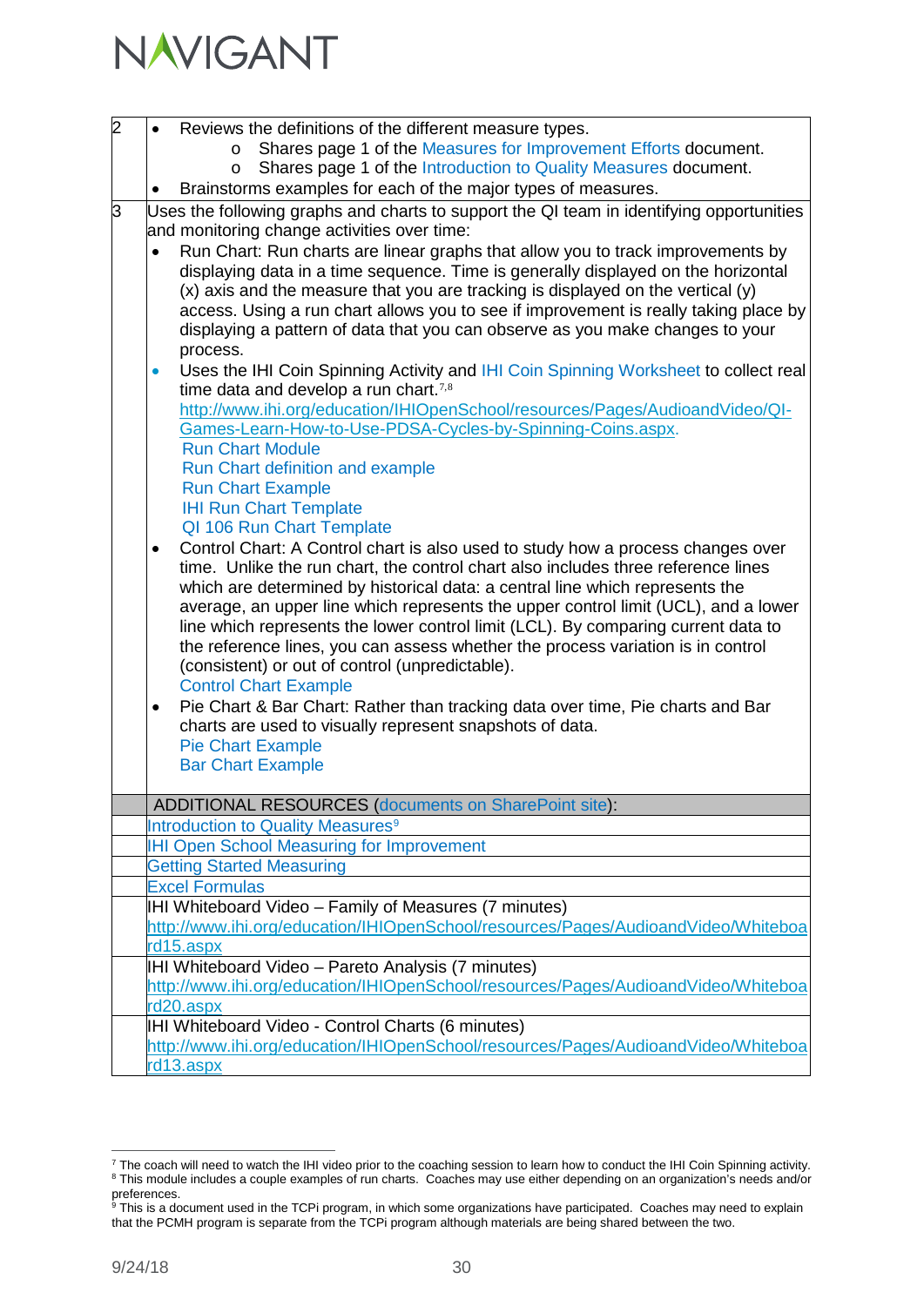| | |
|---|---|
| 2 | • Reviews the definitions of the different measure types.<br>o Shares page 1 of the Measures for Improvement Efforts document.<br>o Shares page 1 of the Introduction to Quality Measures document.<br>• Brainstorms examples for each of the major types of measures. |
| 3 | Uses the following graphs and charts to support the QI team in identifying opportunities and monitoring change activities over time:<br>• Run Chart: Run charts are linear graphs that allow you to track improvements by displaying data in a time sequence. Time is generally displayed on the horizontal (x) axis and the measure that you are tracking is displayed on the vertical (y) access. Using a run chart allows you to see if improvement is really taking place by displaying a pattern of data that you can observe as you make changes to your process.<br>• Uses the IHI Coin Spinning Activity and IHI Coin Spinning Worksheet to collect real time data and develop a run chart.[7,8]<br>http://www.ihi.org/education/IHIOpenSchool/resources/Pages/AudioandVideo/QI-Games-Learn-How-to-Use-PDSA-Cycles-by-Spinning-Coins.aspx.<br>Run Chart Module<br>Run Chart definition and example<br>Run Chart Example<br>IHI Run Chart Template<br>QI 106 Run Chart Template<br>• Control Chart: A Control chart is also used to study how a process changes over time. Unlike the run chart, the control chart also includes three reference lines which are determined by historical data: a central line which represents the average, an upper line which represents the upper control limit (UCL), and a lower line which represents the lower control limit (LCL). By comparing current data to the reference lines, you can assess whether the process variation is in control (consistent) or out of control (unpredictable).<br>Control Chart Example<br>• Pie Chart & Bar Chart: Rather than tracking data over time, Pie charts and Bar charts are used to visually represent snapshots of data.<br>Pie Chart Example<br>Bar Chart Example |
| | ADDITIONAL RESOURCES (documents on SharePoint site): |
| | Introduction to Quality Measures[9] |
| | IHI Open School Measuring for Improvement |
| | Getting Started Measuring |
| | Excel Formulas |
| | IHI Whiteboard Video – Family of Measures (7 minutes)<br>http://www.ihi.org/education/IHIOpenSchool/resources/Pages/AudioandVideo/Whiteboard15.aspx |
| | IHI Whiteboard Video – Pareto Analysis (7 minutes)<br>http://www.ihi.org/education/IHIOpenSchool/resources/Pages/AudioandVideo/Whiteboard20.aspx |
| | IHI Whiteboard Video - Control Charts (6 minutes)<br>http://www.ihi.org/education/IHIOpenSchool/resources/Pages/AudioandVideo/Whiteboard13.aspx |

[7] The coach will need to watch the IHI video prior to the coaching session to learn how to conduct the IHI Coin Spinning activity.

[8] This module includes a couple examples of run charts. Coaches may use either depending on an organization's needs and/or preferences.

[9] This is a document used in the TCPi program, in which some organizations have participated. Coaches may need to explain that the PCMH program is separate from the TCPi program although materials are being shared between the two.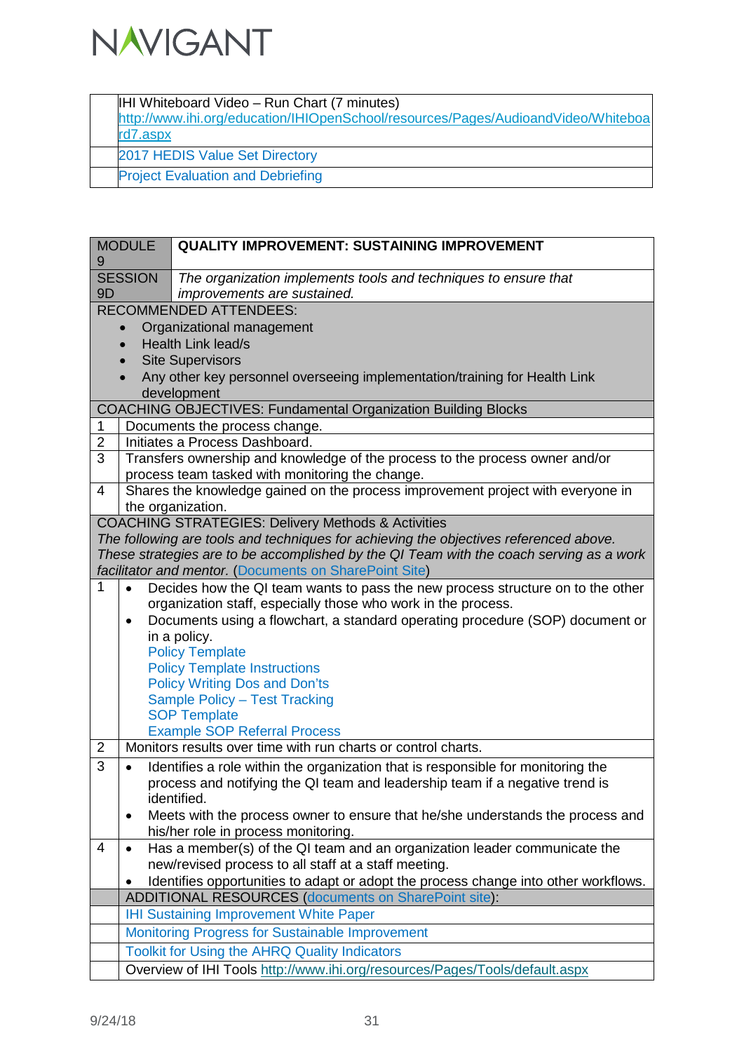| | |
|---|---|
| | IHI Whiteboard Video – Run Chart (7 minutes) http://www.ihi.org/education/IHIOpenSchool/resources/Pages/AudioandVideo/Whiteboard7.aspx |
| | 2017 HEDIS Value Set Directory |
| | Project Evaluation and Debriefing |

| MODULE 9 | **QUALITY IMPROVEMENT: SUSTAINING IMPROVEMENT** |
|---|---|
| SESSION 9D | *The organization implements tools and techniques to ensure that improvements are sustained.* |
| RECOMMENDED ATTENDEES: <br>• Organizational management <br>• Health Link lead/s <br>• Site Supervisors <br>• Any other key personnel overseeing implementation/training for Health Link development | |
| COACHING OBJECTIVES: Fundamental Organization Building Blocks | |
| 1 | Documents the process change. |
| 2 | Initiates a Process Dashboard. |
| 3 | Transfers ownership and knowledge of the process to the process owner and/or process team tasked with monitoring the change. |
| 4 | Shares the knowledge gained on the process improvement project with everyone in the organization. |
| COACHING STRATEGIES: Delivery Methods & Activities <br>*The following are tools and techniques for achieving the objectives referenced above. These strategies are to be accomplished by the QI Team with the coach serving as a work facilitator and mentor.* (Documents on SharePoint Site) | |
| 1 | • Decides how the QI team wants to pass the new process structure on to the other organization staff, especially those who work in the process. <br>• Documents using a flowchart, a standard operating procedure (SOP) document or in a policy. <br>Policy Template <br>Policy Template Instructions <br>Policy Writing Dos and Don'ts <br>Sample Policy – Test Tracking <br>SOP Template <br>Example SOP Referral Process |
| 2 | Monitors results over time with run charts or control charts. |
| 3 | • Identifies a role within the organization that is responsible for monitoring the process and notifying the QI team and leadership team if a negative trend is identified. <br>• Meets with the process owner to ensure that he/she understands the process and his/her role in process monitoring. |
| 4 | • Has a member(s) of the QI team and an organization leader communicate the new/revised process to all staff at a staff meeting. <br>• Identifies opportunities to adapt or adopt the process change into other workflows. |
| | ADDITIONAL RESOURCES (documents on SharePoint site): |
| | IHI Sustaining Improvement White Paper |
| | Monitoring Progress for Sustainable Improvement |
| | Toolkit for Using the AHRQ Quality Indicators |
| | Overview of IHI Tools http://www.ihi.org/resources/Pages/Tools/default.aspx |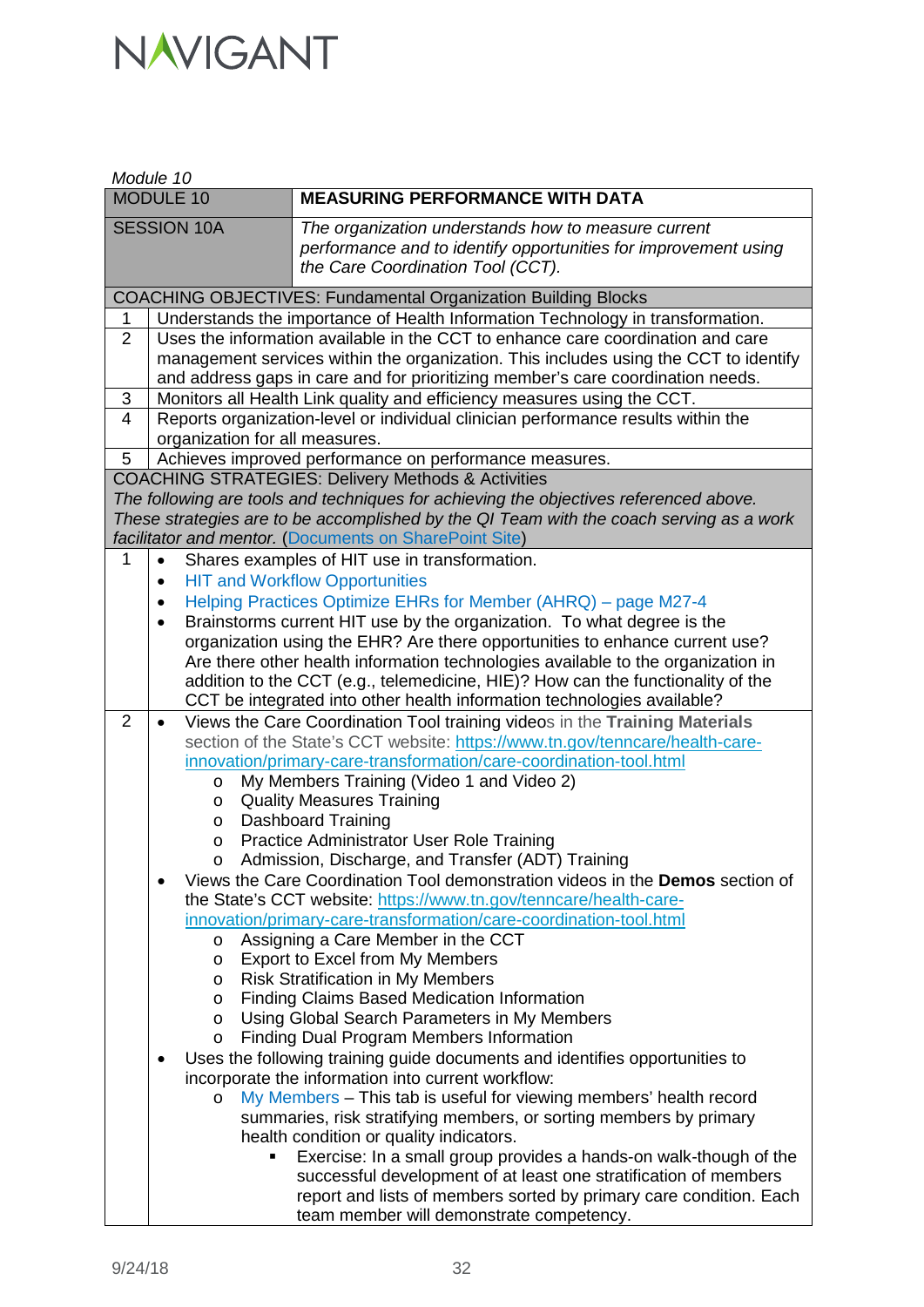*Module 10*

| MODULE 10 | **MEASURING PERFORMANCE WITH DATA** |
|---|---|
| SESSION 10A | *The organization understands how to measure current performance and to identify opportunities for improvement using the Care Coordination Tool (CCT).* |

**COACHING OBJECTIVES: Fundamental Organization Building Blocks**

| | |
|---|---|
| 1 | Understands the importance of Health Information Technology in transformation. |
| 2 | Uses the information available in the CCT to enhance care coordination and care management services within the organization. This includes using the CCT to identify and address gaps in care and for prioritizing member's care coordination needs. |
| 3 | Monitors all Health Link quality and efficiency measures using the CCT. |
| 4 | Reports organization-level or individual clinician performance results within the organization for all measures. |
| 5 | Achieves improved performance on performance measures. |

**COACHING STRATEGIES: Delivery Methods & Activities**

*The following are tools and techniques for achieving the objectives referenced above. These strategies are to be accomplished by the QI Team with the coach serving as a work facilitator and mentor.* (Documents on SharePoint Site)

**1**

- Shares examples of HIT use in transformation.
- HIT and Workflow Opportunities
- Helping Practices Optimize EHRs for Member (AHRQ) – page M27-4
- Brainstorms current HIT use by the organization. To what degree is the organization using the EHR? Are there opportunities to enhance current use? Are there other health information technologies available to the organization in addition to the CCT (e.g., telemedicine, HIE)? How can the functionality of the CCT be integrated into other health information technologies available?

**2**

- Views the Care Coordination Tool training videos in the **Training Materials** section of the State's CCT website: https://www.tn.gov/tenncare/health-care-innovation/primary-care-transformation/care-coordination-tool.html
  - My Members Training (Video 1 and Video 2)
  - Quality Measures Training
  - Dashboard Training
  - Practice Administrator User Role Training
  - Admission, Discharge, and Transfer (ADT) Training
- Views the Care Coordination Tool demonstration videos in the **Demos** section of the State's CCT website: https://www.tn.gov/tenncare/health-care-innovation/primary-care-transformation/care-coordination-tool.html
  - Assigning a Care Member in the CCT
  - Export to Excel from My Members
  - Risk Stratification in My Members
  - Finding Claims Based Medication Information
  - Using Global Search Parameters in My Members
  - Finding Dual Program Members Information
- Uses the following training guide documents and identifies opportunities to incorporate the information into current workflow:
  - My Members – This tab is useful for viewing members' health record summaries, risk stratifying members, or sorting members by primary health condition or quality indicators.
    - Exercise: In a small group provides a hands-on walk-though of the successful development of at least one stratification of members report and lists of members sorted by primary care condition. Each team member will demonstrate competency.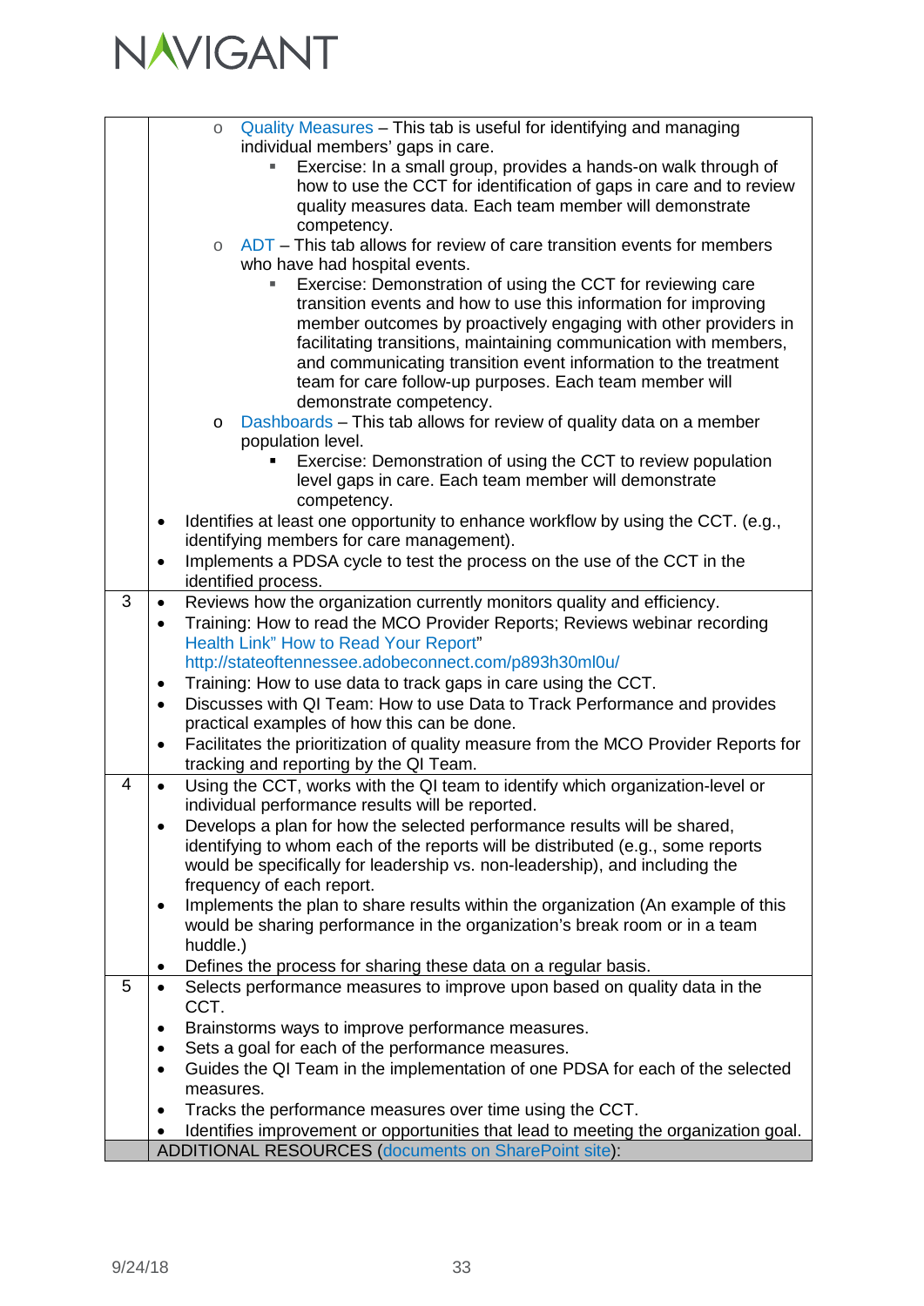| | |
|---|---|
| | <ul><li>Quality Measures – This tab is useful for identifying and managing individual members' gaps in care.<ul><li>Exercise: In a small group, provides a hands-on walk through of how to use the CCT for identification of gaps in care and to review quality measures data. Each team member will demonstrate competency.</li></ul></li><li>ADT – This tab allows for review of care transition events for members who have had hospital events.<ul><li>Exercise: Demonstration of using the CCT for reviewing care transition events and how to use this information for improving member outcomes by proactively engaging with other providers in facilitating transitions, maintaining communication with members, and communicating transition event information to the treatment team for care follow-up purposes. Each team member will demonstrate competency.</li></ul></li><li>Dashboards – This tab allows for review of quality data on a member population level.<ul><li>Exercise: Demonstration of using the CCT to review population level gaps in care. Each team member will demonstrate competency.</li></ul></li></ul><ul><li>Identifies at least one opportunity to enhance workflow by using the CCT. (e.g., identifying members for care management).</li><li>Implements a PDSA cycle to test the process on the use of the CCT in the identified process.</li></ul> |
| 3 | <ul><li>Reviews how the organization currently monitors quality and efficiency.</li><li>Training: How to read the MCO Provider Reports; Reviews webinar recording Health Link" How to Read Your Report" http://stateoftennessee.adobeconnect.com/p893h30ml0u/</li><li>Training: How to use data to track gaps in care using the CCT.</li><li>Discusses with QI Team: How to use Data to Track Performance and provides practical examples of how this can be done.</li><li>Facilitates the prioritization of quality measure from the MCO Provider Reports for tracking and reporting by the QI Team.</li></ul> |
| 4 | <ul><li>Using the CCT, works with the QI team to identify which organization-level or individual performance results will be reported.</li><li>Develops a plan for how the selected performance results will be shared, identifying to whom each of the reports will be distributed (e.g., some reports would be specifically for leadership vs. non-leadership), and including the frequency of each report.</li><li>Implements the plan to share results within the organization (An example of this would be sharing performance in the organization's break room or in a team huddle.)</li><li>Defines the process for sharing these data on a regular basis.</li></ul> |
| 5 | <ul><li>Selects performance measures to improve upon based on quality data in the CCT.</li><li>Brainstorms ways to improve performance measures.</li><li>Sets a goal for each of the performance measures.</li><li>Guides the QI Team in the implementation of one PDSA for each of the selected measures.</li><li>Tracks the performance measures over time using the CCT.</li><li>Identifies improvement or opportunities that lead to meeting the organization goal.</li></ul> |
| | ADDITIONAL RESOURCES (documents on SharePoint site): |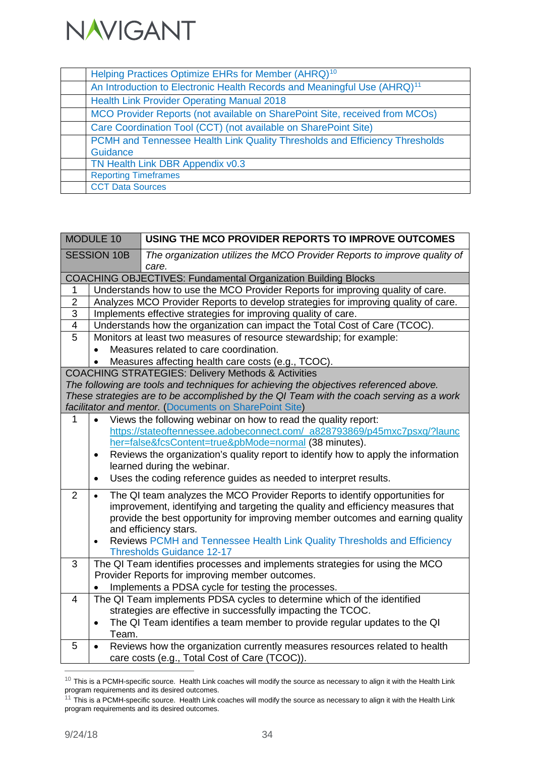| | |
|---|---|
| | Helping Practices Optimize EHRs for Member (AHRQ)[10] |
| | An Introduction to Electronic Health Records and Meaningful Use (AHRQ)[11] |
| | Health Link Provider Operating Manual 2018 |
| | MCO Provider Reports (not available on SharePoint Site, received from MCOs) |
| | Care Coordination Tool (CCT) (not available on SharePoint Site) |
| | PCMH and Tennessee Health Link Quality Thresholds and Efficiency Thresholds Guidance |
| | TN Health Link DBR Appendix v0.3 |
| | Reporting Timeframes |
| | CCT Data Sources |

| MODULE 10 | **USING THE MCO PROVIDER REPORTS TO IMPROVE OUTCOMES** |
|---|---|
| SESSION 10B | *The organization utilizes the MCO Provider Reports to improve quality of care.* |
| COACHING OBJECTIVES: Fundamental Organization Building Blocks | |
| 1 | Understands how to use the MCO Provider Reports for improving quality of care. |
| 2 | Analyzes MCO Provider Reports to develop strategies for improving quality of care. |
| 3 | Implements effective strategies for improving quality of care. |
| 4 | Understands how the organization can impact the Total Cost of Care (TCOC). |
| 5 | Monitors at least two measures of resource stewardship; for example:<br>• Measures related to care coordination.<br>• Measures affecting health care costs (e.g., TCOC). |
| COACHING STRATEGIES: Delivery Methods & Activities<br>*The following are tools and techniques for achieving the objectives referenced above. These strategies are to be accomplished by the QI Team with the coach serving as a work facilitator and mentor.* (Documents on SharePoint Site) | |
| 1 | • Views the following webinar on how to read the quality report: https://stateoftennessee.adobeconnect.com/_a828793869/p45mxc7psxq/?launcher=false&fcsContent=true&pbMode=normal (38 minutes).<br>• Reviews the organization's quality report to identify how to apply the information learned during the webinar.<br>• Uses the coding reference guides as needed to interpret results. |
| 2 | • The QI team analyzes the MCO Provider Reports to identify opportunities for improvement, identifying and targeting the quality and efficiency measures that provide the best opportunity for improving member outcomes and earning quality and efficiency stars.<br>• Reviews PCMH and Tennessee Health Link Quality Thresholds and Efficiency Thresholds Guidance 12-17 |
| 3 | The QI Team identifies processes and implements strategies for using the MCO Provider Reports for improving member outcomes.<br>• Implements a PDSA cycle for testing the processes. |
| 4 | The QI Team implements PDSA cycles to determine which of the identified strategies are effective in successfully impacting the TCOC.<br>• The QI Team identifies a team member to provide regular updates to the QI Team. |
| 5 | • Reviews how the organization currently measures resources related to health care costs (e.g., Total Cost of Care (TCOC)). |

[10] This is a PCMH-specific source. Health Link coaches will modify the source as necessary to align it with the Health Link program requirements and its desired outcomes.

[11] This is a PCMH-specific source. Health Link coaches will modify the source as necessary to align it with the Health Link program requirements and its desired outcomes.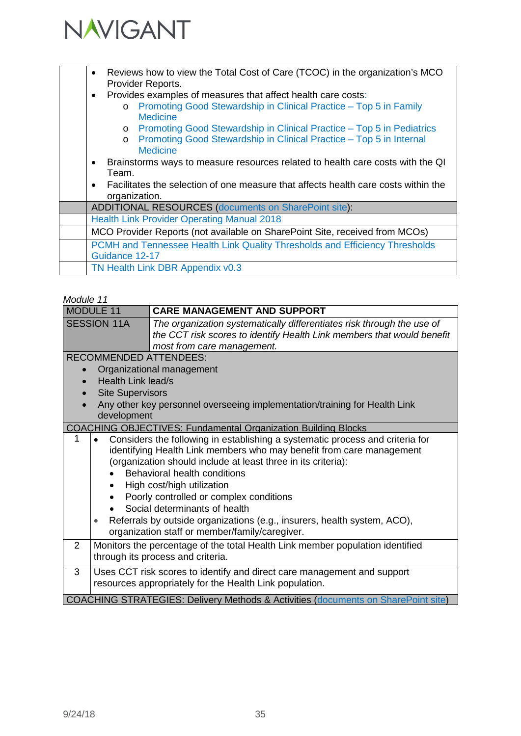| | |
|---|---|
| | • Reviews how to view the Total Cost of Care (TCOC) in the organization's MCO Provider Reports.<br>• Provides examples of measures that affect health care costs:<br>  o Promoting Good Stewardship in Clinical Practice – Top 5 in Family Medicine<br>  o Promoting Good Stewardship in Clinical Practice – Top 5 in Pediatrics<br>  o Promoting Good Stewardship in Clinical Practice – Top 5 in Internal Medicine<br>• Brainstorms ways to measure resources related to health care costs with the QI Team.<br>• Facilitates the selection of one measure that affects health care costs within the organization. |
| | ADDITIONAL RESOURCES (documents on SharePoint site): |
| | Health Link Provider Operating Manual 2018 |
| | MCO Provider Reports (not available on SharePoint Site, received from MCOs) |
| | PCMH and Tennessee Health Link Quality Thresholds and Efficiency Thresholds Guidance 12-17 |
| | TN Health Link DBR Appendix v0.3 |

*Module 11*

| MODULE 11 | **CARE MANAGEMENT AND SUPPORT** |
|---|---|
| SESSION 11A | *The organization systematically differentiates risk through the use of the CCT risk scores to identify Health Link members that would benefit most from care management.* |
| RECOMMENDED ATTENDEES:<br>• Organizational management<br>• Health Link lead/s<br>• Site Supervisors<br>• Any other key personnel overseeing implementation/training for Health Link development | |
| COACHING OBJECTIVES: Fundamental Organization Building Blocks | |
| 1 | • Considers the following in establishing a systematic process and criteria for identifying Health Link members who may benefit from care management (organization should include at least three in its criteria):<br>  • Behavioral health conditions<br>  • High cost/high utilization<br>  • Poorly controlled or complex conditions<br>  • Social determinants of health<br>• Referrals by outside organizations (e.g., insurers, health system, ACO), organization staff or member/family/caregiver. |
| 2 | Monitors the percentage of the total Health Link member population identified through its process and criteria. |
| 3 | Uses CCT risk scores to identify and direct care management and support resources appropriately for the Health Link population. |
| COACHING STRATEGIES: Delivery Methods & Activities (documents on SharePoint site) | |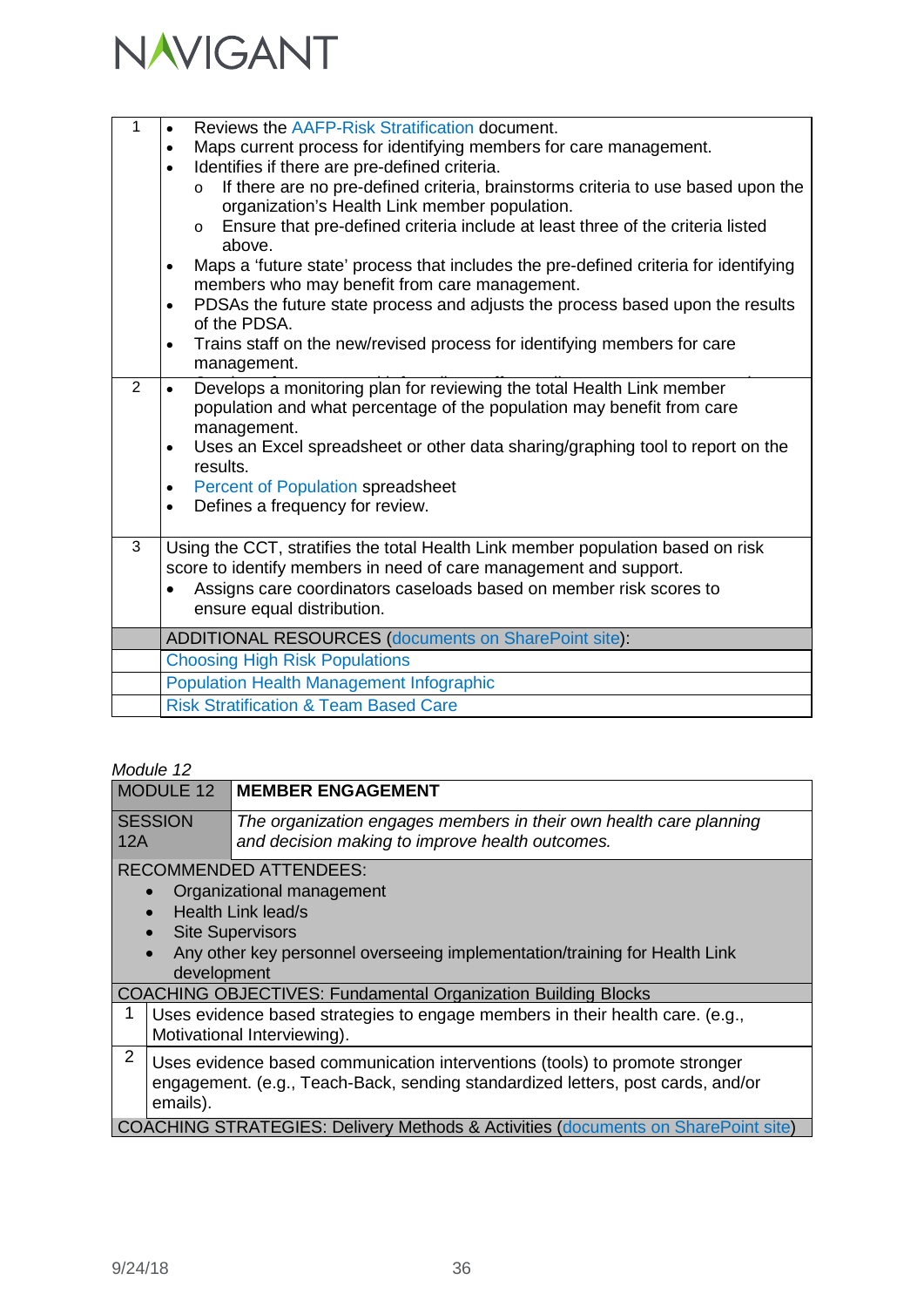| | |
|---|---|
| 1 | • Reviews the AAFP-Risk Stratification document.<br>• Maps current process for identifying members for care management.<br>• Identifies if there are pre-defined criteria.<br>  o If there are no pre-defined criteria, brainstorms criteria to use based upon the organization's Health Link member population.<br>  o Ensure that pre-defined criteria include at least three of the criteria listed above.<br>• Maps a 'future state' process that includes the pre-defined criteria for identifying members who may benefit from care management.<br>• PDSAs the future state process and adjusts the process based upon the results of the PDSA.<br>• Trains staff on the new/revised process for identifying members for care management. |
| 2 | • Develops a monitoring plan for reviewing the total Health Link member population and what percentage of the population may benefit from care management.<br>• Uses an Excel spreadsheet or other data sharing/graphing tool to report on the results.<br>• Percent of Population spreadsheet<br>• Defines a frequency for review. |
| 3 | Using the CCT, stratifies the total Health Link member population based on risk score to identify members in need of care management and support.<br>• Assigns care coordinators caseloads based on member risk scores to ensure equal distribution. |
| | ADDITIONAL RESOURCES (documents on SharePoint site): |
| | Choosing High Risk Populations |
| | Population Health Management Infographic |
| | Risk Stratification & Team Based Care |

*Module 12*

| MODULE 12 | **MEMBER ENGAGEMENT** |
|---|---|
| SESSION 12A | *The organization engages members in their own health care planning and decision making to improve health outcomes.* |
| RECOMMENDED ATTENDEES:<br>• Organizational management<br>• Health Link lead/s<br>• Site Supervisors<br>• Any other key personnel overseeing implementation/training for Health Link development | |
| COACHING OBJECTIVES: Fundamental Organization Building Blocks | |
| 1 | Uses evidence based strategies to engage members in their health care. (e.g., Motivational Interviewing). |
| 2 | Uses evidence based communication interventions (tools) to promote stronger engagement. (e.g., Teach-Back, sending standardized letters, post cards, and/or emails). |
| COACHING STRATEGIES: Delivery Methods & Activities (documents on SharePoint site) | |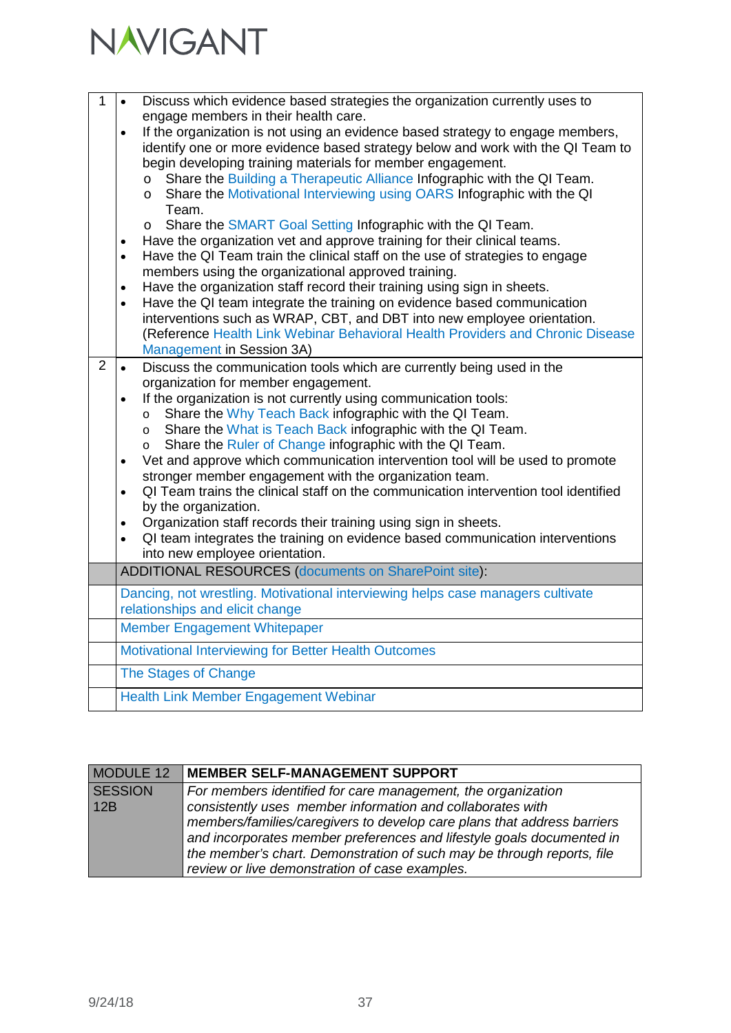| | |
|---|---|
| 1 | • Discuss which evidence based strategies the organization currently uses to engage members in their health care.<br>• If the organization is not using an evidence based strategy to engage members, identify one or more evidence based strategy below and work with the QI Team to begin developing training materials for member engagement.<br>  o Share the Building a Therapeutic Alliance Infographic with the QI Team.<br>  o Share the Motivational Interviewing using OARS Infographic with the QI Team.<br>  o Share the SMART Goal Setting Infographic with the QI Team.<br>• Have the organization vet and approve training for their clinical teams.<br>• Have the QI Team train the clinical staff on the use of strategies to engage members using the organizational approved training.<br>• Have the organization staff record their training using sign in sheets.<br>• Have the QI team integrate the training on evidence based communication interventions such as WRAP, CBT, and DBT into new employee orientation. (Reference Health Link Webinar Behavioral Health Providers and Chronic Disease Management in Session 3A) |
| 2 | • Discuss the communication tools which are currently being used in the organization for member engagement.<br>• If the organization is not currently using communication tools:<br>  o Share the Why Teach Back infographic with the QI Team.<br>  o Share the What is Teach Back infographic with the QI Team.<br>  o Share the Ruler of Change infographic with the QI Team.<br>• Vet and approve which communication intervention tool will be used to promote stronger member engagement with the organization team.<br>• QI Team trains the clinical staff on the communication intervention tool identified by the organization.<br>• Organization staff records their training using sign in sheets.<br>• QI team integrates the training on evidence based communication interventions into new employee orientation. |
| | ADDITIONAL RESOURCES (documents on SharePoint site): |
| | Dancing, not wrestling. Motivational interviewing helps case managers cultivate relationships and elicit change |
| | Member Engagement Whitepaper |
| | Motivational Interviewing for Better Health Outcomes |
| | The Stages of Change |
| | Health Link Member Engagement Webinar |

| MODULE 12 | **MEMBER SELF-MANAGEMENT SUPPORT** |
|---|---|
| SESSION 12B | *For members identified for care management, the organization consistently uses member information and collaborates with members/families/caregivers to develop care plans that address barriers and incorporates member preferences and lifestyle goals documented in the member's chart. Demonstration of such may be through reports, file review or live demonstration of case examples.* |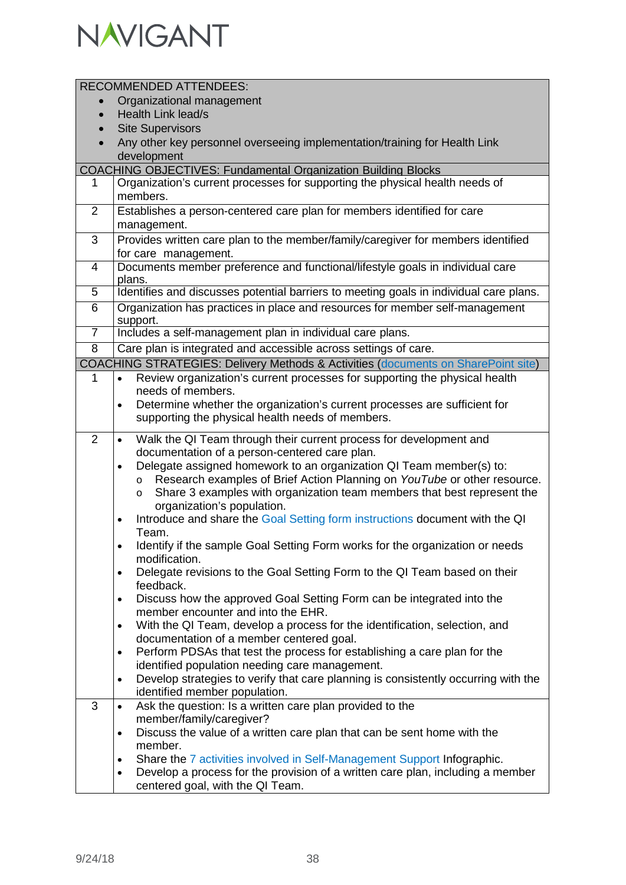| RECOMMENDED ATTENDEES: <br>• Organizational management <br>• Health Link lead/s <br>• Site Supervisors <br>• Any other key personnel overseeing implementation/training for Health Link development | |
|---|---|
| **COACHING OBJECTIVES: Fundamental Organization Building Blocks** | |
| 1 | Organization's current processes for supporting the physical health needs of members. |
| 2 | Establishes a person-centered care plan for members identified for care management. |
| 3 | Provides written care plan to the member/family/caregiver for members identified for care management. |
| 4 | Documents member preference and functional/lifestyle goals in individual care plans. |
| 5 | Identifies and discusses potential barriers to meeting goals in individual care plans. |
| 6 | Organization has practices in place and resources for member self-management support. |
| 7 | Includes a self-management plan in individual care plans. |
| 8 | Care plan is integrated and accessible across settings of care. |
| **COACHING STRATEGIES: Delivery Methods & Activities (documents on SharePoint site)** | |
| 1 | • Review organization's current processes for supporting the physical health needs of members. <br>• Determine whether the organization's current processes are sufficient for supporting the physical health needs of members. |
| 2 | • Walk the QI Team through their current process for development and documentation of a person-centered care plan. <br>• Delegate assigned homework to an organization QI Team member(s) to: <br>&nbsp;&nbsp;o Research examples of Brief Action Planning on *YouTube* or other resource. <br>&nbsp;&nbsp;o Share 3 examples with organization team members that best represent the organization's population. <br>• Introduce and share the Goal Setting form instructions document with the QI Team. <br>• Identify if the sample Goal Setting Form works for the organization or needs modification. <br>• Delegate revisions to the Goal Setting Form to the QI Team based on their feedback. <br>• Discuss how the approved Goal Setting Form can be integrated into the member encounter and into the EHR. <br>• With the QI Team, develop a process for the identification, selection, and documentation of a member centered goal. <br>• Perform PDSAs that test the process for establishing a care plan for the identified population needing care management. <br>• Develop strategies to verify that care planning is consistently occurring with the identified member population. |
| 3 | • Ask the question: Is a written care plan provided to the member/family/caregiver? <br>• Discuss the value of a written care plan that can be sent home with the member. <br>• Share the 7 activities involved in Self-Management Support Infographic. <br>• Develop a process for the provision of a written care plan, including a member centered goal, with the QI Team. |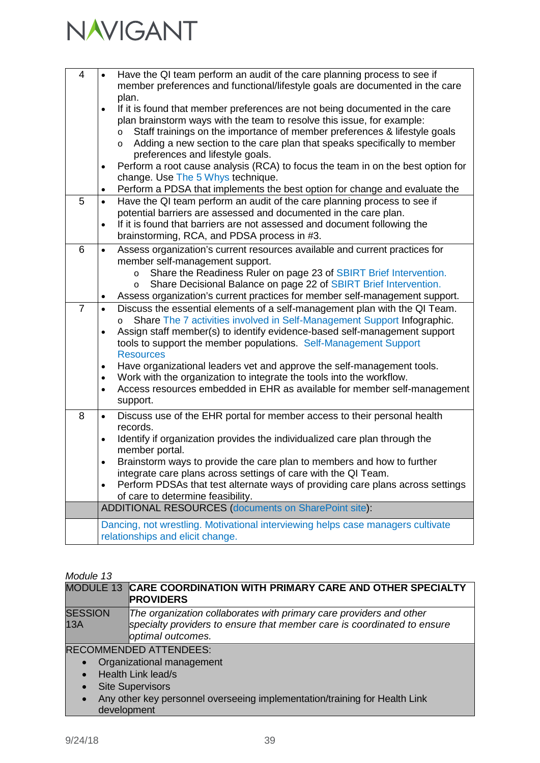| | |
|---|---|
| 4 | • Have the QI team perform an audit of the care planning process to see if member preferences and functional/lifestyle goals are documented in the care plan.<br>• If it is found that member preferences are not being documented in the care plan brainstorm ways with the team to resolve this issue, for example:<br>  o Staff trainings on the importance of member preferences & lifestyle goals<br>  o Adding a new section to the care plan that speaks specifically to member preferences and lifestyle goals.<br>• Perform a root cause analysis (RCA) to focus the team in on the best option for change. Use The 5 Whys technique.<br>• Perform a PDSA that implements the best option for change and evaluate the |
| 5 | • Have the QI team perform an audit of the care planning process to see if potential barriers are assessed and documented in the care plan.<br>• If it is found that barriers are not assessed and document following the brainstorming, RCA, and PDSA process in #3. |
| 6 | • Assess organization's current resources available and current practices for member self-management support.<br>  o Share the Readiness Ruler on page 23 of SBIRT Brief Intervention.<br>  o Share Decisional Balance on page 22 of SBIRT Brief Intervention.<br>• Assess organization's current practices for member self-management support. |
| 7 | • Discuss the essential elements of a self-management plan with the QI Team.<br>  o Share The 7 activities involved in Self-Management Support Infographic.<br>• Assign staff member(s) to identify evidence-based self-management support tools to support the member populations. Self-Management Support Resources<br>• Have organizational leaders vet and approve the self-management tools.<br>• Work with the organization to integrate the tools into the workflow.<br>• Access resources embedded in EHR as available for member self-management support. |
| 8 | • Discuss use of the EHR portal for member access to their personal health records.<br>• Identify if organization provides the individualized care plan through the member portal.<br>• Brainstorm ways to provide the care plan to members and how to further integrate care plans across settings of care with the QI Team.<br>• Perform PDSAs that test alternate ways of providing care plans across settings of care to determine feasibility. |
| | ADDITIONAL RESOURCES (documents on SharePoint site): |
| | Dancing, not wrestling. Motivational interviewing helps case managers cultivate relationships and elicit change. |

*Module 13*

| MODULE 13 | CARE COORDINATION WITH PRIMARY CARE AND OTHER SPECIALTY PROVIDERS |
|---|---|
| SESSION 13A | *The organization collaborates with primary care providers and other specialty providers to ensure that member care is coordinated to ensure optimal outcomes.* |

RECOMMENDED ATTENDEES:

- Organizational management
- Health Link lead/s
- Site Supervisors
- Any other key personnel overseeing implementation/training for Health Link development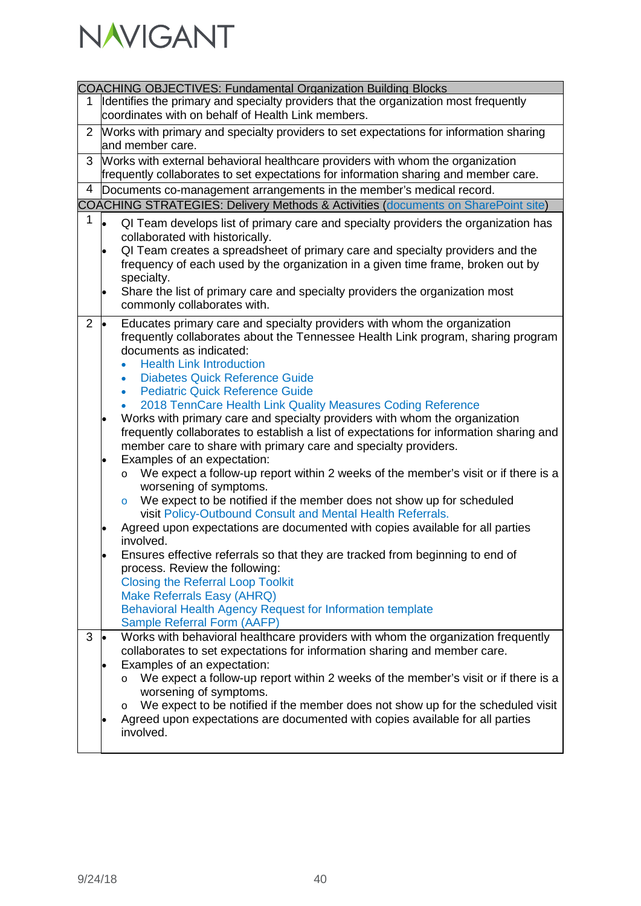| COACHING OBJECTIVES: Fundamental Organization Building Blocks | |
|---|---|
| 1 | Identifies the primary and specialty providers that the organization most frequently coordinates with on behalf of Health Link members. |
| 2 | Works with primary and specialty providers to set expectations for information sharing and member care. |
| 3 | Works with external behavioral healthcare providers with whom the organization frequently collaborates to set expectations for information sharing and member care. |
| 4 | Documents co-management arrangements in the member's medical record. |

| COACHING STRATEGIES: Delivery Methods & Activities (documents on SharePoint site) | |
|---|---|
| 1 | • QI Team develops list of primary care and specialty providers the organization has collaborated with historically.<br>• QI Team creates a spreadsheet of primary care and specialty providers and the frequency of each used by the organization in a given time frame, broken out by specialty.<br>• Share the list of primary care and specialty providers the organization most commonly collaborates with. |
| 2 | • Educates primary care and specialty providers with whom the organization frequently collaborates about the Tennessee Health Link program, sharing program documents as indicated:<br>&nbsp;&nbsp;• Health Link Introduction<br>&nbsp;&nbsp;• Diabetes Quick Reference Guide<br>&nbsp;&nbsp;• Pediatric Quick Reference Guide<br>&nbsp;&nbsp;• 2018 TennCare Health Link Quality Measures Coding Reference<br>• Works with primary care and specialty providers with whom the organization frequently collaborates to establish a list of expectations for information sharing and member care to share with primary care and specialty providers.<br>• Examples of an expectation:<br>&nbsp;&nbsp;o We expect a follow-up report within 2 weeks of the member's visit or if there is a worsening of symptoms.<br>&nbsp;&nbsp;o We expect to be notified if the member does not show up for scheduled visit Policy-Outbound Consult and Mental Health Referrals.<br>• Agreed upon expectations are documented with copies available for all parties involved.<br>• Ensures effective referrals so that they are tracked from beginning to end of process. Review the following:<br>Closing the Referral Loop Toolkit<br>Make Referrals Easy (AHRQ)<br>Behavioral Health Agency Request for Information template<br>Sample Referral Form (AAFP) |
| 3 | • Works with behavioral healthcare providers with whom the organization frequently collaborates to set expectations for information sharing and member care.<br>• Examples of an expectation:<br>&nbsp;&nbsp;o We expect a follow-up report within 2 weeks of the member's visit or if there is a worsening of symptoms.<br>&nbsp;&nbsp;o We expect to be notified if the member does not show up for the scheduled visit<br>• Agreed upon expectations are documented with copies available for all parties involved. |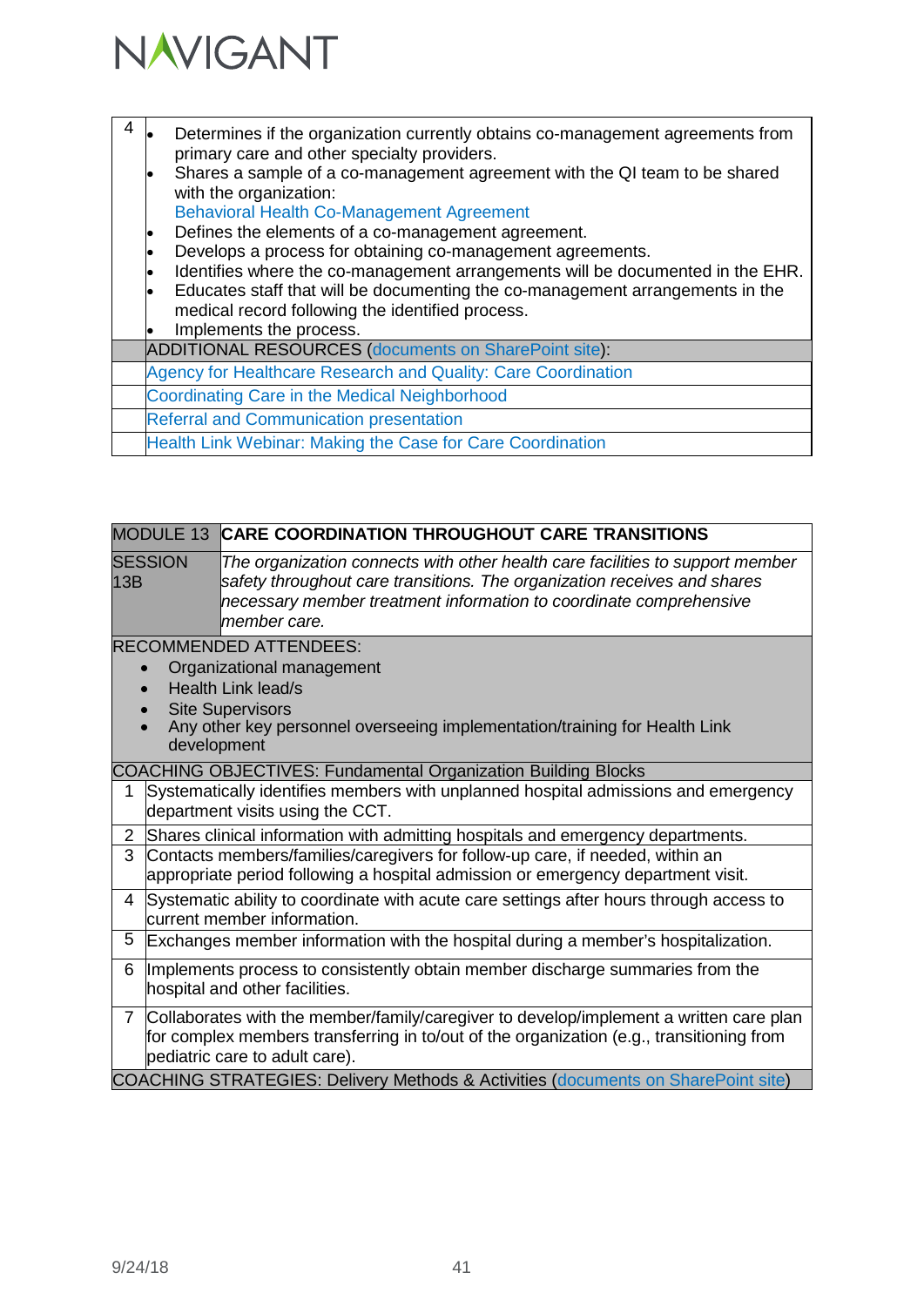| | |
|---|---|
| 4 | • Determines if the organization currently obtains co-management agreements from primary care and other specialty providers.<br>• Shares a sample of a co-management agreement with the QI team to be shared with the organization:<br>Behavioral Health Co-Management Agreement<br>• Defines the elements of a co-management agreement.<br>• Develops a process for obtaining co-management agreements.<br>• Identifies where the co-management arrangements will be documented in the EHR.<br>• Educates staff that will be documenting the co-management arrangements in the medical record following the identified process.<br>• Implements the process. |
| | ADDITIONAL RESOURCES (documents on SharePoint site): |
| | Agency for Healthcare Research and Quality: Care Coordination |
| | Coordinating Care in the Medical Neighborhood |
| | Referral and Communication presentation |
| | Health Link Webinar: Making the Case for Care Coordination |

| MODULE 13 | CARE COORDINATION THROUGHOUT CARE TRANSITIONS |
|---|---|
| SESSION 13B | *The organization connects with other health care facilities to support member safety throughout care transitions. The organization receives and shares necessary member treatment information to coordinate comprehensive member care.* |
| RECOMMENDED ATTENDEES:<br>• Organizational management<br>• Health Link lead/s<br>• Site Supervisors<br>• Any other key personnel overseeing implementation/training for Health Link development | |
| COACHING OBJECTIVES: Fundamental Organization Building Blocks | |
| 1 | Systematically identifies members with unplanned hospital admissions and emergency department visits using the CCT. |
| 2 | Shares clinical information with admitting hospitals and emergency departments. |
| 3 | Contacts members/families/caregivers for follow-up care, if needed, within an appropriate period following a hospital admission or emergency department visit. |
| 4 | Systematic ability to coordinate with acute care settings after hours through access to current member information. |
| 5 | Exchanges member information with the hospital during a member's hospitalization. |
| 6 | Implements process to consistently obtain member discharge summaries from the hospital and other facilities. |
| 7 | Collaborates with the member/family/caregiver to develop/implement a written care plan for complex members transferring in to/out of the organization (e.g., transitioning from pediatric care to adult care). |
| COACHING STRATEGIES: Delivery Methods & Activities (documents on SharePoint site) | |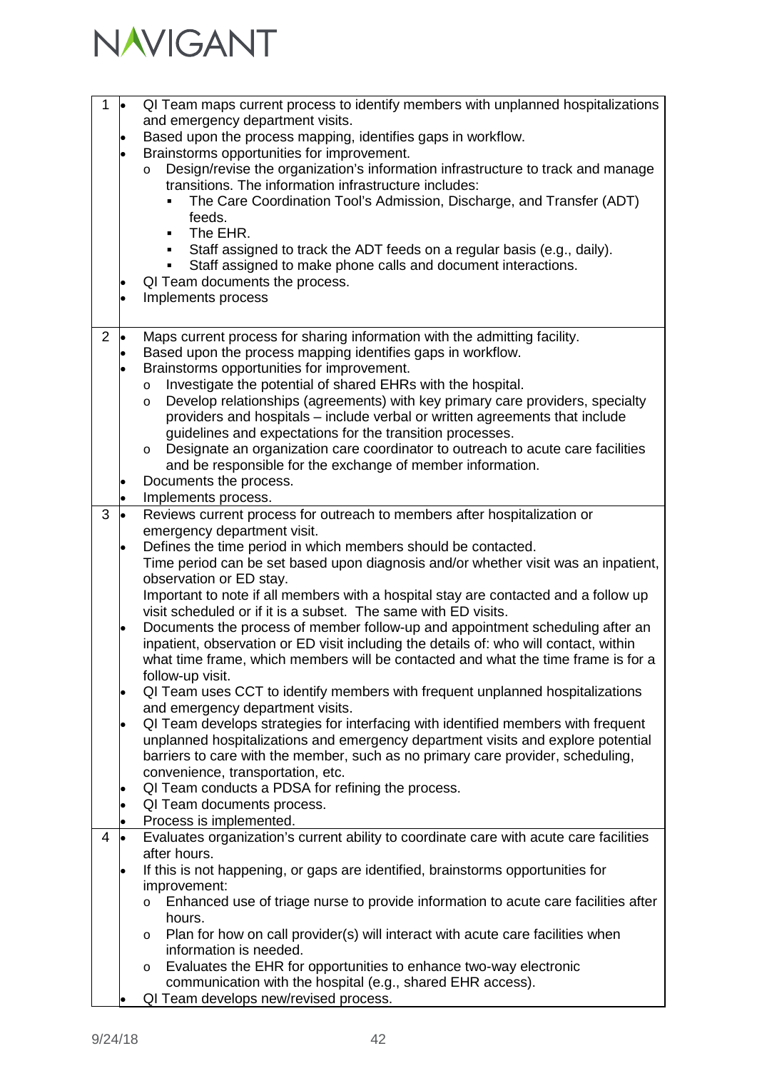| | |
|---|---|
| 1 | • QI Team maps current process to identify members with unplanned hospitalizations and emergency department visits.<br>• Based upon the process mapping, identifies gaps in workflow.<br>• Brainstorms opportunities for improvement.<br>  o Design/revise the organization's information infrastructure to track and manage transitions. The information infrastructure includes:<br>    ▪ The Care Coordination Tool's Admission, Discharge, and Transfer (ADT) feeds.<br>    ▪ The EHR.<br>    ▪ Staff assigned to track the ADT feeds on a regular basis (e.g., daily).<br>    ▪ Staff assigned to make phone calls and document interactions.<br>• QI Team documents the process.<br>• Implements process |
| 2 | • Maps current process for sharing information with the admitting facility.<br>• Based upon the process mapping identifies gaps in workflow.<br>• Brainstorms opportunities for improvement.<br>  o Investigate the potential of shared EHRs with the hospital.<br>  o Develop relationships (agreements) with key primary care providers, specialty providers and hospitals – include verbal or written agreements that include guidelines and expectations for the transition processes.<br>  o Designate an organization care coordinator to outreach to acute care facilities and be responsible for the exchange of member information.<br>• Documents the process.<br>• Implements process. |
| 3 | • Reviews current process for outreach to members after hospitalization or emergency department visit.<br>• Defines the time period in which members should be contacted.<br>Time period can be set based upon diagnosis and/or whether visit was an inpatient, observation or ED stay.<br>Important to note if all members with a hospital stay are contacted and a follow up visit scheduled or if it is a subset. The same with ED visits.<br>• Documents the process of member follow-up and appointment scheduling after an inpatient, observation or ED visit including the details of: who will contact, within what time frame, which members will be contacted and what the time frame is for a follow-up visit.<br>• QI Team uses CCT to identify members with frequent unplanned hospitalizations and emergency department visits.<br>• QI Team develops strategies for interfacing with identified members with frequent unplanned hospitalizations and emergency department visits and explore potential barriers to care with the member, such as no primary care provider, scheduling, convenience, transportation, etc.<br>• QI Team conducts a PDSA for refining the process.<br>• QI Team documents process.<br>• Process is implemented. |
| 4 | • Evaluates organization's current ability to coordinate care with acute care facilities after hours.<br>• If this is not happening, or gaps are identified, brainstorms opportunities for improvement:<br>  o Enhanced use of triage nurse to provide information to acute care facilities after hours.<br>  o Plan for how on call provider(s) will interact with acute care facilities when information is needed.<br>  o Evaluates the EHR for opportunities to enhance two-way electronic communication with the hospital (e.g., shared EHR access).<br>• QI Team develops new/revised process. |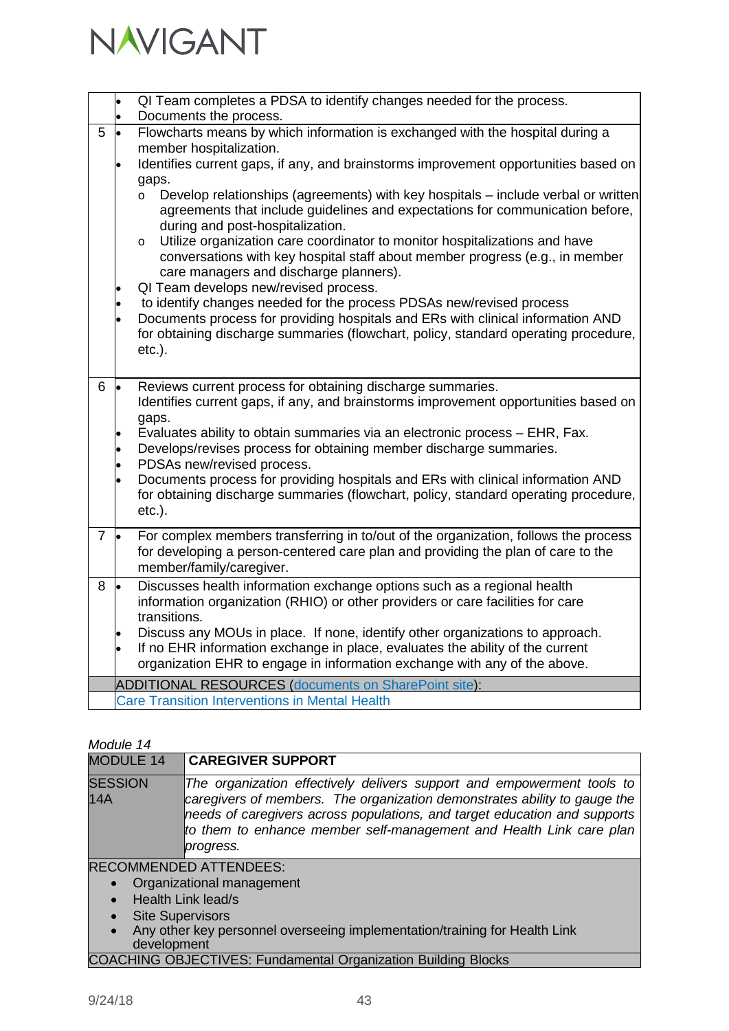| | |
|---|---|
| | • QI Team completes a PDSA to identify changes needed for the process.<br>• Documents the process. |
| 5 | • Flowcharts means by which information is exchanged with the hospital during a member hospitalization.<br>• Identifies current gaps, if any, and brainstorms improvement opportunities based on gaps.<br>  o Develop relationships (agreements) with key hospitals – include verbal or written agreements that include guidelines and expectations for communication before, during and post-hospitalization.<br>  o Utilize organization care coordinator to monitor hospitalizations and have conversations with key hospital staff about member progress (e.g., in member care managers and discharge planners).<br>• QI Team develops new/revised process.<br>• to identify changes needed for the process PDSAs new/revised process<br>• Documents process for providing hospitals and ERs with clinical information AND for obtaining discharge summaries (flowchart, policy, standard operating procedure, etc.). |
| 6 | • Reviews current process for obtaining discharge summaries.<br>Identifies current gaps, if any, and brainstorms improvement opportunities based on gaps.<br>• Evaluates ability to obtain summaries via an electronic process – EHR, Fax.<br>• Develops/revises process for obtaining member discharge summaries.<br>• PDSAs new/revised process.<br>• Documents process for providing hospitals and ERs with clinical information AND for obtaining discharge summaries (flowchart, policy, standard operating procedure, etc.). |
| 7 | • For complex members transferring in to/out of the organization, follows the process for developing a person-centered care plan and providing the plan of care to the member/family/caregiver. |
| 8 | • Discusses health information exchange options such as a regional health information organization (RHIO) or other providers or care facilities for care transitions.<br>• Discuss any MOUs in place. If none, identify other organizations to approach.<br>• If no EHR information exchange in place, evaluates the ability of the current organization EHR to engage in information exchange with any of the above. |
| | ADDITIONAL RESOURCES (documents on SharePoint site): |
| | Care Transition Interventions in Mental Health |

*Module 14*

| MODULE 14 | CAREGIVER SUPPORT |
|---|---|
| SESSION 14A | *The organization effectively delivers support and empowerment tools to caregivers of members. The organization demonstrates ability to gauge the needs of caregivers across populations, and target education and supports to them to enhance member self-management and Health Link care plan progress.* |

RECOMMENDED ATTENDEES:

- Organizational management
- Health Link lead/s
- Site Supervisors
- Any other key personnel overseeing implementation/training for Health Link development

COACHING OBJECTIVES: Fundamental Organization Building Blocks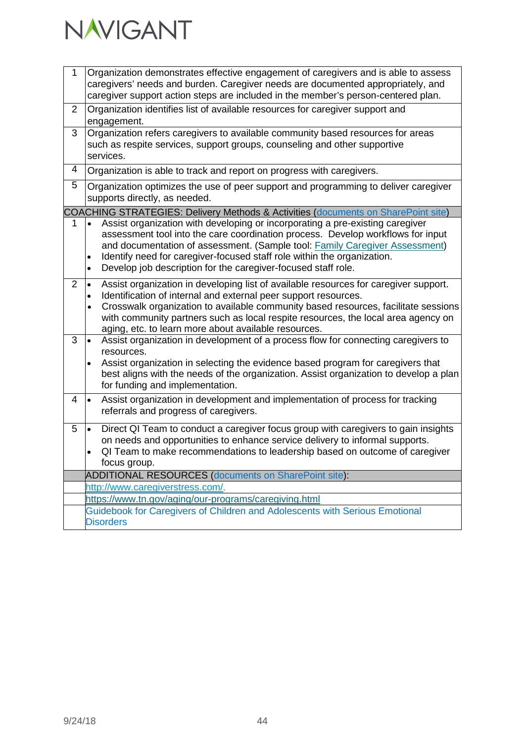| | |
|---|---|
| 1 | Organization demonstrates effective engagement of caregivers and is able to assess caregivers' needs and burden. Caregiver needs are documented appropriately, and caregiver support action steps are included in the member's person-centered plan. |
| 2 | Organization identifies list of available resources for caregiver support and engagement. |
| 3 | Organization refers caregivers to available community based resources for areas such as respite services, support groups, counseling and other supportive services. |
| 4 | Organization is able to track and report on progress with caregivers. |
| 5 | Organization optimizes the use of peer support and programming to deliver caregiver supports directly, as needed. |
| **COACHING STRATEGIES: Delivery Methods & Activities (documents on SharePoint site)** | |
| 1 | • Assist organization with developing or incorporating a pre-existing caregiver assessment tool into the care coordination process. Develop workflows for input and documentation of assessment. (Sample tool: Family Caregiver Assessment)<br>• Identify need for caregiver-focused staff role within the organization.<br>• Develop job description for the caregiver-focused staff role. |
| 2 | • Assist organization in developing list of available resources for caregiver support.<br>• Identification of internal and external peer support resources.<br>• Crosswalk organization to available community based resources, facilitate sessions with community partners such as local respite resources, the local area agency on aging, etc. to learn more about available resources. |
| 3 | • Assist organization in development of a process flow for connecting caregivers to resources.<br>• Assist organization in selecting the evidence based program for caregivers that best aligns with the needs of the organization. Assist organization to develop a plan for funding and implementation. |
| 4 | • Assist organization in development and implementation of process for tracking referrals and progress of caregivers. |
| 5 | • Direct QI Team to conduct a caregiver focus group with caregivers to gain insights on needs and opportunities to enhance service delivery to informal supports.<br>• QI Team to make recommendations to leadership based on outcome of caregiver focus group. |
| | **ADDITIONAL RESOURCES (documents on SharePoint site):** |
| | http://www.caregiverstress.com/. |
| | https://www.tn.gov/aging/our-programs/caregiving.html |
| | Guidebook for Caregivers of Children and Adolescents with Serious Emotional Disorders |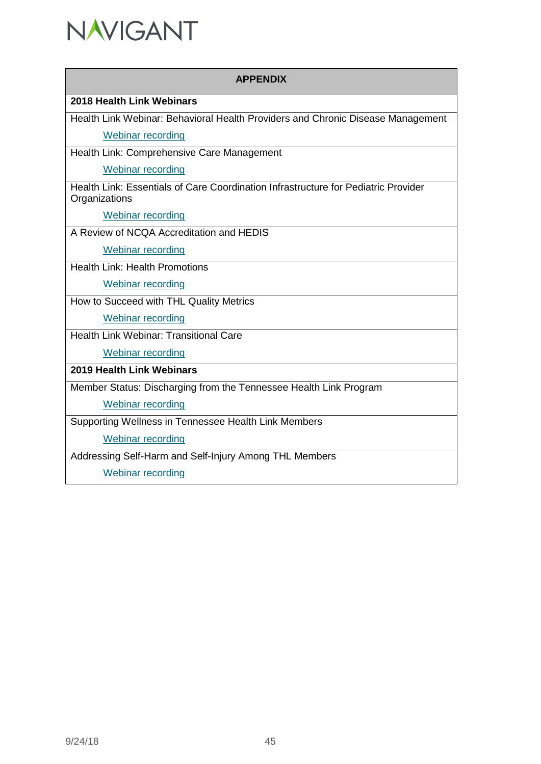| APPENDIX |
|---|
| **2018 Health Link Webinars** |
| Health Link Webinar: Behavioral Health Providers and Chronic Disease Management |
| Webinar recording |
| Health Link: Comprehensive Care Management |
| Webinar recording |
| Health Link: Essentials of Care Coordination Infrastructure for Pediatric Provider Organizations |
| Webinar recording |
| A Review of NCQA Accreditation and HEDIS |
| Webinar recording |
| Health Link: Health Promotions |
| Webinar recording |
| How to Succeed with THL Quality Metrics |
| Webinar recording |
| Health Link Webinar: Transitional Care |
| Webinar recording |
| **2019 Health Link Webinars** |
| Member Status: Discharging from the Tennessee Health Link Program |
| Webinar recording |
| Supporting Wellness in Tennessee Health Link Members |
| Webinar recording |
| Addressing Self-Harm and Self-Injury Among THL Members |
| Webinar recording |